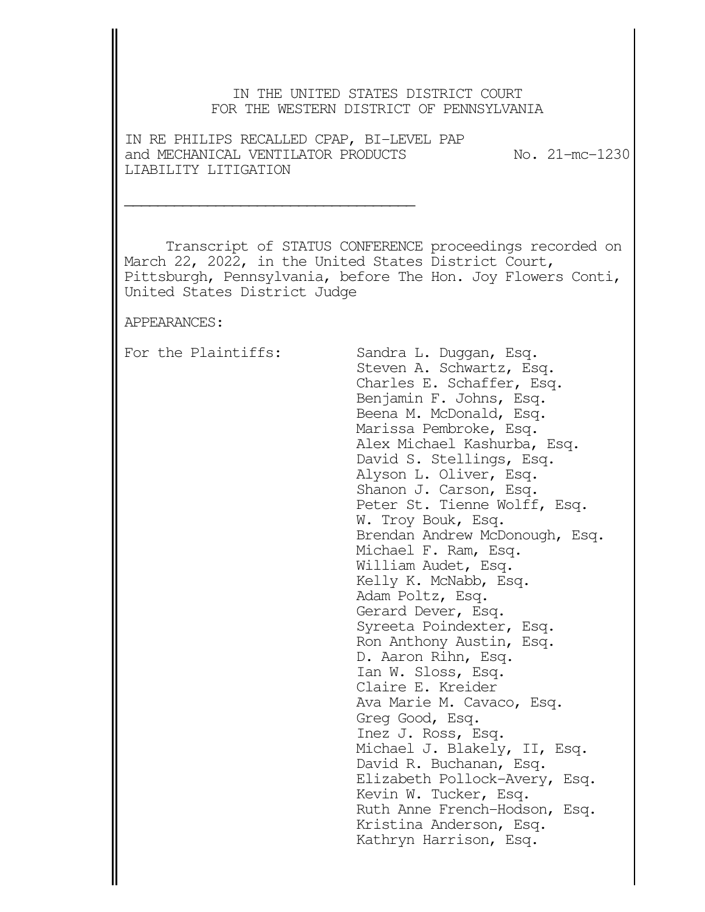IN THE UNITED STATES DISTRICT COURT
FOR THE WESTERN DISTRICT OF PENNSYLVANIA

IN RE PHILIPS RECALLED CPAP, BI-LEVEL PAP and MECHANICAL VENTILATOR PRODUCTS LIABILITY LITIGATION

No. 21-mc-1230

---

Transcript of STATUS CONFERENCE proceedings recorded on March 22, 2022, in the United States District Court, Pittsburgh, Pennsylvania, before The Hon. Joy Flowers Conti, United States District Judge

APPEARANCES:

For the Plaintiffs:

Sandra L. Duggan, Esq.
Steven A. Schwartz, Esq.
Charles E. Schaffer, Esq.
Benjamin F. Johns, Esq.
Beena M. McDonald, Esq.
Marissa Pembroke, Esq.
Alex Michael Kashurba, Esq.
David S. Stellings, Esq.
Alyson L. Oliver, Esq.
Shanon J. Carson, Esq.
Peter St. Tienne Wolff, Esq.
W. Troy Bouk, Esq.
Brendan Andrew McDonough, Esq.
Michael F. Ram, Esq.
William Audet, Esq.
Kelly K. McNabb, Esq.
Adam Poltz, Esq.
Gerard Dever, Esq.
Syreeta Poindexter, Esq.
Ron Anthony Austin, Esq.
D. Aaron Rihn, Esq.
Ian W. Sloss, Esq.
Claire E. Kreider
Ava Marie M. Cavaco, Esq.
Greg Good, Esq.
Inez J. Ross, Esq.
Michael J. Blakely, II, Esq.
David R. Buchanan, Esq.
Elizabeth Pollock-Avery, Esq.
Kevin W. Tucker, Esq.
Ruth Anne French-Hodson, Esq.
Kristina Anderson, Esq.
Kathryn Harrison, Esq.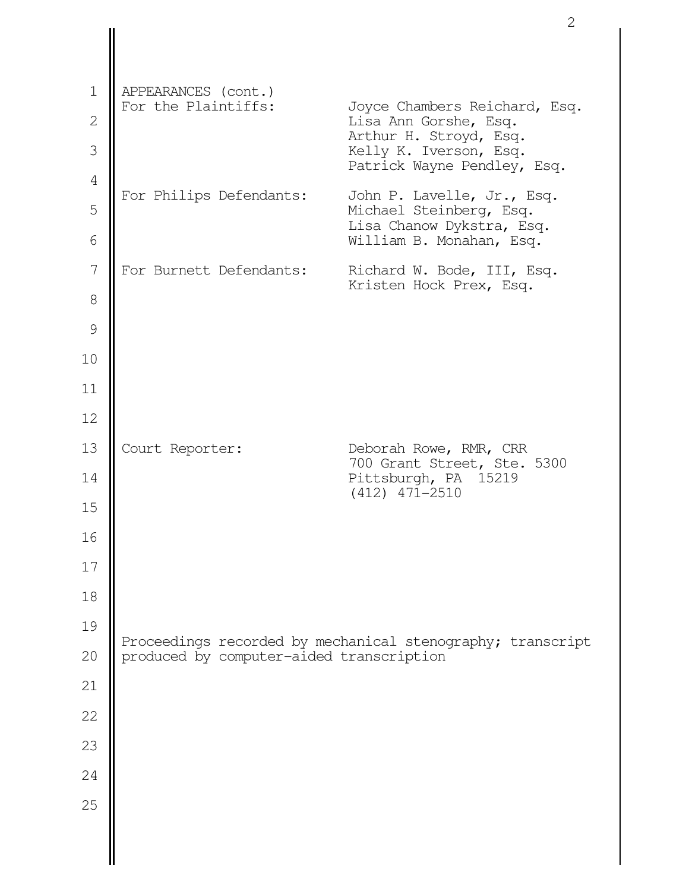APPEARANCES (cont.)

| | |
|---|---|
| For the Plaintiffs: | Joyce Chambers Reichard, Esq.<br>Lisa Ann Gorshe, Esq.<br>Arthur H. Stroyd, Esq.<br>Kelly K. Iverson, Esq.<br>Patrick Wayne Pendley, Esq. |
| For Philips Defendants: | John P. Lavelle, Jr., Esq.<br>Michael Steinberg, Esq.<br>Lisa Chanow Dykstra, Esq.<br>William B. Monahan, Esq. |
| For Burnett Defendants: | Richard W. Bode, III, Esq.<br>Kristen Hock Prex, Esq. |
| Court Reporter: | Deborah Rowe, RMR, CRR<br>700 Grant Street, Ste. 5300<br>Pittsburgh, PA 15219<br>(412) 471-2510 |

Proceedings recorded by mechanical stenography; transcript produced by computer-aided transcription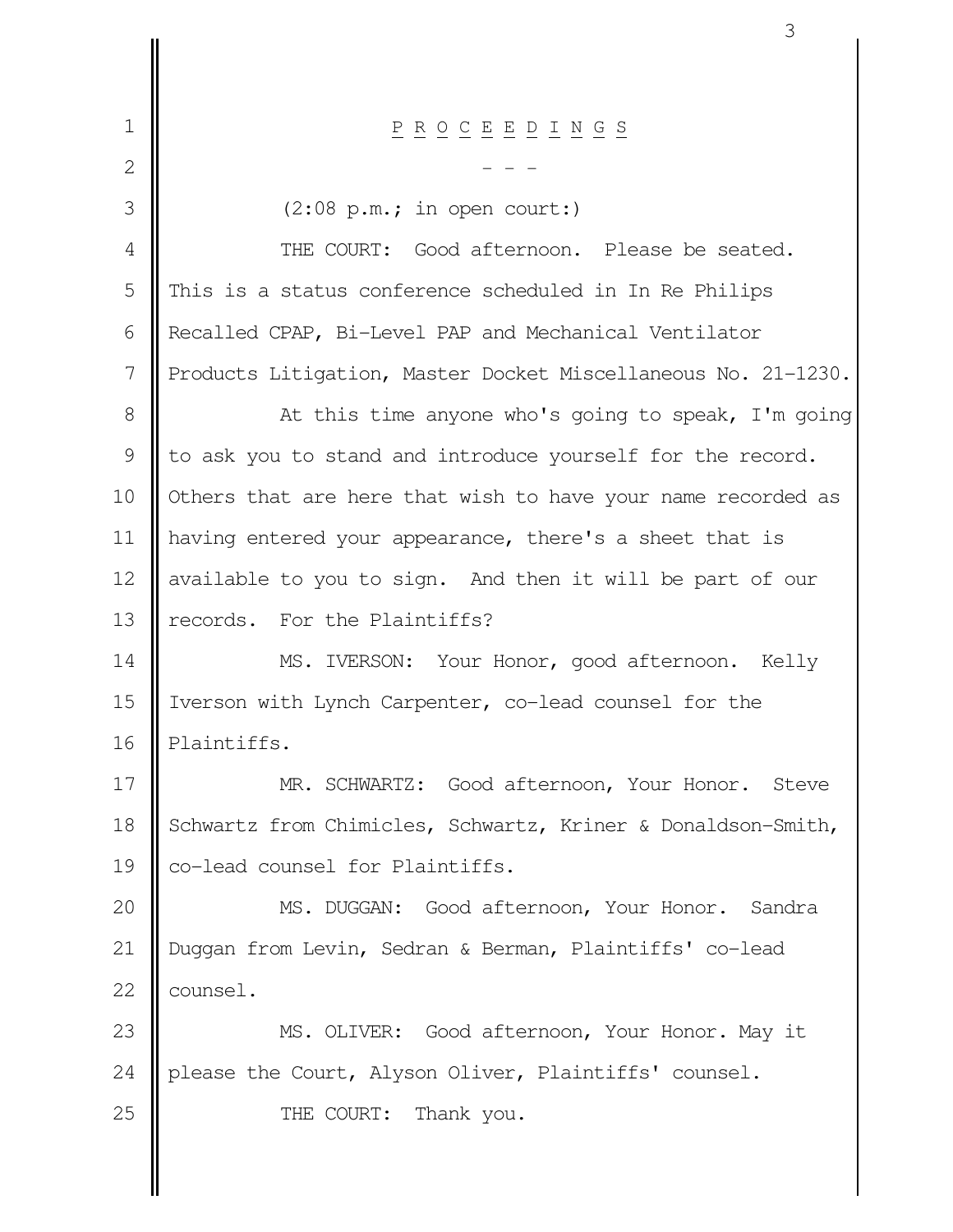P R O C E E D I N G S

\- - -

(2:08 p.m.; in open court:)

THE COURT: Good afternoon. Please be seated. This is a status conference scheduled in In Re Philips Recalled CPAP, Bi-Level PAP and Mechanical Ventilator Products Litigation, Master Docket Miscellaneous No. 21-1230.

At this time anyone who's going to speak, I'm going to ask you to stand and introduce yourself for the record. Others that are here that wish to have your name recorded as having entered your appearance, there's a sheet that is available to you to sign. And then it will be part of our records. For the Plaintiffs?

MS. IVERSON: Your Honor, good afternoon. Kelly Iverson with Lynch Carpenter, co-lead counsel for the Plaintiffs.

MR. SCHWARTZ: Good afternoon, Your Honor. Steve Schwartz from Chimicles, Schwartz, Kriner & Donaldson-Smith, co-lead counsel for Plaintiffs.

MS. DUGGAN: Good afternoon, Your Honor. Sandra Duggan from Levin, Sedran & Berman, Plaintiffs' co-lead counsel.

MS. OLIVER: Good afternoon, Your Honor. May it please the Court, Alyson Oliver, Plaintiffs' counsel.

THE COURT: Thank you.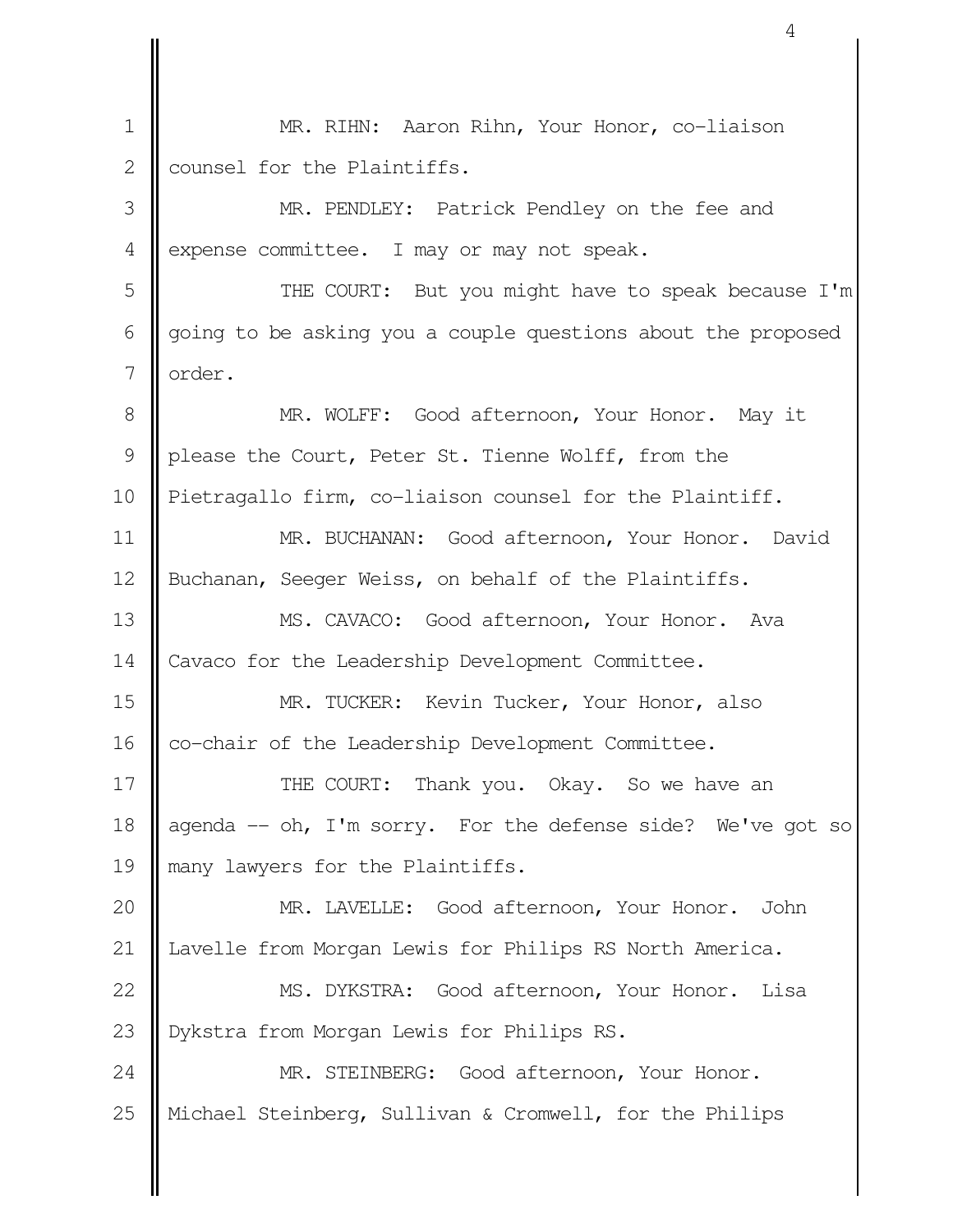MR. RIHN: Aaron Rihn, Your Honor, co-liaison counsel for the Plaintiffs.

MR. PENDLEY: Patrick Pendley on the fee and expense committee. I may or may not speak.

THE COURT: But you might have to speak because I'm going to be asking you a couple questions about the proposed order.

MR. WOLFF: Good afternoon, Your Honor. May it please the Court, Peter St. Tienne Wolff, from the Pietragallo firm, co-liaison counsel for the Plaintiff.

MR. BUCHANAN: Good afternoon, Your Honor. David Buchanan, Seeger Weiss, on behalf of the Plaintiffs.

MS. CAVACO: Good afternoon, Your Honor. Ava Cavaco for the Leadership Development Committee.

MR. TUCKER: Kevin Tucker, Your Honor, also co-chair of the Leadership Development Committee.

THE COURT: Thank you. Okay. So we have an agenda -- oh, I'm sorry. For the defense side? We've got so many lawyers for the Plaintiffs.

MR. LAVELLE: Good afternoon, Your Honor. John Lavelle from Morgan Lewis for Philips RS North America.

MS. DYKSTRA: Good afternoon, Your Honor. Lisa Dykstra from Morgan Lewis for Philips RS.

MR. STEINBERG: Good afternoon, Your Honor. Michael Steinberg, Sullivan & Cromwell, for the Philips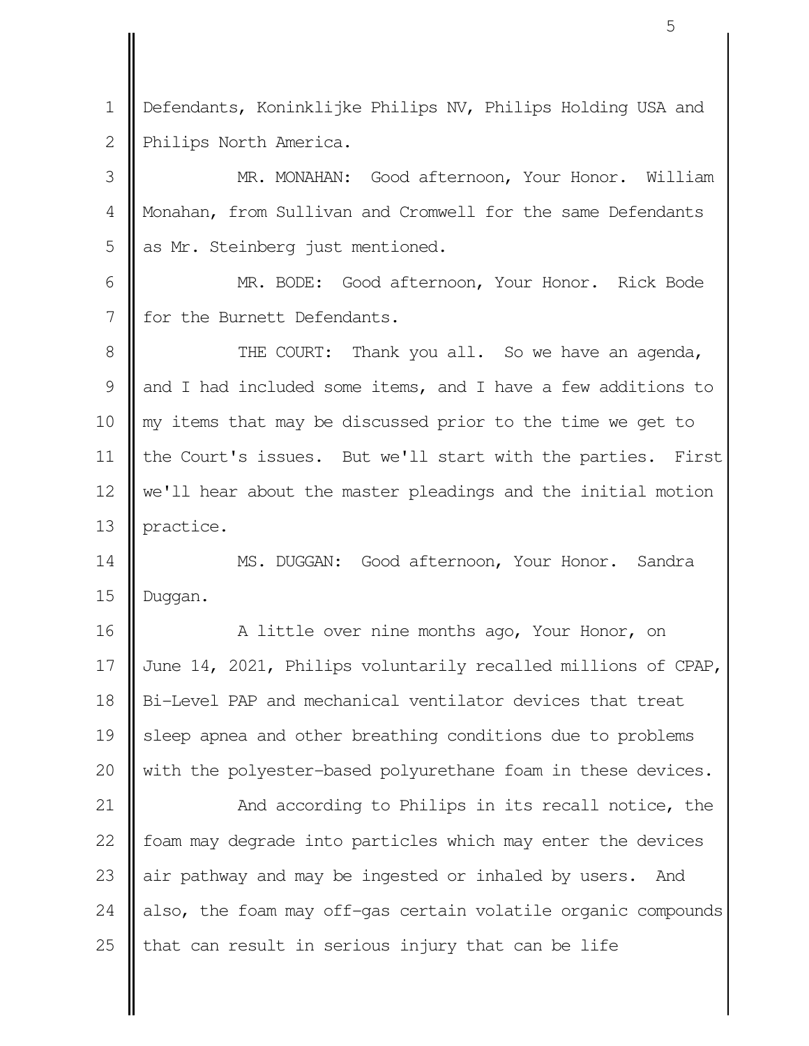Defendants, Koninklijke Philips NV, Philips Holding USA and Philips North America.

MR. MONAHAN: Good afternoon, Your Honor. William Monahan, from Sullivan and Cromwell for the same Defendants as Mr. Steinberg just mentioned.

MR. BODE: Good afternoon, Your Honor. Rick Bode for the Burnett Defendants.

THE COURT: Thank you all. So we have an agenda, and I had included some items, and I have a few additions to my items that may be discussed prior to the time we get to the Court's issues. But we'll start with the parties. First we'll hear about the master pleadings and the initial motion practice.

MS. DUGGAN: Good afternoon, Your Honor. Sandra Duggan.

A little over nine months ago, Your Honor, on June 14, 2021, Philips voluntarily recalled millions of CPAP, Bi-Level PAP and mechanical ventilator devices that treat sleep apnea and other breathing conditions due to problems with the polyester-based polyurethane foam in these devices.

And according to Philips in its recall notice, the foam may degrade into particles which may enter the devices air pathway and may be ingested or inhaled by users. And also, the foam may off-gas certain volatile organic compounds that can result in serious injury that can be life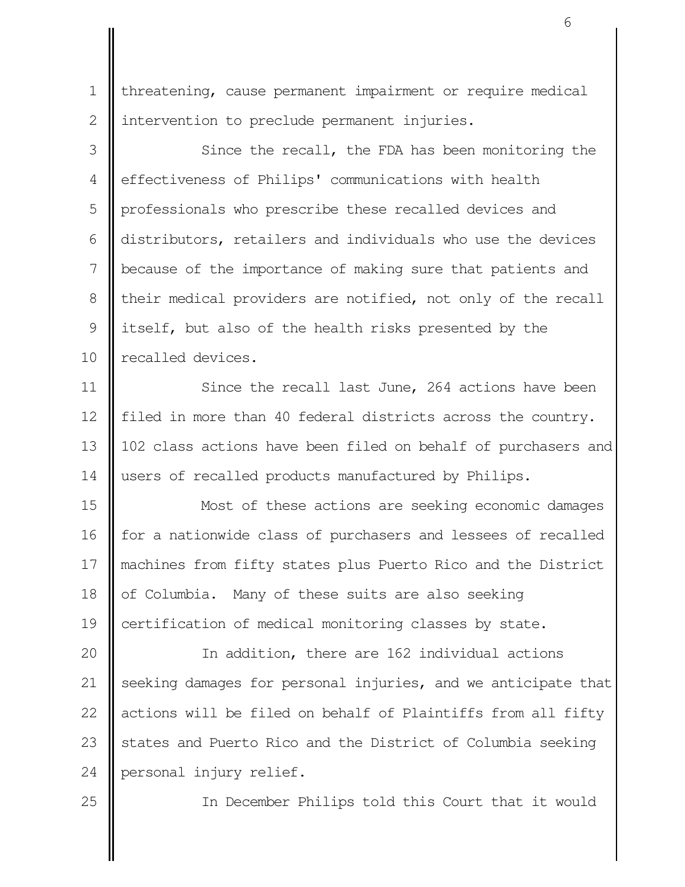threatening, cause permanent impairment or require medical intervention to preclude permanent injuries.

Since the recall, the FDA has been monitoring the effectiveness of Philips' communications with health professionals who prescribe these recalled devices and distributors, retailers and individuals who use the devices because of the importance of making sure that patients and their medical providers are notified, not only of the recall itself, but also of the health risks presented by the recalled devices.

Since the recall last June, 264 actions have been filed in more than 40 federal districts across the country. 102 class actions have been filed on behalf of purchasers and users of recalled products manufactured by Philips.

Most of these actions are seeking economic damages for a nationwide class of purchasers and lessees of recalled machines from fifty states plus Puerto Rico and the District of Columbia. Many of these suits are also seeking certification of medical monitoring classes by state.

In addition, there are 162 individual actions seeking damages for personal injuries, and we anticipate that actions will be filed on behalf of Plaintiffs from all fifty states and Puerto Rico and the District of Columbia seeking personal injury relief.

In December Philips told this Court that it would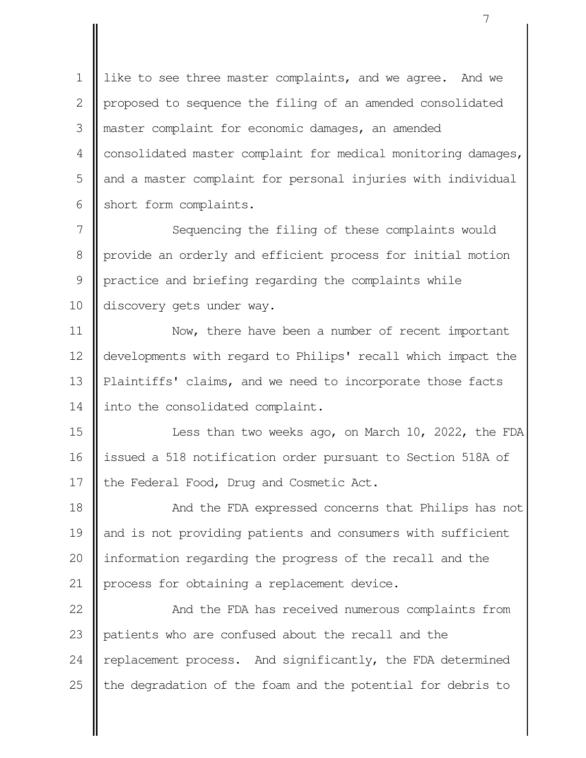like to see three master complaints, and we agree. And we proposed to sequence the filing of an amended consolidated master complaint for economic damages, an amended consolidated master complaint for medical monitoring damages, and a master complaint for personal injuries with individual short form complaints.

Sequencing the filing of these complaints would provide an orderly and efficient process for initial motion practice and briefing regarding the complaints while discovery gets under way.

Now, there have been a number of recent important developments with regard to Philips' recall which impact the Plaintiffs' claims, and we need to incorporate those facts into the consolidated complaint.

Less than two weeks ago, on March 10, 2022, the FDA issued a 518 notification order pursuant to Section 518A of the Federal Food, Drug and Cosmetic Act.

And the FDA expressed concerns that Philips has not and is not providing patients and consumers with sufficient information regarding the progress of the recall and the process for obtaining a replacement device.

And the FDA has received numerous complaints from patients who are confused about the recall and the replacement process. And significantly, the FDA determined the degradation of the foam and the potential for debris to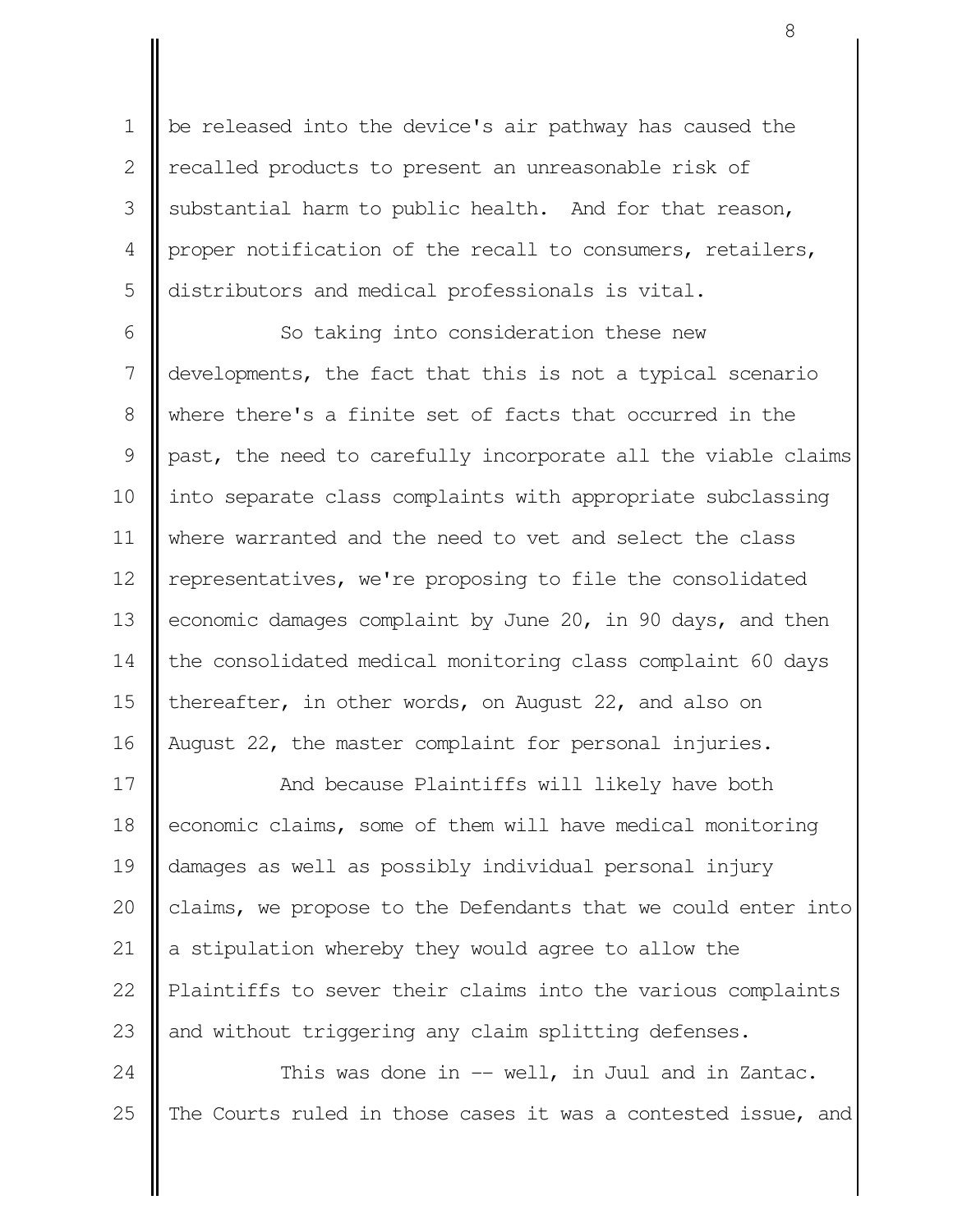be released into the device's air pathway has caused the recalled products to present an unreasonable risk of substantial harm to public health. And for that reason, proper notification of the recall to consumers, retailers, distributors and medical professionals is vital.

So taking into consideration these new developments, the fact that this is not a typical scenario where there's a finite set of facts that occurred in the past, the need to carefully incorporate all the viable claims into separate class complaints with appropriate subclassing where warranted and the need to vet and select the class representatives, we're proposing to file the consolidated economic damages complaint by June 20, in 90 days, and then the consolidated medical monitoring class complaint 60 days thereafter, in other words, on August 22, and also on August 22, the master complaint for personal injuries.

And because Plaintiffs will likely have both economic claims, some of them will have medical monitoring damages as well as possibly individual personal injury claims, we propose to the Defendants that we could enter into a stipulation whereby they would agree to allow the Plaintiffs to sever their claims into the various complaints and without triggering any claim splitting defenses.

This was done in -- well, in Juul and in Zantac. The Courts ruled in those cases it was a contested issue, and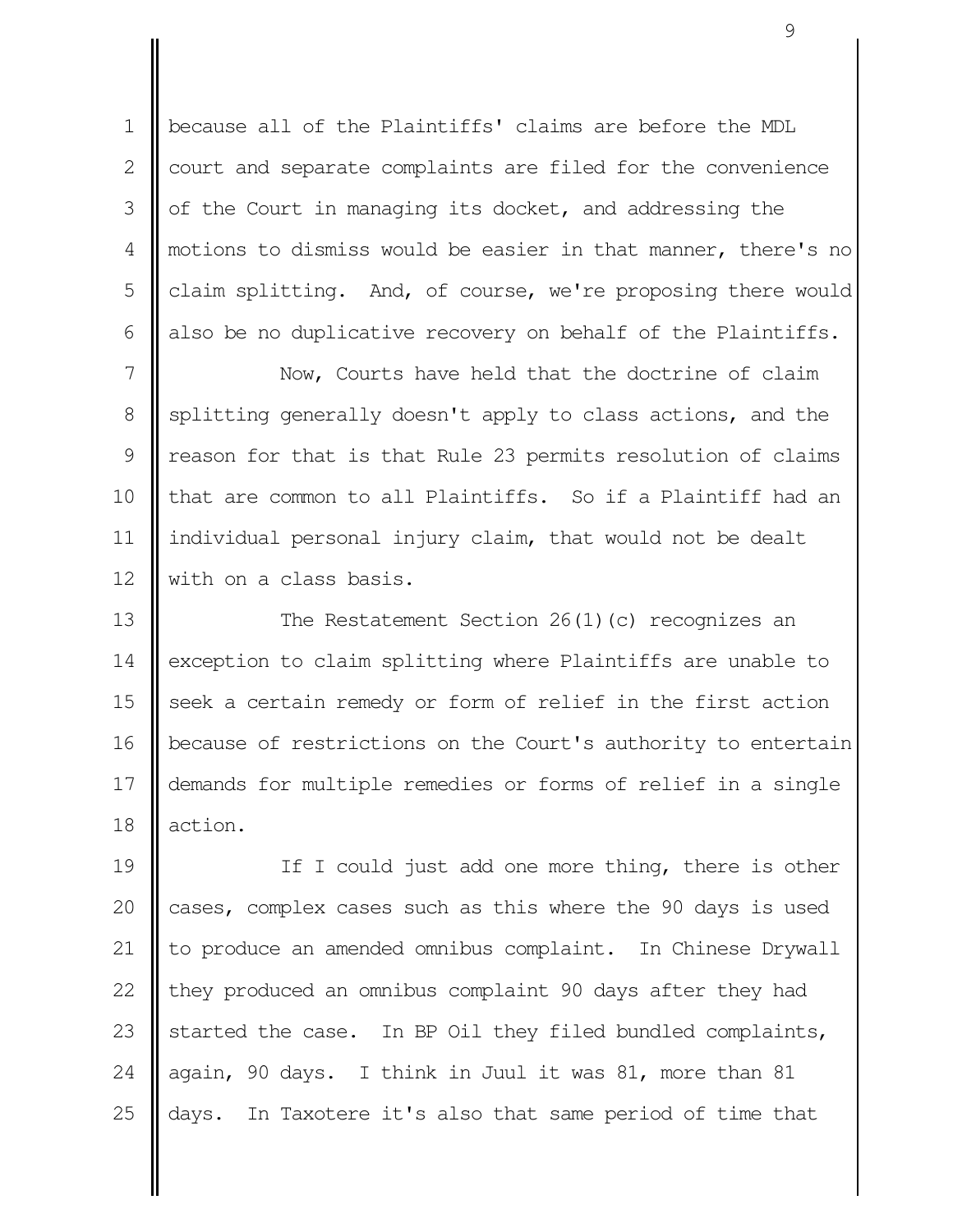because all of the Plaintiffs' claims are before the MDL court and separate complaints are filed for the convenience of the Court in managing its docket, and addressing the motions to dismiss would be easier in that manner, there's no claim splitting. And, of course, we're proposing there would also be no duplicative recovery on behalf of the Plaintiffs.

Now, Courts have held that the doctrine of claim splitting generally doesn't apply to class actions, and the reason for that is that Rule 23 permits resolution of claims that are common to all Plaintiffs. So if a Plaintiff had an individual personal injury claim, that would not be dealt with on a class basis.

The Restatement Section 26(1)(c) recognizes an exception to claim splitting where Plaintiffs are unable to seek a certain remedy or form of relief in the first action because of restrictions on the Court's authority to entertain demands for multiple remedies or forms of relief in a single action.

If I could just add one more thing, there is other cases, complex cases such as this where the 90 days is used to produce an amended omnibus complaint. In Chinese Drywall they produced an omnibus complaint 90 days after they had started the case. In BP Oil they filed bundled complaints, again, 90 days. I think in Juul it was 81, more than 81 days. In Taxotere it's also that same period of time that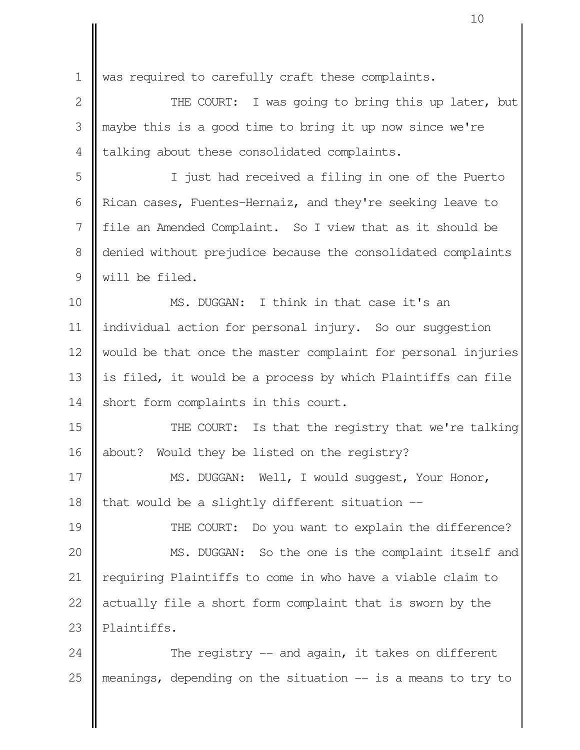was required to carefully craft these complaints.

THE COURT: I was going to bring this up later, but maybe this is a good time to bring it up now since we're talking about these consolidated complaints.

I just had received a filing in one of the Puerto Rican cases, Fuentes-Hernaiz, and they're seeking leave to file an Amended Complaint. So I view that as it should be denied without prejudice because the consolidated complaints will be filed.

MS. DUGGAN: I think in that case it's an individual action for personal injury. So our suggestion would be that once the master complaint for personal injuries is filed, it would be a process by which Plaintiffs can file short form complaints in this court.

THE COURT: Is that the registry that we're talking about? Would they be listed on the registry?

MS. DUGGAN: Well, I would suggest, Your Honor, that would be a slightly different situation --

THE COURT: Do you want to explain the difference?

MS. DUGGAN: So the one is the complaint itself and requiring Plaintiffs to come in who have a viable claim to actually file a short form complaint that is sworn by the Plaintiffs.

The registry -- and again, it takes on different meanings, depending on the situation -- is a means to try to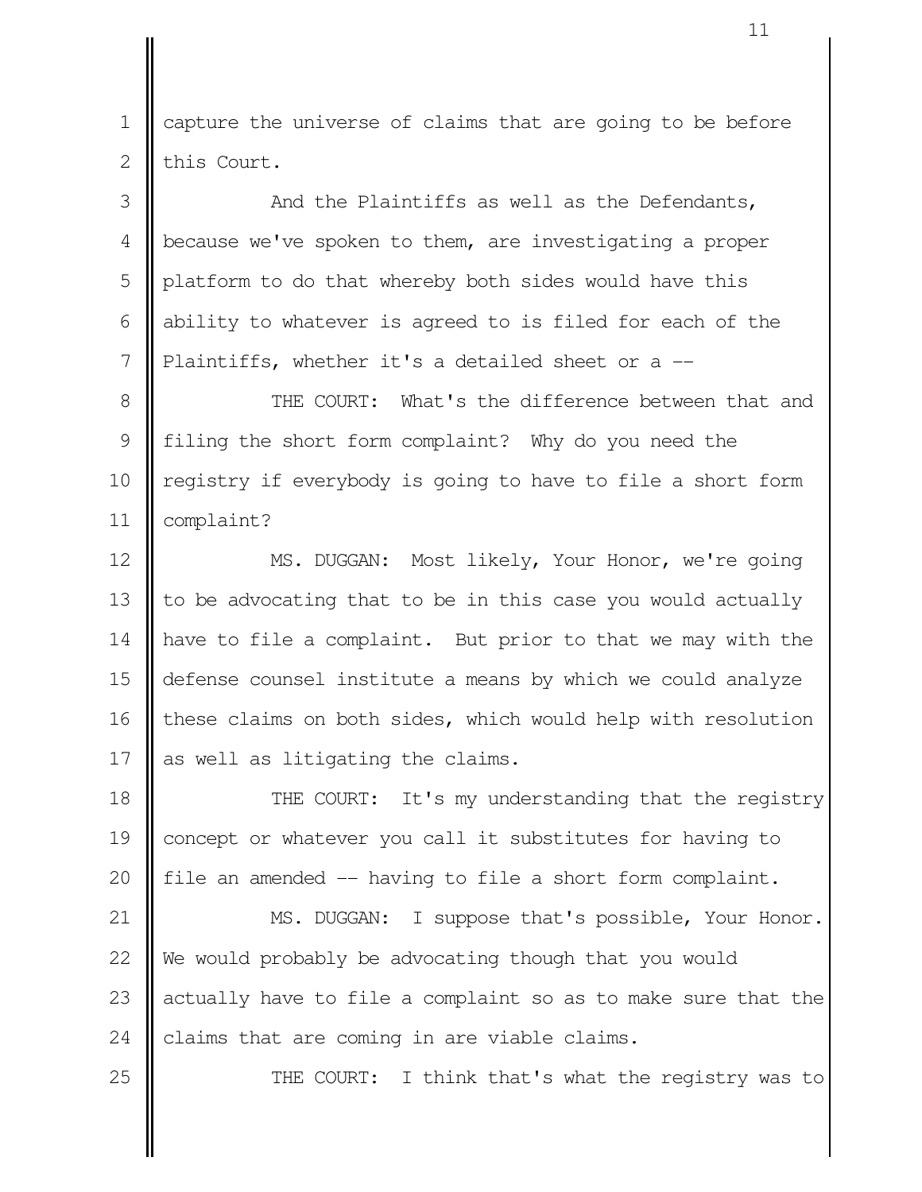capture the universe of claims that are going to be before this Court.

And the Plaintiffs as well as the Defendants, because we've spoken to them, are investigating a proper platform to do that whereby both sides would have this ability to whatever is agreed to is filed for each of the Plaintiffs, whether it's a detailed sheet or a --

THE COURT: What's the difference between that and filing the short form complaint? Why do you need the registry if everybody is going to have to file a short form complaint?

MS. DUGGAN: Most likely, Your Honor, we're going to be advocating that to be in this case you would actually have to file a complaint. But prior to that we may with the defense counsel institute a means by which we could analyze these claims on both sides, which would help with resolution as well as litigating the claims.

THE COURT: It's my understanding that the registry concept or whatever you call it substitutes for having to file an amended -- having to file a short form complaint.

MS. DUGGAN: I suppose that's possible, Your Honor. We would probably be advocating though that you would actually have to file a complaint so as to make sure that the claims that are coming in are viable claims.

THE COURT: I think that's what the registry was to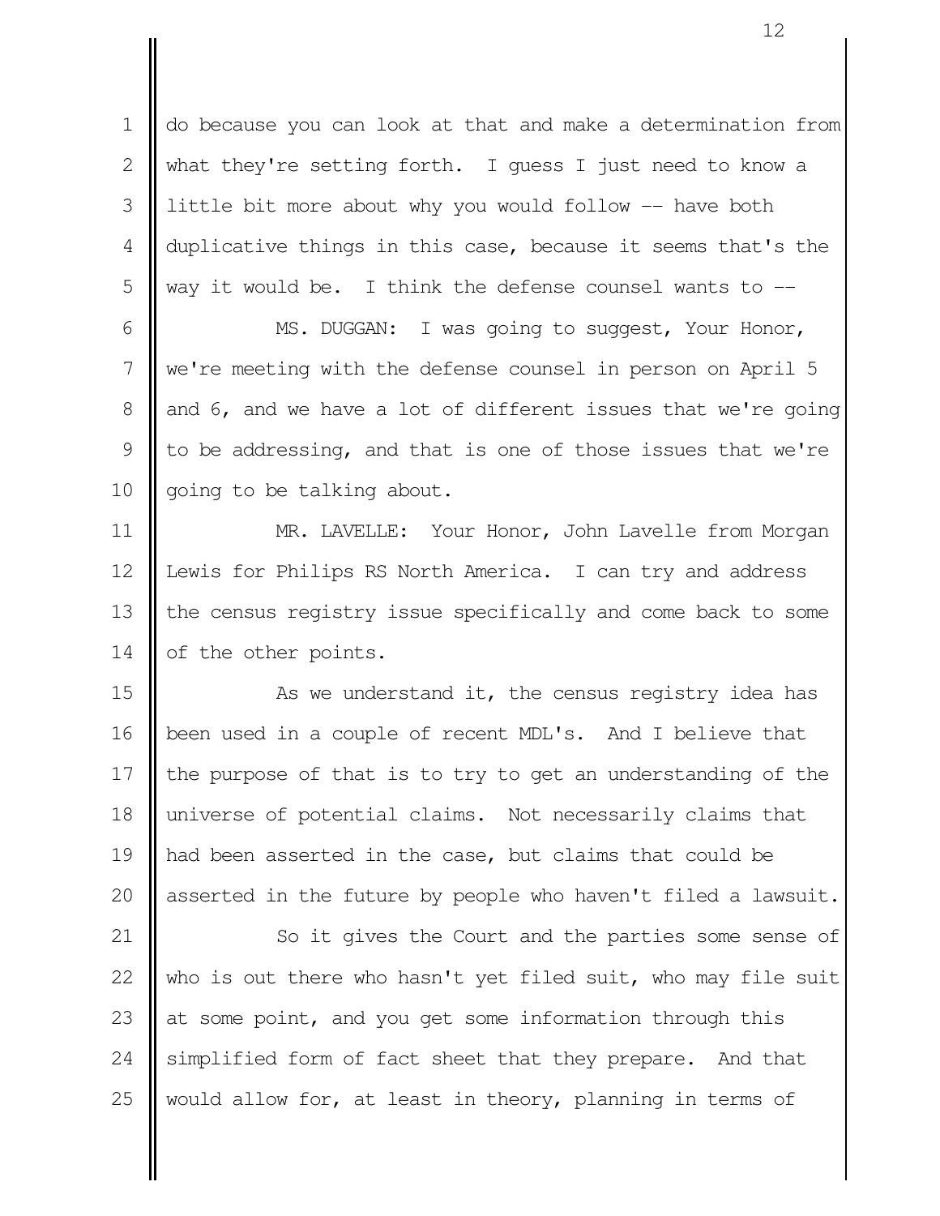do because you can look at that and make a determination from what they're setting forth. I guess I just need to know a little bit more about why you would follow -- have both duplicative things in this case, because it seems that's the way it would be. I think the defense counsel wants to --

MS. DUGGAN: I was going to suggest, Your Honor, we're meeting with the defense counsel in person on April 5 and 6, and we have a lot of different issues that we're going to be addressing, and that is one of those issues that we're going to be talking about.

MR. LAVELLE: Your Honor, John Lavelle from Morgan Lewis for Philips RS North America. I can try and address the census registry issue specifically and come back to some of the other points.

As we understand it, the census registry idea has been used in a couple of recent MDL's. And I believe that the purpose of that is to try to get an understanding of the universe of potential claims. Not necessarily claims that had been asserted in the case, but claims that could be asserted in the future by people who haven't filed a lawsuit.

So it gives the Court and the parties some sense of who is out there who hasn't yet filed suit, who may file suit at some point, and you get some information through this simplified form of fact sheet that they prepare. And that would allow for, at least in theory, planning in terms of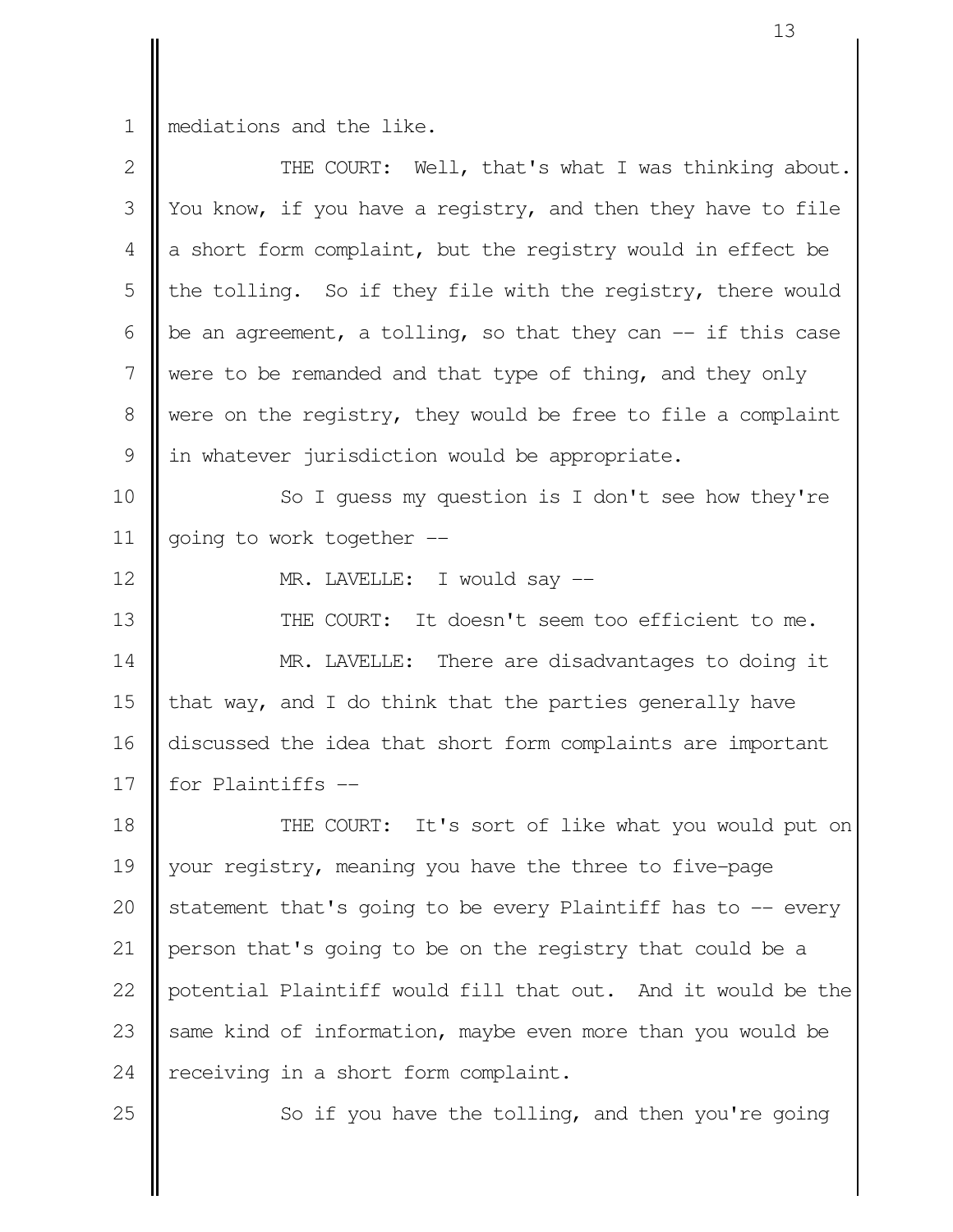mediations and the like.

THE COURT: Well, that's what I was thinking about. You know, if you have a registry, and then they have to file a short form complaint, but the registry would in effect be the tolling. So if they file with the registry, there would be an agreement, a tolling, so that they can -- if this case were to be remanded and that type of thing, and they only were on the registry, they would be free to file a complaint in whatever jurisdiction would be appropriate.

So I guess my question is I don't see how they're going to work together --

MR. LAVELLE: I would say --

THE COURT: It doesn't seem too efficient to me.

MR. LAVELLE: There are disadvantages to doing it that way, and I do think that the parties generally have discussed the idea that short form complaints are important for Plaintiffs --

THE COURT: It's sort of like what you would put on your registry, meaning you have the three to five-page statement that's going to be every Plaintiff has to -- every person that's going to be on the registry that could be a potential Plaintiff would fill that out. And it would be the same kind of information, maybe even more than you would be receiving in a short form complaint.

So if you have the tolling, and then you're going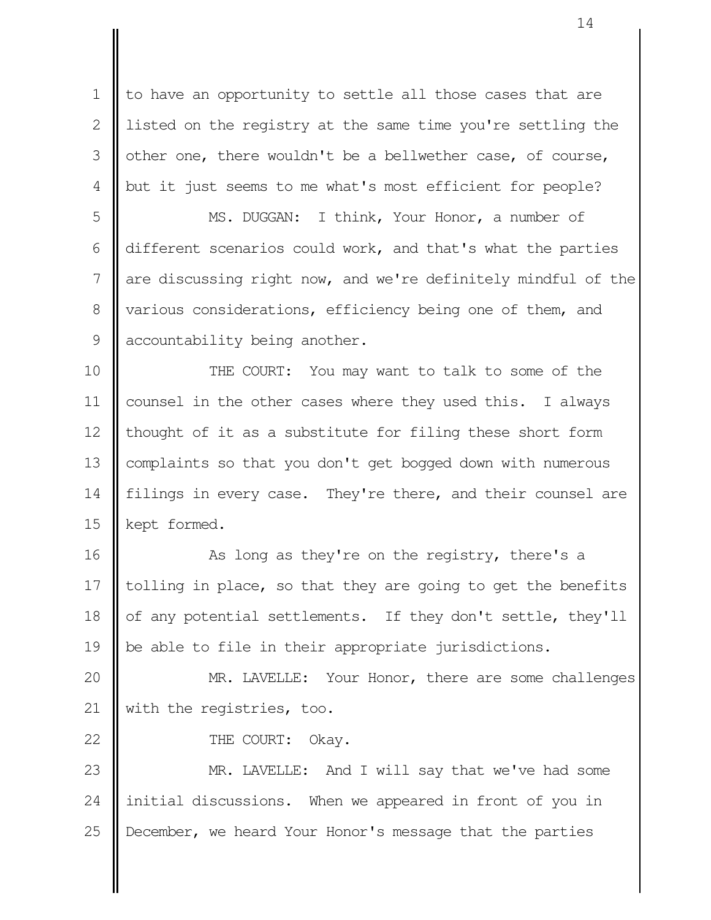to have an opportunity to settle all those cases that are listed on the registry at the same time you're settling the other one, there wouldn't be a bellwether case, of course, but it just seems to me what's most efficient for people?

MS. DUGGAN: I think, Your Honor, a number of different scenarios could work, and that's what the parties are discussing right now, and we're definitely mindful of the various considerations, efficiency being one of them, and accountability being another.

THE COURT: You may want to talk to some of the counsel in the other cases where they used this. I always thought of it as a substitute for filing these short form complaints so that you don't get bogged down with numerous filings in every case. They're there, and their counsel are kept formed.

As long as they're on the registry, there's a tolling in place, so that they are going to get the benefits of any potential settlements. If they don't settle, they'll be able to file in their appropriate jurisdictions.

MR. LAVELLE: Your Honor, there are some challenges with the registries, too.

THE COURT: Okay.

MR. LAVELLE: And I will say that we've had some initial discussions. When we appeared in front of you in December, we heard Your Honor's message that the parties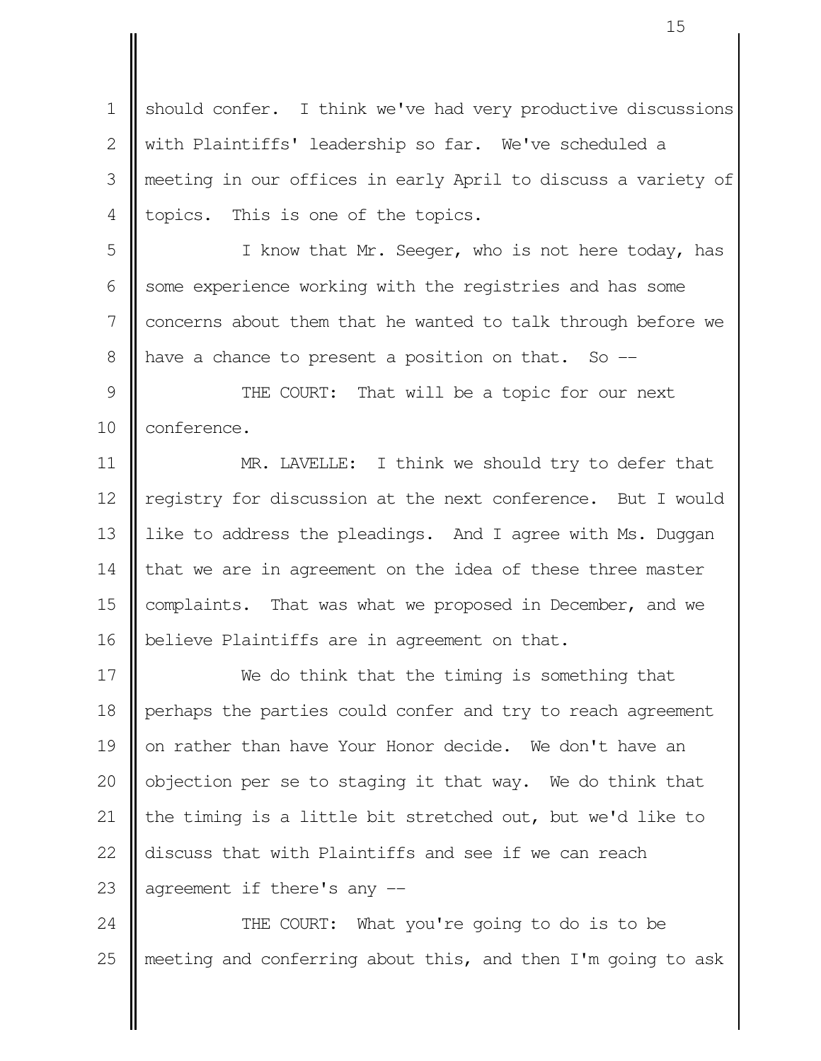should confer. I think we've had very productive discussions with Plaintiffs' leadership so far. We've scheduled a meeting in our offices in early April to discuss a variety of topics. This is one of the topics.

I know that Mr. Seeger, who is not here today, has some experience working with the registries and has some concerns about them that he wanted to talk through before we have a chance to present a position on that. So --

THE COURT: That will be a topic for our next conference.

MR. LAVELLE: I think we should try to defer that registry for discussion at the next conference. But I would like to address the pleadings. And I agree with Ms. Duggan that we are in agreement on the idea of these three master complaints. That was what we proposed in December, and we believe Plaintiffs are in agreement on that.

We do think that the timing is something that perhaps the parties could confer and try to reach agreement on rather than have Your Honor decide. We don't have an objection per se to staging it that way. We do think that the timing is a little bit stretched out, but we'd like to discuss that with Plaintiffs and see if we can reach agreement if there's any --

THE COURT: What you're going to do is to be meeting and conferring about this, and then I'm going to ask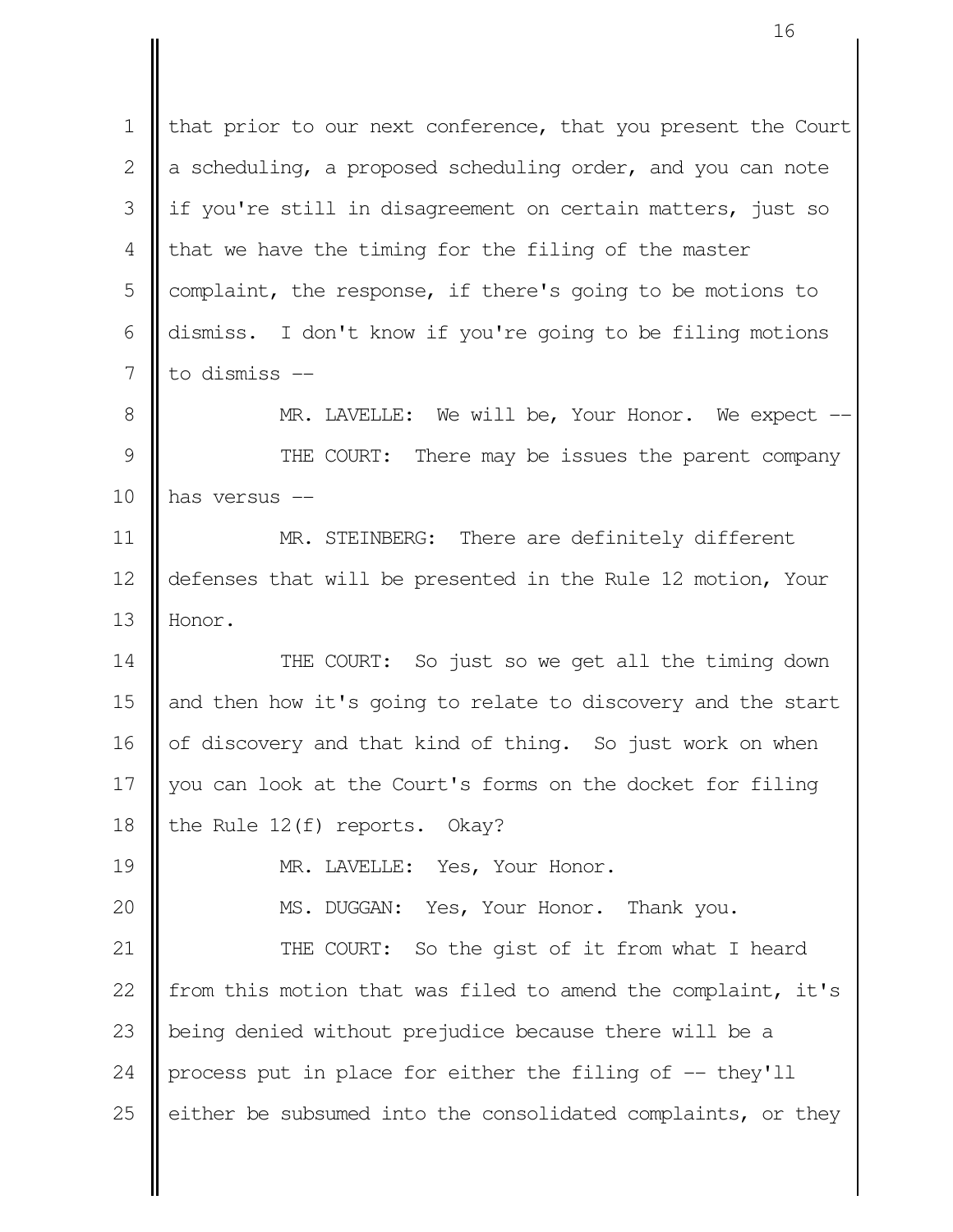that prior to our next conference, that you present the Court a scheduling, a proposed scheduling order, and you can note if you're still in disagreement on certain matters, just so that we have the timing for the filing of the master complaint, the response, if there's going to be motions to dismiss. I don't know if you're going to be filing motions to dismiss --

MR. LAVELLE: We will be, Your Honor. We expect --

THE COURT: There may be issues the parent company has versus --

MR. STEINBERG: There are definitely different defenses that will be presented in the Rule 12 motion, Your Honor.

THE COURT: So just so we get all the timing down and then how it's going to relate to discovery and the start of discovery and that kind of thing. So just work on when you can look at the Court's forms on the docket for filing the Rule 12(f) reports. Okay?

MR. LAVELLE: Yes, Your Honor.

MS. DUGGAN: Yes, Your Honor. Thank you.

THE COURT: So the gist of it from what I heard from this motion that was filed to amend the complaint, it's being denied without prejudice because there will be a process put in place for either the filing of -- they'll either be subsumed into the consolidated complaints, or they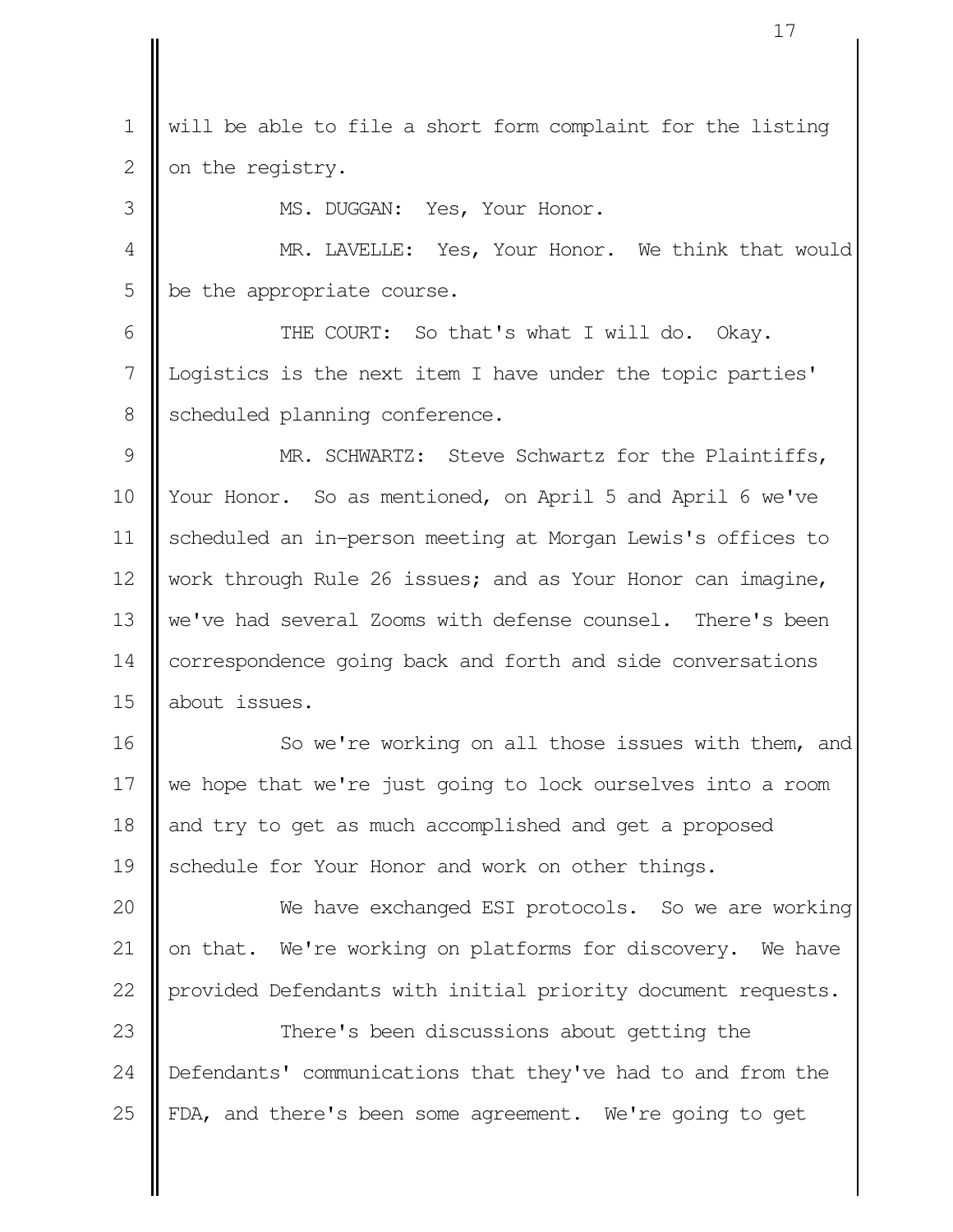will be able to file a short form complaint for the listing on the registry.

MS. DUGGAN: Yes, Your Honor.

MR. LAVELLE: Yes, Your Honor. We think that would be the appropriate course.

THE COURT: So that's what I will do. Okay. Logistics is the next item I have under the topic parties' scheduled planning conference.

MR. SCHWARTZ: Steve Schwartz for the Plaintiffs, Your Honor. So as mentioned, on April 5 and April 6 we've scheduled an in-person meeting at Morgan Lewis's offices to work through Rule 26 issues; and as Your Honor can imagine, we've had several Zooms with defense counsel. There's been correspondence going back and forth and side conversations about issues.

So we're working on all those issues with them, and we hope that we're just going to lock ourselves into a room and try to get as much accomplished and get a proposed schedule for Your Honor and work on other things.

We have exchanged ESI protocols. So we are working on that. We're working on platforms for discovery. We have provided Defendants with initial priority document requests.

There's been discussions about getting the Defendants' communications that they've had to and from the FDA, and there's been some agreement. We're going to get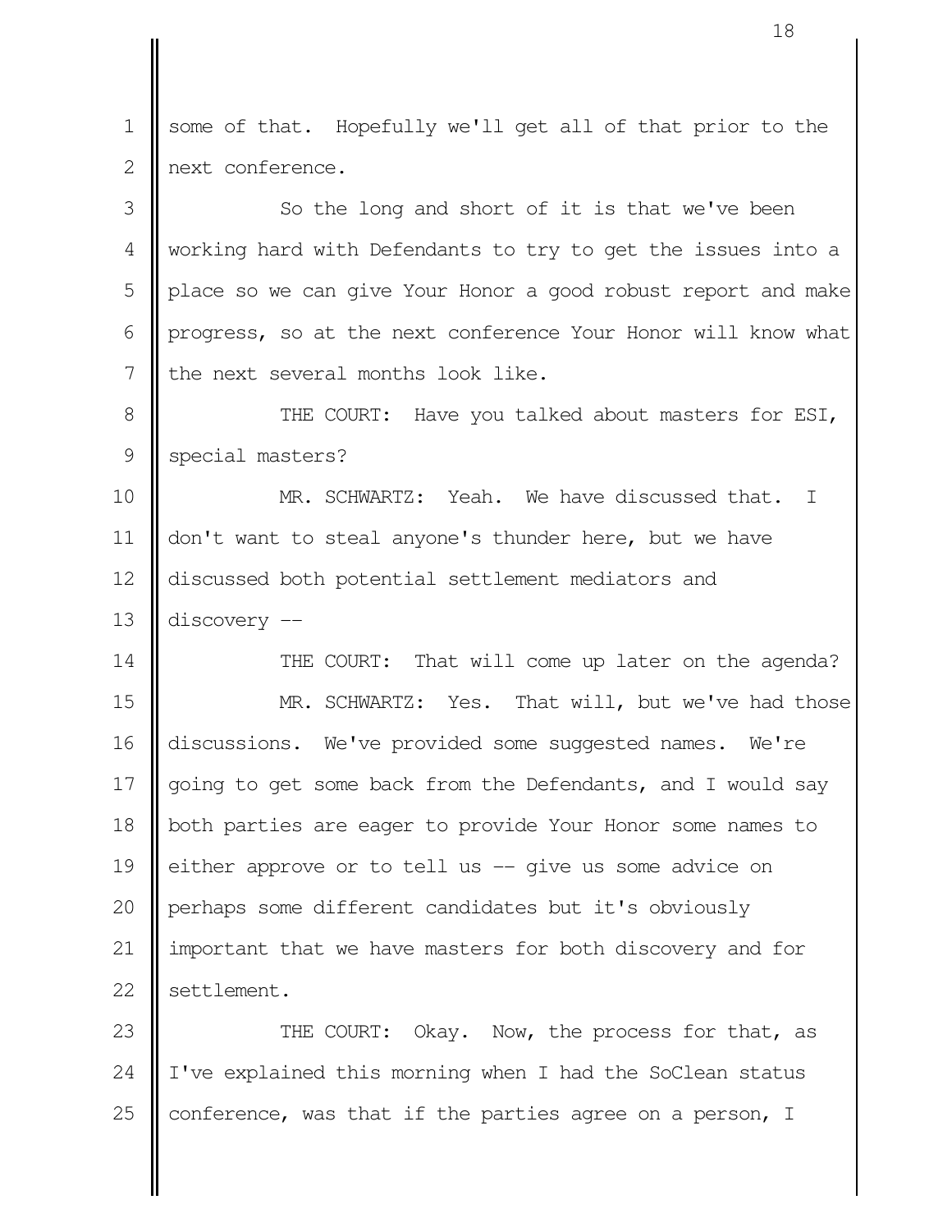some of that. Hopefully we'll get all of that prior to the next conference.

So the long and short of it is that we've been working hard with Defendants to try to get the issues into a place so we can give Your Honor a good robust report and make progress, so at the next conference Your Honor will know what the next several months look like.

THE COURT: Have you talked about masters for ESI, special masters?

MR. SCHWARTZ: Yeah. We have discussed that. I don't want to steal anyone's thunder here, but we have discussed both potential settlement mediators and discovery --

THE COURT: That will come up later on the agenda?

MR. SCHWARTZ: Yes. That will, but we've had those discussions. We've provided some suggested names. We're going to get some back from the Defendants, and I would say both parties are eager to provide Your Honor some names to either approve or to tell us -- give us some advice on perhaps some different candidates but it's obviously important that we have masters for both discovery and for settlement.

THE COURT: Okay. Now, the process for that, as I've explained this morning when I had the SoClean status conference, was that if the parties agree on a person, I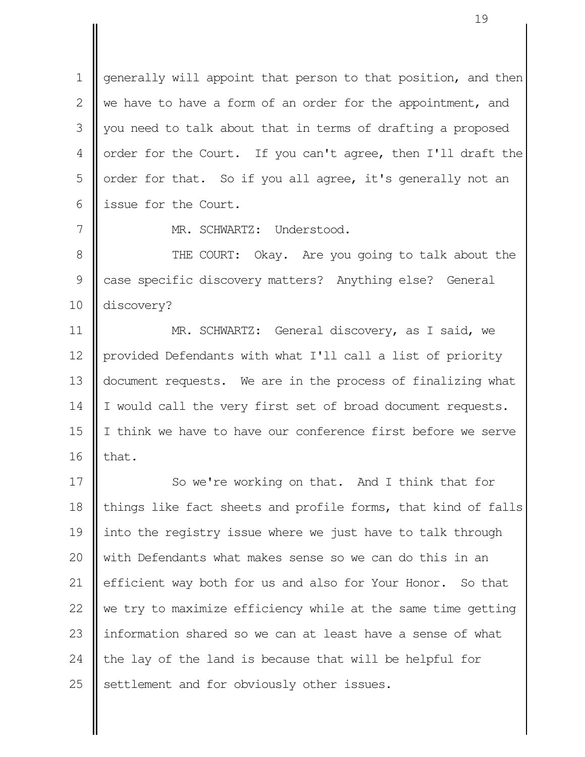generally will appoint that person to that position, and then we have to have a form of an order for the appointment, and you need to talk about that in terms of drafting a proposed order for the Court. If you can't agree, then I'll draft the order for that. So if you all agree, it's generally not an issue for the Court.

MR. SCHWARTZ: Understood.

THE COURT: Okay. Are you going to talk about the case specific discovery matters? Anything else? General discovery?

MR. SCHWARTZ: General discovery, as I said, we provided Defendants with what I'll call a list of priority document requests. We are in the process of finalizing what I would call the very first set of broad document requests. I think we have to have our conference first before we serve that.

So we're working on that. And I think that for things like fact sheets and profile forms, that kind of falls into the registry issue where we just have to talk through with Defendants what makes sense so we can do this in an efficient way both for us and also for Your Honor. So that we try to maximize efficiency while at the same time getting information shared so we can at least have a sense of what the lay of the land is because that will be helpful for settlement and for obviously other issues.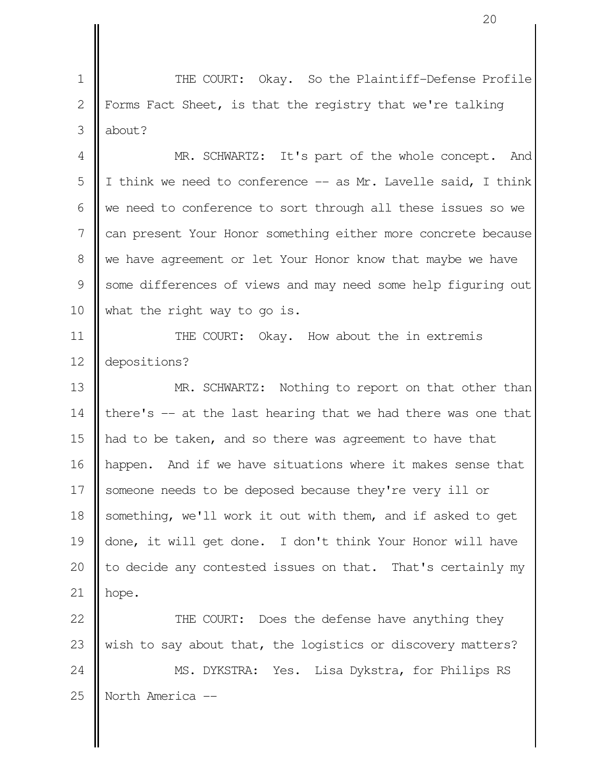THE COURT: Okay. So the Plaintiff-Defense Profile Forms Fact Sheet, is that the registry that we're talking about?

MR. SCHWARTZ: It's part of the whole concept. And I think we need to conference -- as Mr. Lavelle said, I think we need to conference to sort through all these issues so we can present Your Honor something either more concrete because we have agreement or let Your Honor know that maybe we have some differences of views and may need some help figuring out what the right way to go is.

THE COURT: Okay. How about the in extremis depositions?

MR. SCHWARTZ: Nothing to report on that other than there's -- at the last hearing that we had there was one that had to be taken, and so there was agreement to have that happen. And if we have situations where it makes sense that someone needs to be deposed because they're very ill or something, we'll work it out with them, and if asked to get done, it will get done. I don't think Your Honor will have to decide any contested issues on that. That's certainly my hope.

THE COURT: Does the defense have anything they wish to say about that, the logistics or discovery matters?

MS. DYKSTRA: Yes. Lisa Dykstra, for Philips RS North America --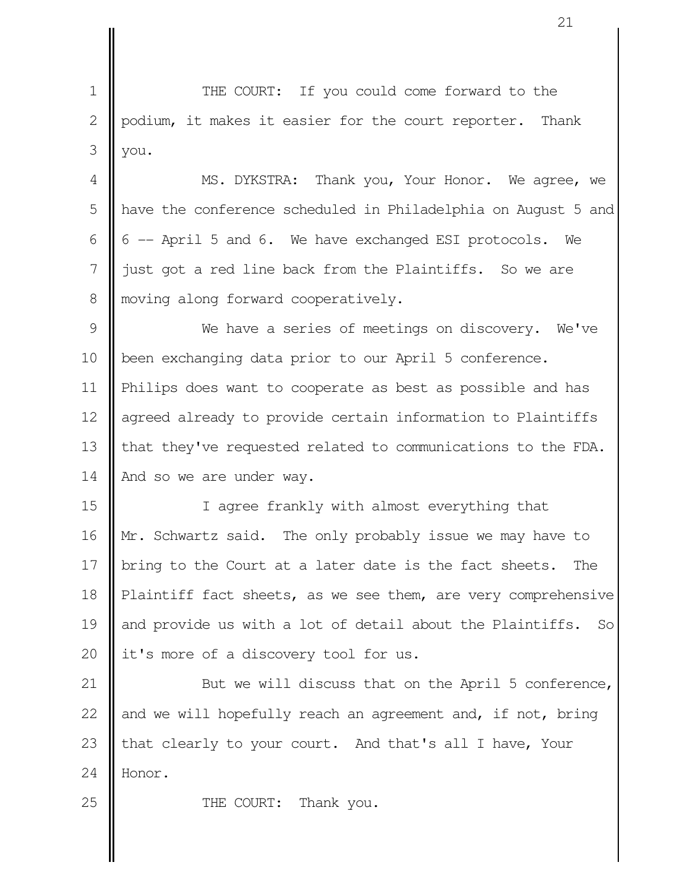THE COURT: If you could come forward to the podium, it makes it easier for the court reporter. Thank you.

MS. DYKSTRA: Thank you, Your Honor. We agree, we have the conference scheduled in Philadelphia on August 5 and 6 -- April 5 and 6. We have exchanged ESI protocols. We just got a red line back from the Plaintiffs. So we are moving along forward cooperatively.

We have a series of meetings on discovery. We've been exchanging data prior to our April 5 conference. Philips does want to cooperate as best as possible and has agreed already to provide certain information to Plaintiffs that they've requested related to communications to the FDA. And so we are under way.

I agree frankly with almost everything that Mr. Schwartz said. The only probably issue we may have to bring to the Court at a later date is the fact sheets. The Plaintiff fact sheets, as we see them, are very comprehensive and provide us with a lot of detail about the Plaintiffs. So it's more of a discovery tool for us.

But we will discuss that on the April 5 conference, and we will hopefully reach an agreement and, if not, bring that clearly to your court. And that's all I have, Your Honor.

THE COURT: Thank you.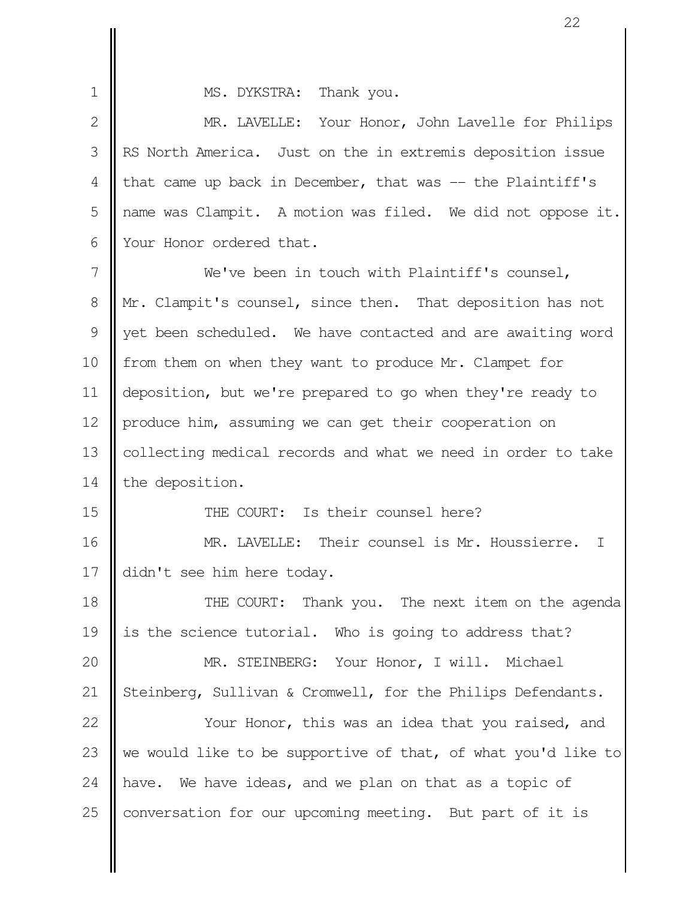1 MS. DYKSTRA: Thank you.

2 MR. LAVELLE: Your Honor, John Lavelle for Philips

3 RS North America. Just on the in extremis deposition issue

4 that came up back in December, that was -- the Plaintiff's

5 name was Clampit. A motion was filed. We did not oppose it.

6 Your Honor ordered that.

7 We've been in touch with Plaintiff's counsel,

8 Mr. Clampit's counsel, since then. That deposition has not

9 yet been scheduled. We have contacted and are awaiting word

10 from them on when they want to produce Mr. Clampet for

11 deposition, but we're prepared to go when they're ready to

12 produce him, assuming we can get their cooperation on

13 collecting medical records and what we need in order to take

14 the deposition.

15 THE COURT: Is their counsel here?

16 MR. LAVELLE: Their counsel is Mr. Houssierre. I

17 didn't see him here today.

18 THE COURT: Thank you. The next item on the agenda

19 is the science tutorial. Who is going to address that?

20 MR. STEINBERG: Your Honor, I will. Michael

21 Steinberg, Sullivan & Cromwell, for the Philips Defendants.

22 Your Honor, this was an idea that you raised, and

23 we would like to be supportive of that, of what you'd like to

24 have. We have ideas, and we plan on that as a topic of

25 conversation for our upcoming meeting. But part of it is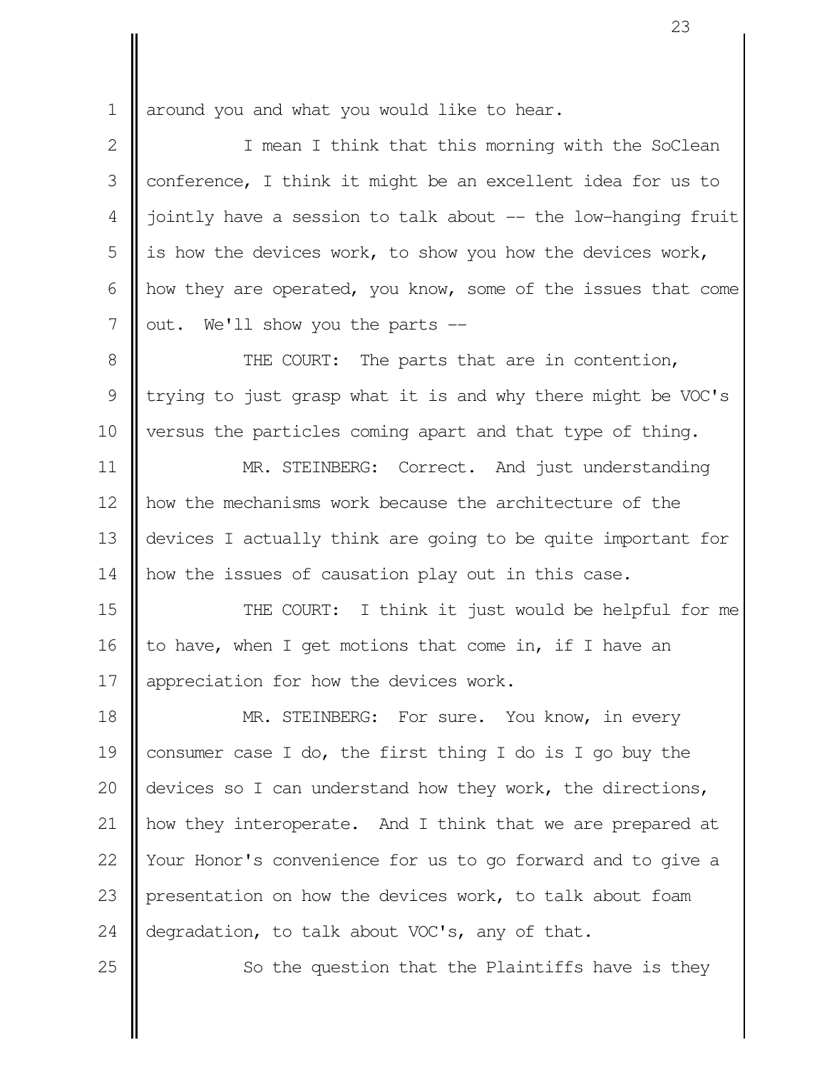around you and what you would like to hear.

I mean I think that this morning with the SoClean conference, I think it might be an excellent idea for us to jointly have a session to talk about -- the low-hanging fruit is how the devices work, to show you how the devices work, how they are operated, you know, some of the issues that come out. We'll show you the parts --

THE COURT: The parts that are in contention, trying to just grasp what it is and why there might be VOC's versus the particles coming apart and that type of thing.

MR. STEINBERG: Correct. And just understanding how the mechanisms work because the architecture of the devices I actually think are going to be quite important for how the issues of causation play out in this case.

THE COURT: I think it just would be helpful for me to have, when I get motions that come in, if I have an appreciation for how the devices work.

MR. STEINBERG: For sure. You know, in every consumer case I do, the first thing I do is I go buy the devices so I can understand how they work, the directions, how they interoperate. And I think that we are prepared at Your Honor's convenience for us to go forward and to give a presentation on how the devices work, to talk about foam degradation, to talk about VOC's, any of that.

So the question that the Plaintiffs have is they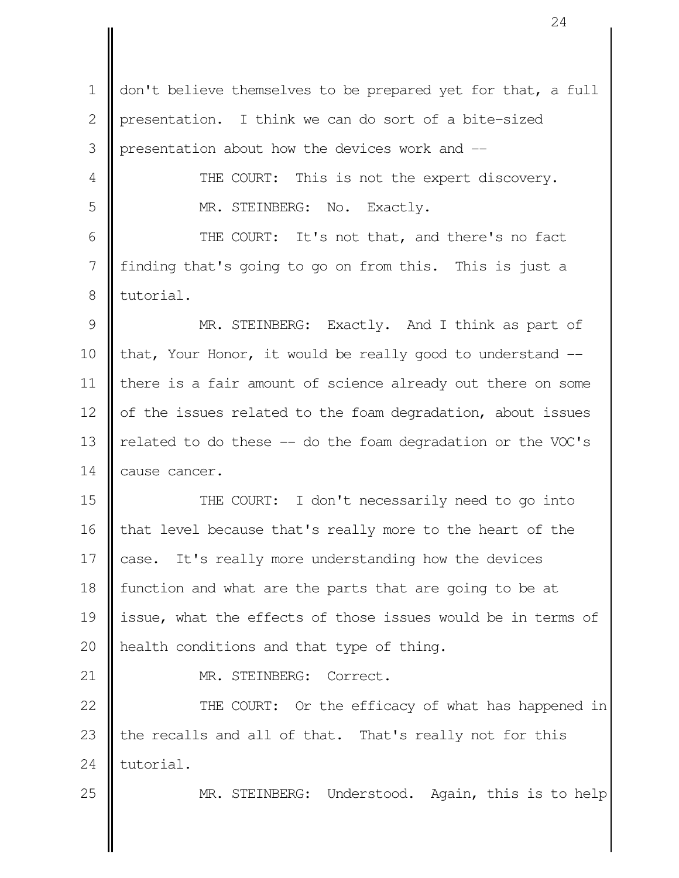don't believe themselves to be prepared yet for that, a full presentation. I think we can do sort of a bite-sized presentation about how the devices work and --

THE COURT: This is not the expert discovery.

MR. STEINBERG: No. Exactly.

THE COURT: It's not that, and there's no fact finding that's going to go on from this. This is just a tutorial.

MR. STEINBERG: Exactly. And I think as part of that, Your Honor, it would be really good to understand -- there is a fair amount of science already out there on some of the issues related to the foam degradation, about issues related to do these -- do the foam degradation or the VOC's cause cancer.

THE COURT: I don't necessarily need to go into that level because that's really more to the heart of the case. It's really more understanding how the devices function and what are the parts that are going to be at issue, what the effects of those issues would be in terms of health conditions and that type of thing.

MR. STEINBERG: Correct.

THE COURT: Or the efficacy of what has happened in the recalls and all of that. That's really not for this tutorial.

MR. STEINBERG: Understood. Again, this is to help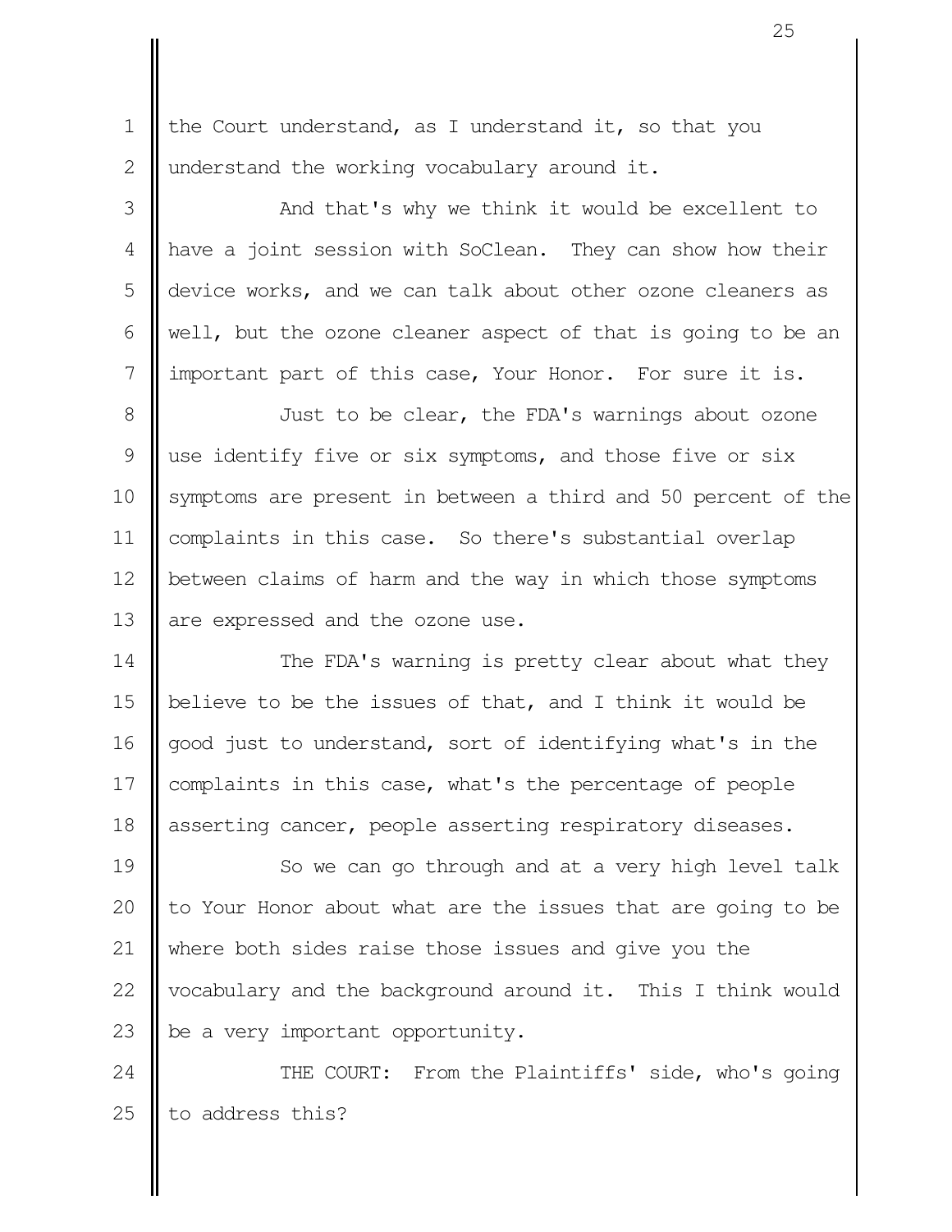the Court understand, as I understand it, so that you understand the working vocabulary around it.

And that's why we think it would be excellent to have a joint session with SoClean. They can show how their device works, and we can talk about other ozone cleaners as well, but the ozone cleaner aspect of that is going to be an important part of this case, Your Honor. For sure it is.

Just to be clear, the FDA's warnings about ozone use identify five or six symptoms, and those five or six symptoms are present in between a third and 50 percent of the complaints in this case. So there's substantial overlap between claims of harm and the way in which those symptoms are expressed and the ozone use.

The FDA's warning is pretty clear about what they believe to be the issues of that, and I think it would be good just to understand, sort of identifying what's in the complaints in this case, what's the percentage of people asserting cancer, people asserting respiratory diseases.

So we can go through and at a very high level talk to Your Honor about what are the issues that are going to be where both sides raise those issues and give you the vocabulary and the background around it. This I think would be a very important opportunity.

THE COURT: From the Plaintiffs' side, who's going to address this?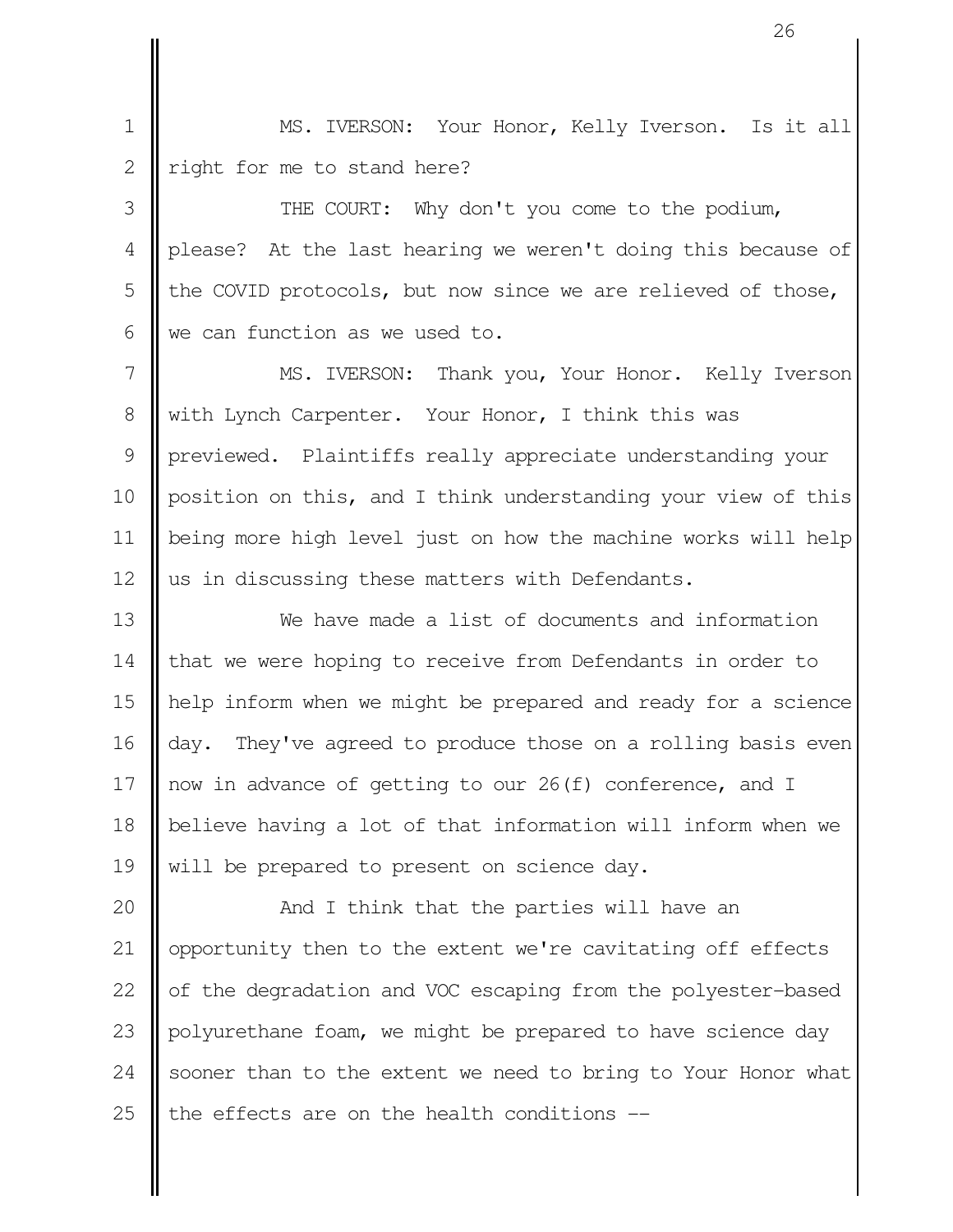MS. IVERSON: Your Honor, Kelly Iverson. Is it all right for me to stand here?

THE COURT: Why don't you come to the podium, please? At the last hearing we weren't doing this because of the COVID protocols, but now since we are relieved of those, we can function as we used to.

MS. IVERSON: Thank you, Your Honor. Kelly Iverson with Lynch Carpenter. Your Honor, I think this was previewed. Plaintiffs really appreciate understanding your position on this, and I think understanding your view of this being more high level just on how the machine works will help us in discussing these matters with Defendants.

We have made a list of documents and information that we were hoping to receive from Defendants in order to help inform when we might be prepared and ready for a science day. They've agreed to produce those on a rolling basis even now in advance of getting to our 26(f) conference, and I believe having a lot of that information will inform when we will be prepared to present on science day.

And I think that the parties will have an opportunity then to the extent we're cavitating off effects of the degradation and VOC escaping from the polyester-based polyurethane foam, we might be prepared to have science day sooner than to the extent we need to bring to Your Honor what the effects are on the health conditions --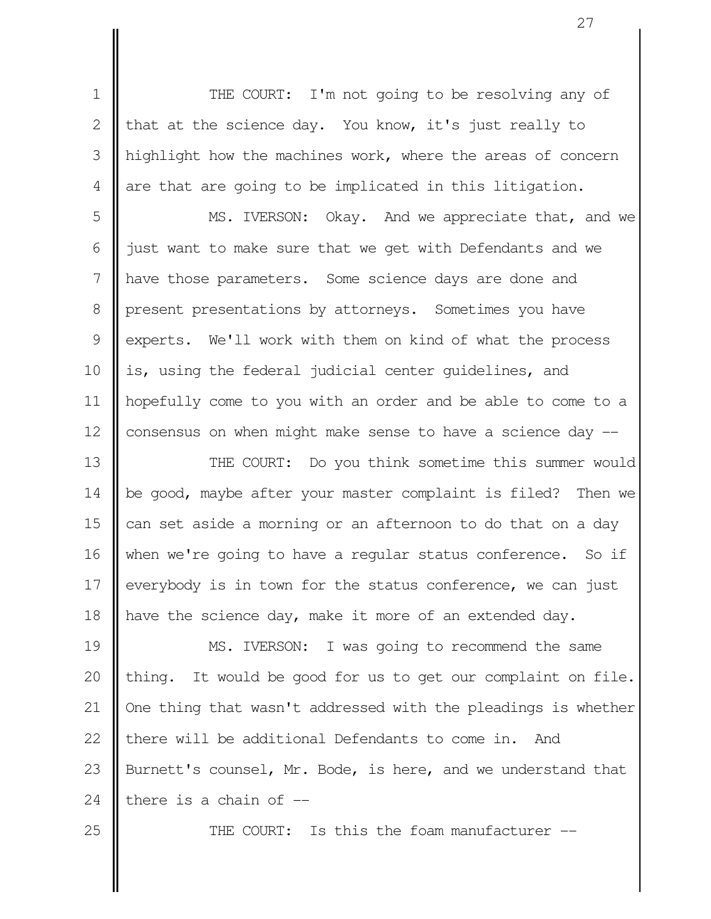THE COURT: I'm not going to be resolving any of that at the science day. You know, it's just really to highlight how the machines work, where the areas of concern are that are going to be implicated in this litigation.

MS. IVERSON: Okay. And we appreciate that, and we just want to make sure that we get with Defendants and we have those parameters. Some science days are done and present presentations by attorneys. Sometimes you have experts. We'll work with them on kind of what the process is, using the federal judicial center guidelines, and hopefully come to you with an order and be able to come to a consensus on when might make sense to have a science day --

THE COURT: Do you think sometime this summer would be good, maybe after your master complaint is filed? Then we can set aside a morning or an afternoon to do that on a day when we're going to have a regular status conference. So if everybody is in town for the status conference, we can just have the science day, make it more of an extended day.

MS. IVERSON: I was going to recommend the same thing. It would be good for us to get our complaint on file. One thing that wasn't addressed with the pleadings is whether there will be additional Defendants to come in. And Burnett's counsel, Mr. Bode, is here, and we understand that there is a chain of --

THE COURT: Is this the foam manufacturer --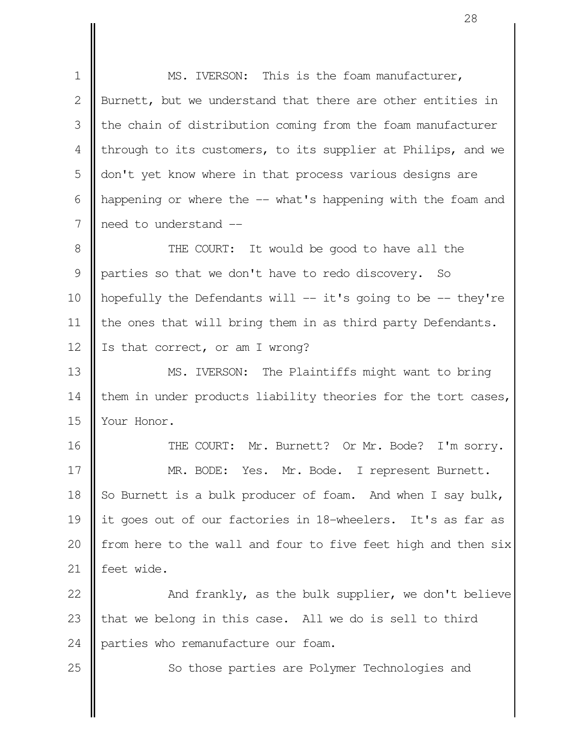MS. IVERSON: This is the foam manufacturer, Burnett, but we understand that there are other entities in the chain of distribution coming from the foam manufacturer through to its customers, to its supplier at Philips, and we don't yet know where in that process various designs are happening or where the -- what's happening with the foam and need to understand --

THE COURT: It would be good to have all the parties so that we don't have to redo discovery. So hopefully the Defendants will -- it's going to be -- they're the ones that will bring them in as third party Defendants. Is that correct, or am I wrong?

MS. IVERSON: The Plaintiffs might want to bring them in under products liability theories for the tort cases, Your Honor.

THE COURT: Mr. Burnett? Or Mr. Bode? I'm sorry.

MR. BODE: Yes. Mr. Bode. I represent Burnett. So Burnett is a bulk producer of foam. And when I say bulk, it goes out of our factories in 18-wheelers. It's as far as from here to the wall and four to five feet high and then six feet wide.

And frankly, as the bulk supplier, we don't believe that we belong in this case. All we do is sell to third parties who remanufacture our foam.

So those parties are Polymer Technologies and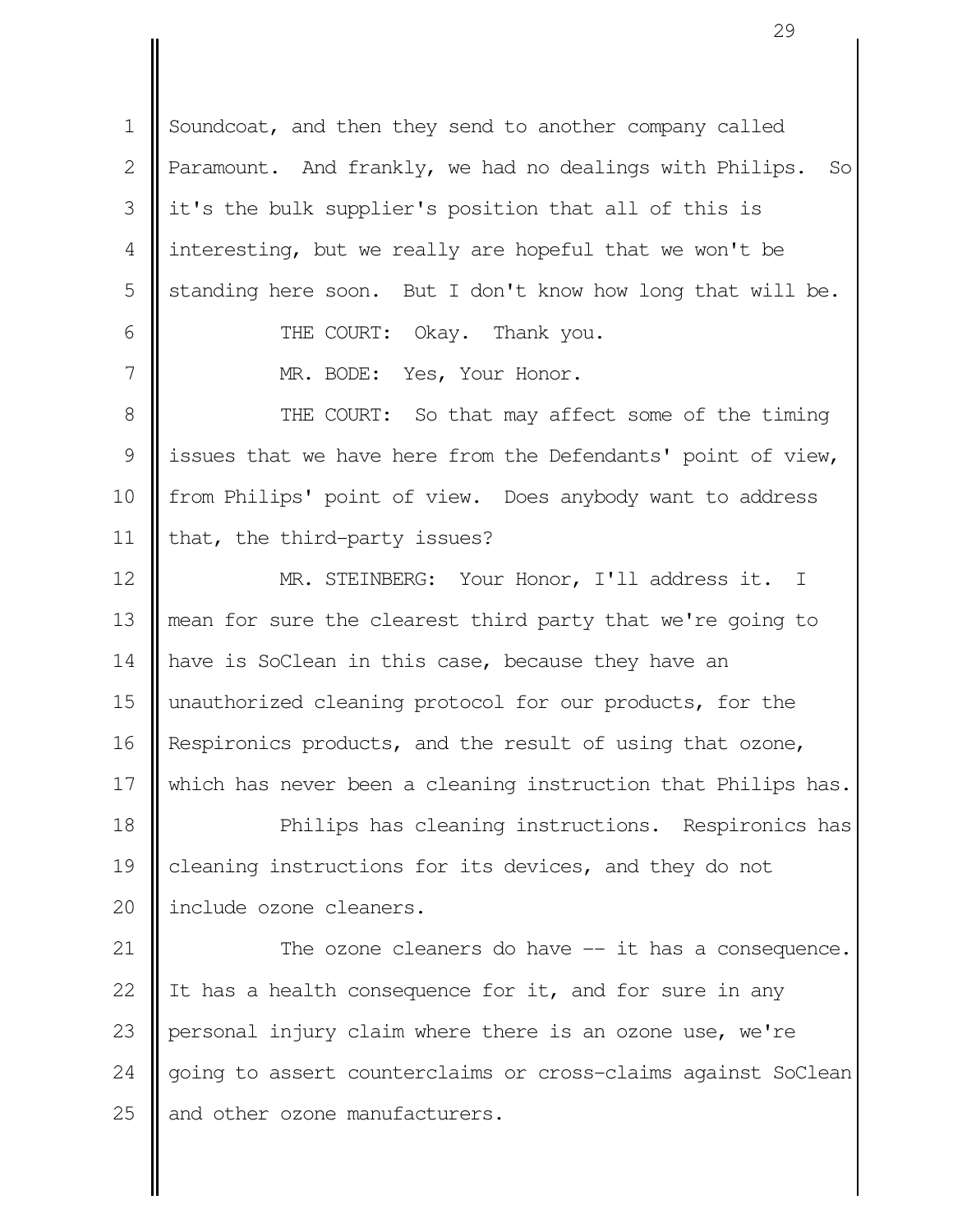Soundcoat, and then they send to another company called Paramount. And frankly, we had no dealings with Philips. So it's the bulk supplier's position that all of this is interesting, but we really are hopeful that we won't be standing here soon. But I don't know how long that will be.

THE COURT: Okay. Thank you.

MR. BODE: Yes, Your Honor.

THE COURT: So that may affect some of the timing issues that we have here from the Defendants' point of view, from Philips' point of view. Does anybody want to address that, the third-party issues?

MR. STEINBERG: Your Honor, I'll address it. I mean for sure the clearest third party that we're going to have is SoClean in this case, because they have an unauthorized cleaning protocol for our products, for the Respironics products, and the result of using that ozone, which has never been a cleaning instruction that Philips has.

Philips has cleaning instructions. Respironics has cleaning instructions for its devices, and they do not include ozone cleaners.

The ozone cleaners do have -- it has a consequence. It has a health consequence for it, and for sure in any personal injury claim where there is an ozone use, we're going to assert counterclaims or cross-claims against SoClean and other ozone manufacturers.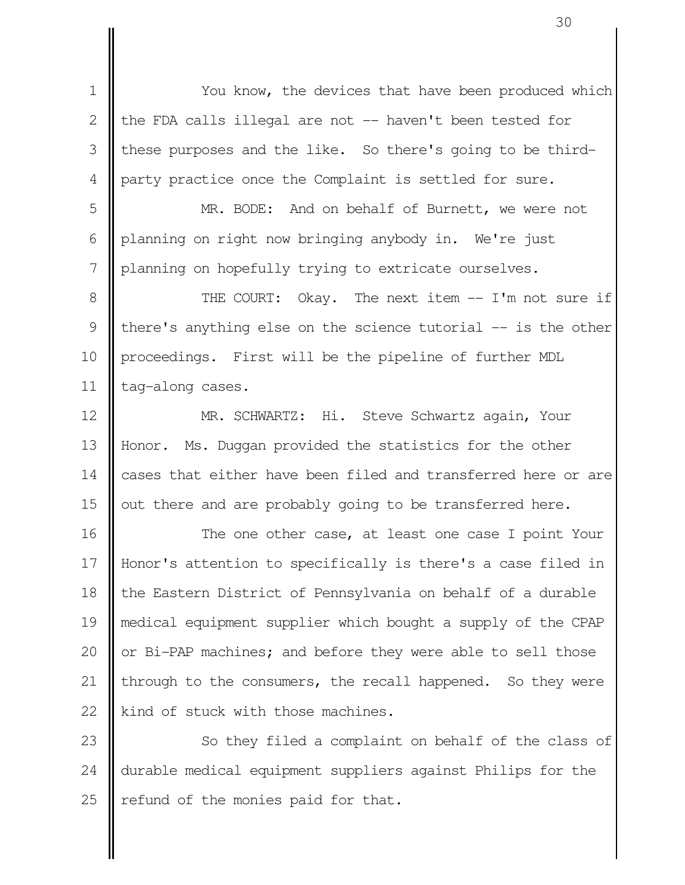You know, the devices that have been produced which the FDA calls illegal are not -- haven't been tested for these purposes and the like. So there's going to be third-party practice once the Complaint is settled for sure.

MR. BODE: And on behalf of Burnett, we were not planning on right now bringing anybody in. We're just planning on hopefully trying to extricate ourselves.

THE COURT: Okay. The next item -- I'm not sure if there's anything else on the science tutorial -- is the other proceedings. First will be the pipeline of further MDL tag-along cases.

MR. SCHWARTZ: Hi. Steve Schwartz again, Your Honor. Ms. Duggan provided the statistics for the other cases that either have been filed and transferred here or are out there and are probably going to be transferred here.

The one other case, at least one case I point Your Honor's attention to specifically is there's a case filed in the Eastern District of Pennsylvania on behalf of a durable medical equipment supplier which bought a supply of the CPAP or Bi-PAP machines; and before they were able to sell those through to the consumers, the recall happened. So they were kind of stuck with those machines.

So they filed a complaint on behalf of the class of durable medical equipment suppliers against Philips for the refund of the monies paid for that.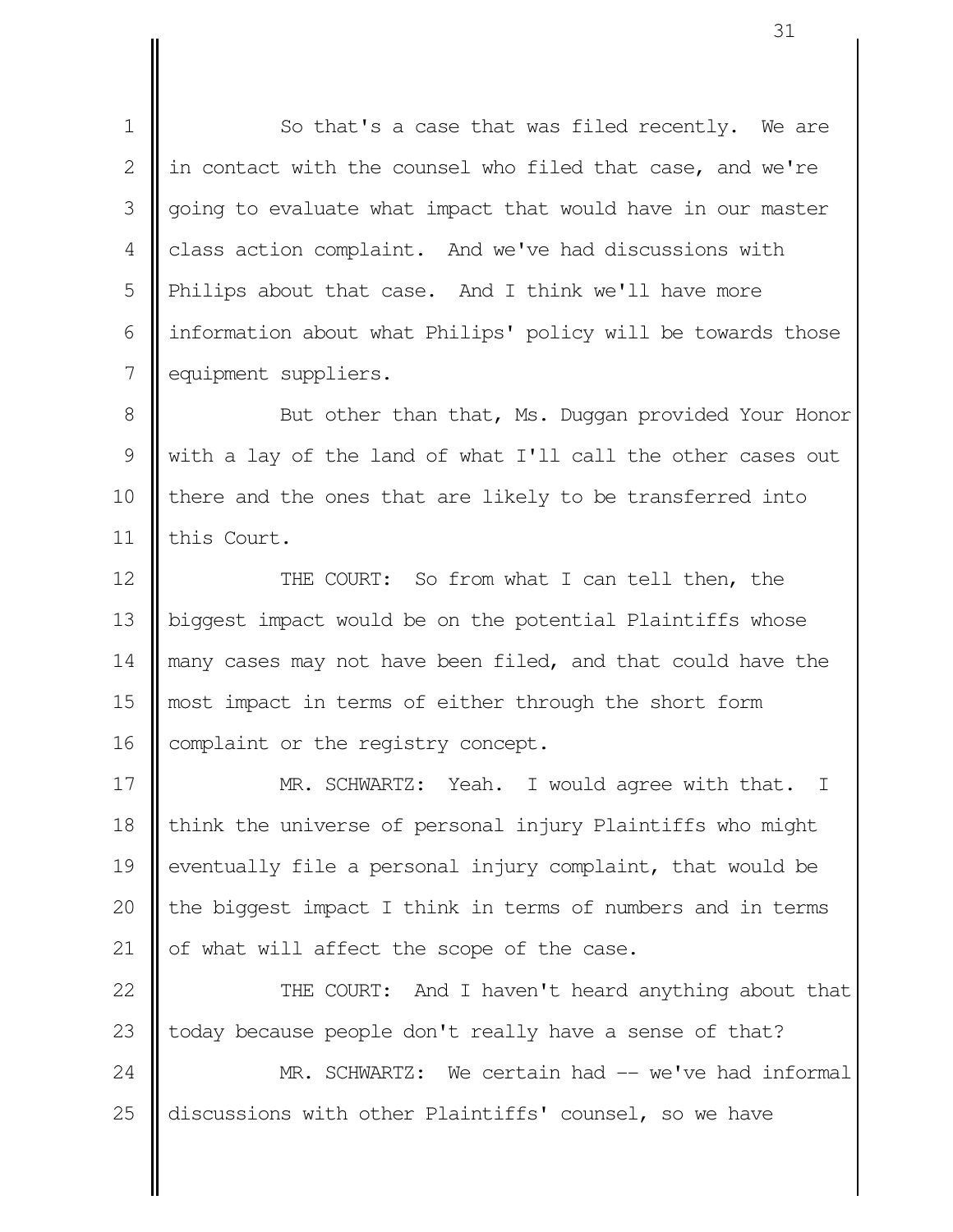So that's a case that was filed recently. We are in contact with the counsel who filed that case, and we're going to evaluate what impact that would have in our master class action complaint. And we've had discussions with Philips about that case. And I think we'll have more information about what Philips' policy will be towards those equipment suppliers.

But other than that, Ms. Duggan provided Your Honor with a lay of the land of what I'll call the other cases out there and the ones that are likely to be transferred into this Court.

THE COURT: So from what I can tell then, the biggest impact would be on the potential Plaintiffs whose many cases may not have been filed, and that could have the most impact in terms of either through the short form complaint or the registry concept.

MR. SCHWARTZ: Yeah. I would agree with that. I think the universe of personal injury Plaintiffs who might eventually file a personal injury complaint, that would be the biggest impact I think in terms of numbers and in terms of what will affect the scope of the case.

THE COURT: And I haven't heard anything about that today because people don't really have a sense of that?

MR. SCHWARTZ: We certain had -- we've had informal discussions with other Plaintiffs' counsel, so we have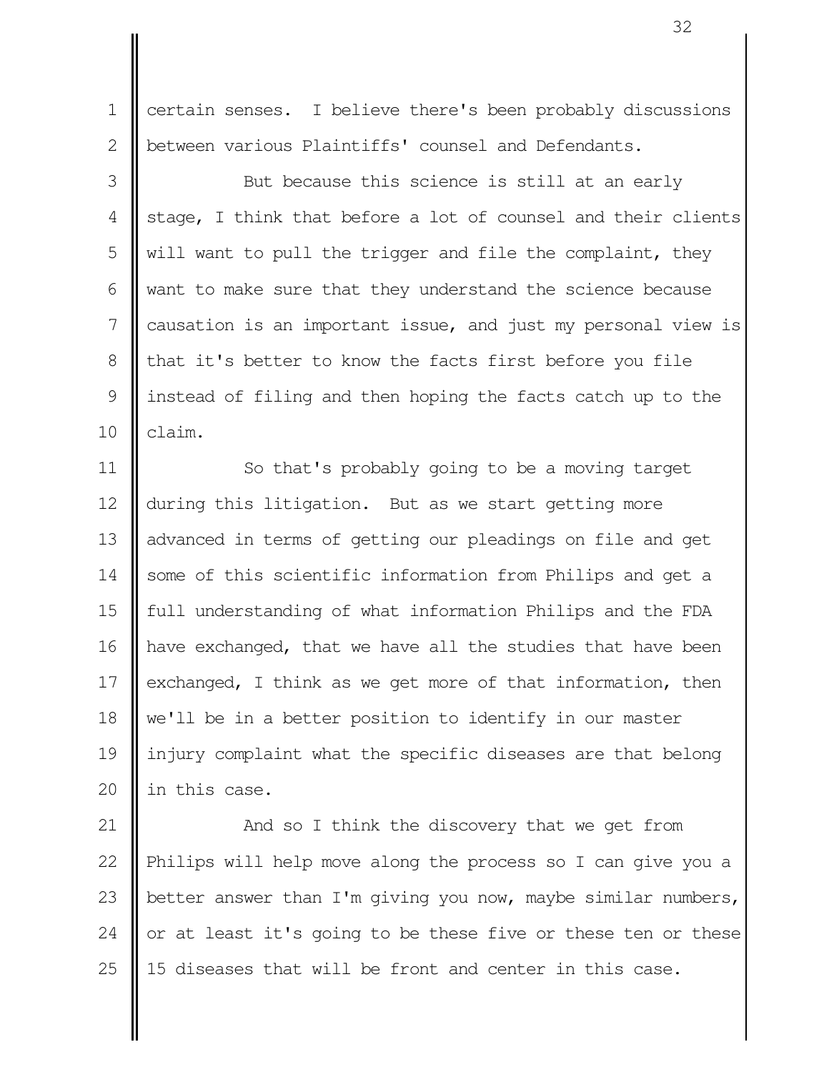certain senses. I believe there's been probably discussions between various Plaintiffs' counsel and Defendants.

But because this science is still at an early stage, I think that before a lot of counsel and their clients will want to pull the trigger and file the complaint, they want to make sure that they understand the science because causation is an important issue, and just my personal view is that it's better to know the facts first before you file instead of filing and then hoping the facts catch up to the claim.

So that's probably going to be a moving target during this litigation. But as we start getting more advanced in terms of getting our pleadings on file and get some of this scientific information from Philips and get a full understanding of what information Philips and the FDA have exchanged, that we have all the studies that have been exchanged, I think as we get more of that information, then we'll be in a better position to identify in our master injury complaint what the specific diseases are that belong in this case.

And so I think the discovery that we get from Philips will help move along the process so I can give you a better answer than I'm giving you now, maybe similar numbers, or at least it's going to be these five or these ten or these 15 diseases that will be front and center in this case.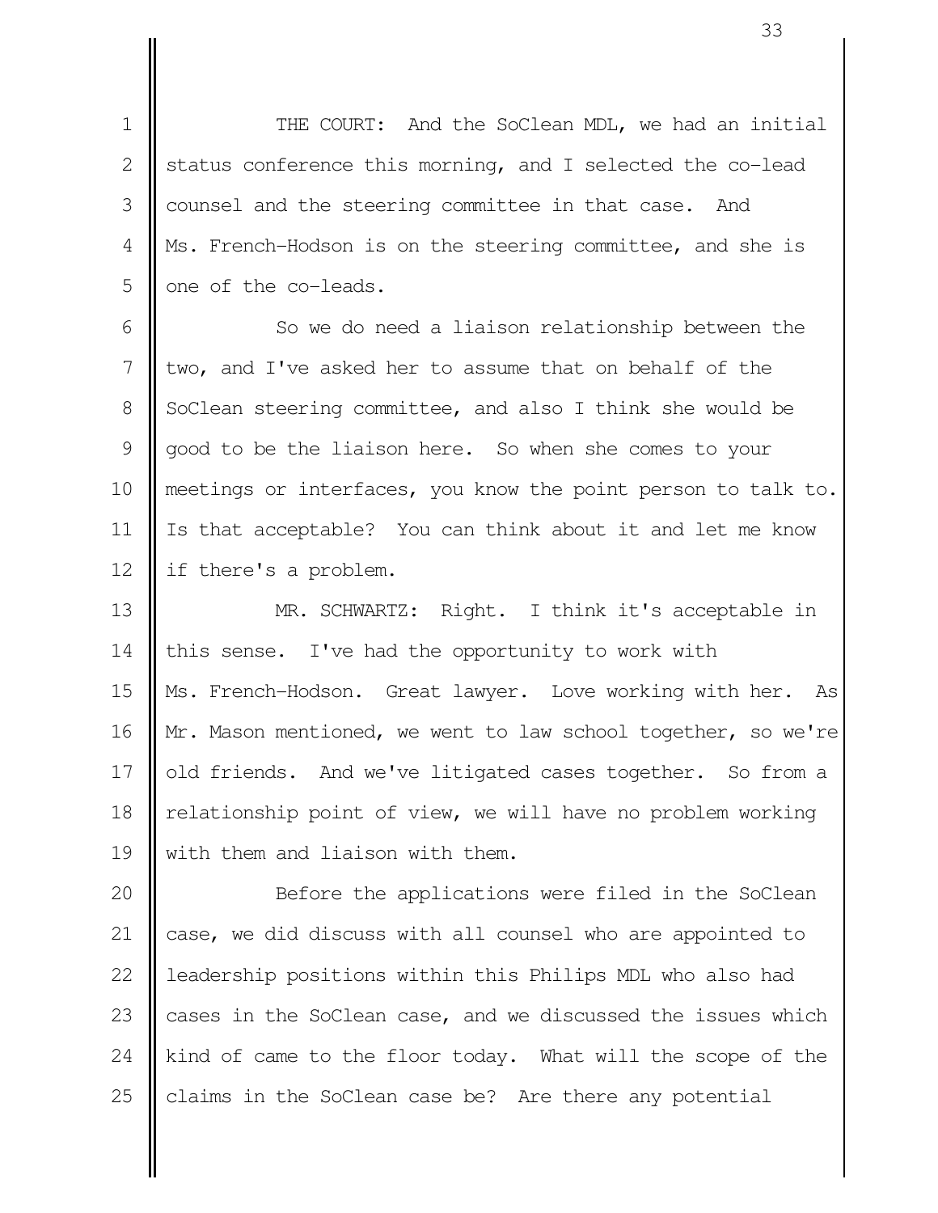THE COURT: And the SoClean MDL, we had an initial status conference this morning, and I selected the co-lead counsel and the steering committee in that case. And Ms. French-Hodson is on the steering committee, and she is one of the co-leads.

So we do need a liaison relationship between the two, and I've asked her to assume that on behalf of the SoClean steering committee, and also I think she would be good to be the liaison here. So when she comes to your meetings or interfaces, you know the point person to talk to. Is that acceptable? You can think about it and let me know if there's a problem.

MR. SCHWARTZ: Right. I think it's acceptable in this sense. I've had the opportunity to work with Ms. French-Hodson. Great lawyer. Love working with her. As Mr. Mason mentioned, we went to law school together, so we're old friends. And we've litigated cases together. So from a relationship point of view, we will have no problem working with them and liaison with them.

Before the applications were filed in the SoClean case, we did discuss with all counsel who are appointed to leadership positions within this Philips MDL who also had cases in the SoClean case, and we discussed the issues which kind of came to the floor today. What will the scope of the claims in the SoClean case be? Are there any potential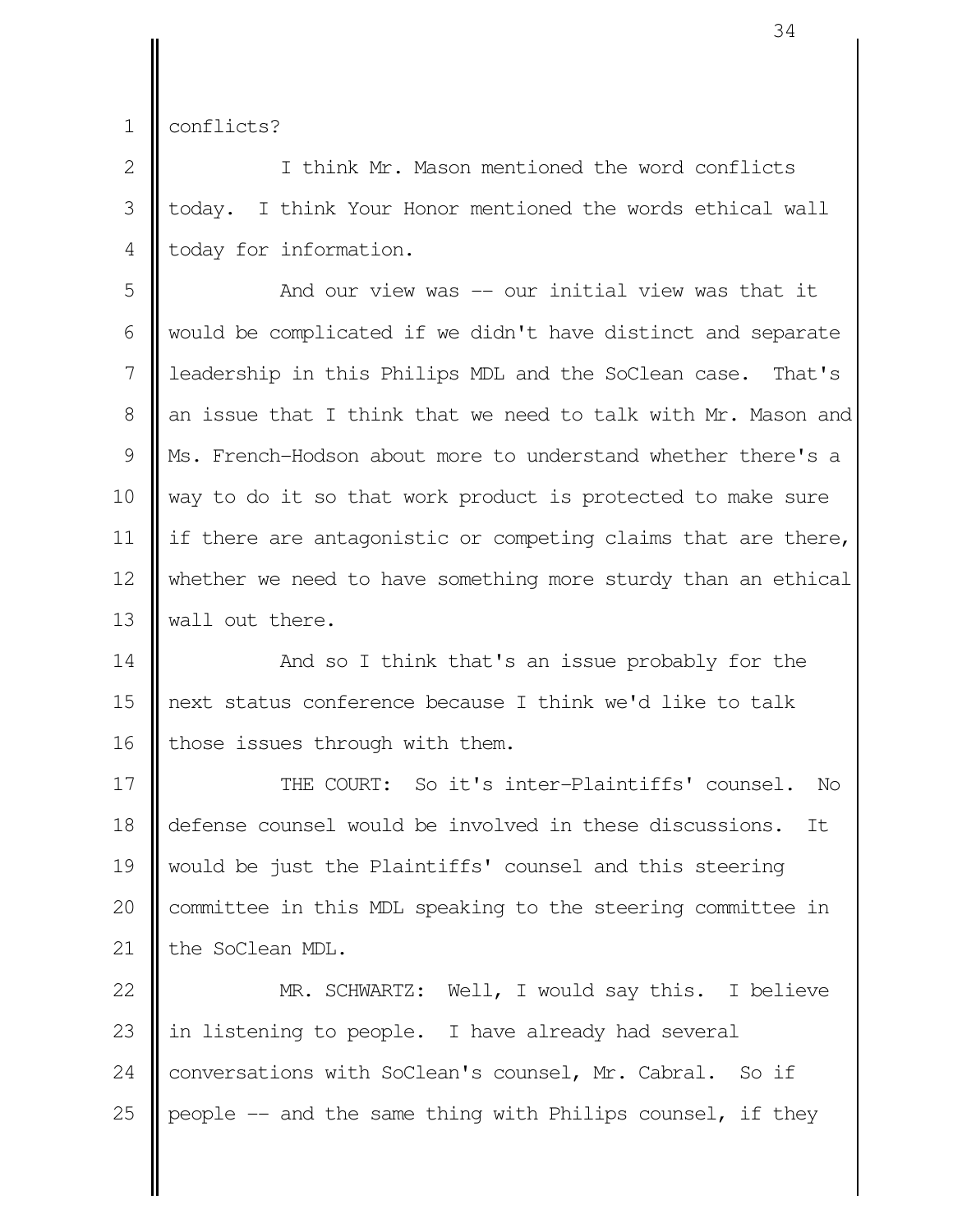conflicts?

I think Mr. Mason mentioned the word conflicts today. I think Your Honor mentioned the words ethical wall today for information.

And our view was -- our initial view was that it would be complicated if we didn't have distinct and separate leadership in this Philips MDL and the SoClean case. That's an issue that I think that we need to talk with Mr. Mason and Ms. French-Hodson about more to understand whether there's a way to do it so that work product is protected to make sure if there are antagonistic or competing claims that are there, whether we need to have something more sturdy than an ethical wall out there.

And so I think that's an issue probably for the next status conference because I think we'd like to talk those issues through with them.

THE COURT: So it's inter-Plaintiffs' counsel. No defense counsel would be involved in these discussions. It would be just the Plaintiffs' counsel and this steering committee in this MDL speaking to the steering committee in the SoClean MDL.

MR. SCHWARTZ: Well, I would say this. I believe in listening to people. I have already had several conversations with SoClean's counsel, Mr. Cabral. So if people -- and the same thing with Philips counsel, if they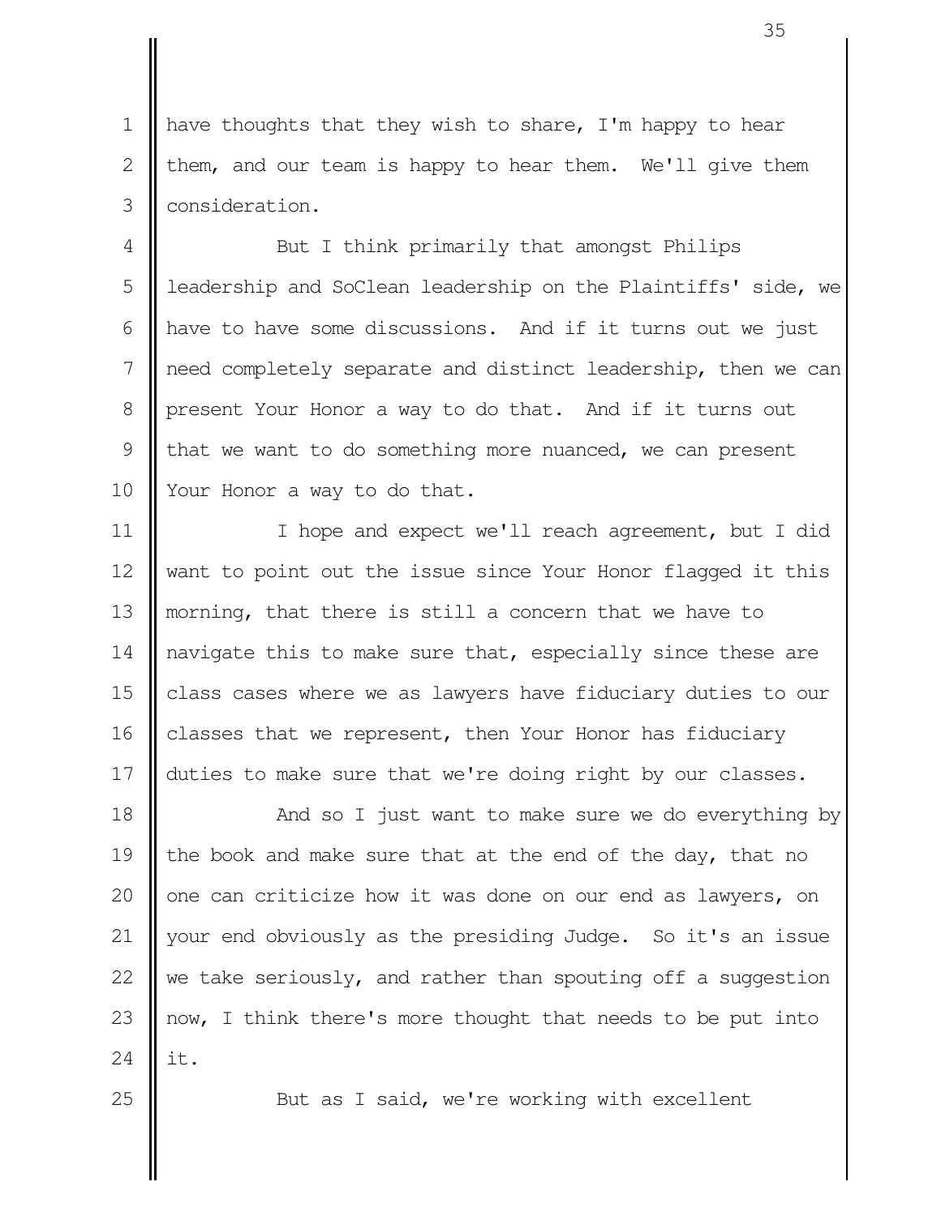have thoughts that they wish to share, I'm happy to hear them, and our team is happy to hear them. We'll give them consideration.

But I think primarily that amongst Philips leadership and SoClean leadership on the Plaintiffs' side, we have to have some discussions. And if it turns out we just need completely separate and distinct leadership, then we can present Your Honor a way to do that. And if it turns out that we want to do something more nuanced, we can present Your Honor a way to do that.

I hope and expect we'll reach agreement, but I did want to point out the issue since Your Honor flagged it this morning, that there is still a concern that we have to navigate this to make sure that, especially since these are class cases where we as lawyers have fiduciary duties to our classes that we represent, then Your Honor has fiduciary duties to make sure that we're doing right by our classes.

And so I just want to make sure we do everything by the book and make sure that at the end of the day, that no one can criticize how it was done on our end as lawyers, on your end obviously as the presiding Judge. So it's an issue we take seriously, and rather than spouting off a suggestion now, I think there's more thought that needs to be put into it.

But as I said, we're working with excellent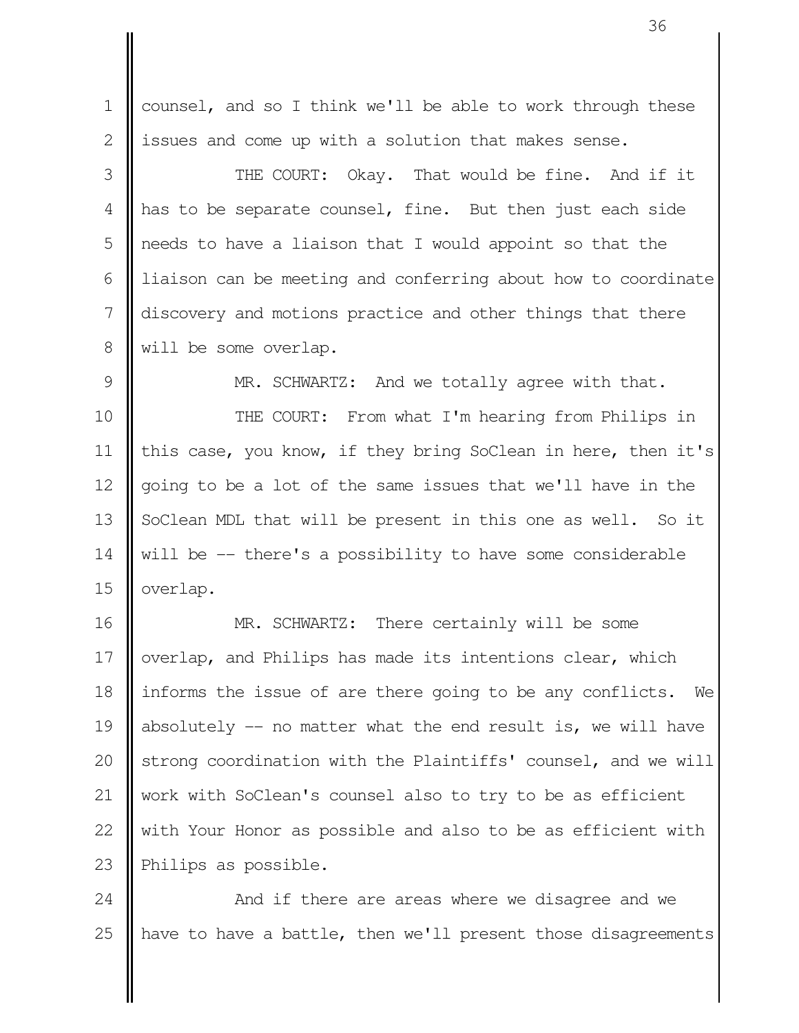counsel, and so I think we'll be able to work through these issues and come up with a solution that makes sense.

THE COURT: Okay. That would be fine. And if it has to be separate counsel, fine. But then just each side needs to have a liaison that I would appoint so that the liaison can be meeting and conferring about how to coordinate discovery and motions practice and other things that there will be some overlap.

MR. SCHWARTZ: And we totally agree with that.

THE COURT: From what I'm hearing from Philips in this case, you know, if they bring SoClean in here, then it's going to be a lot of the same issues that we'll have in the SoClean MDL that will be present in this one as well. So it will be -- there's a possibility to have some considerable overlap.

MR. SCHWARTZ: There certainly will be some overlap, and Philips has made its intentions clear, which informs the issue of are there going to be any conflicts. We absolutely -- no matter what the end result is, we will have strong coordination with the Plaintiffs' counsel, and we will work with SoClean's counsel also to try to be as efficient with Your Honor as possible and also to be as efficient with Philips as possible.

And if there are areas where we disagree and we have to have a battle, then we'll present those disagreements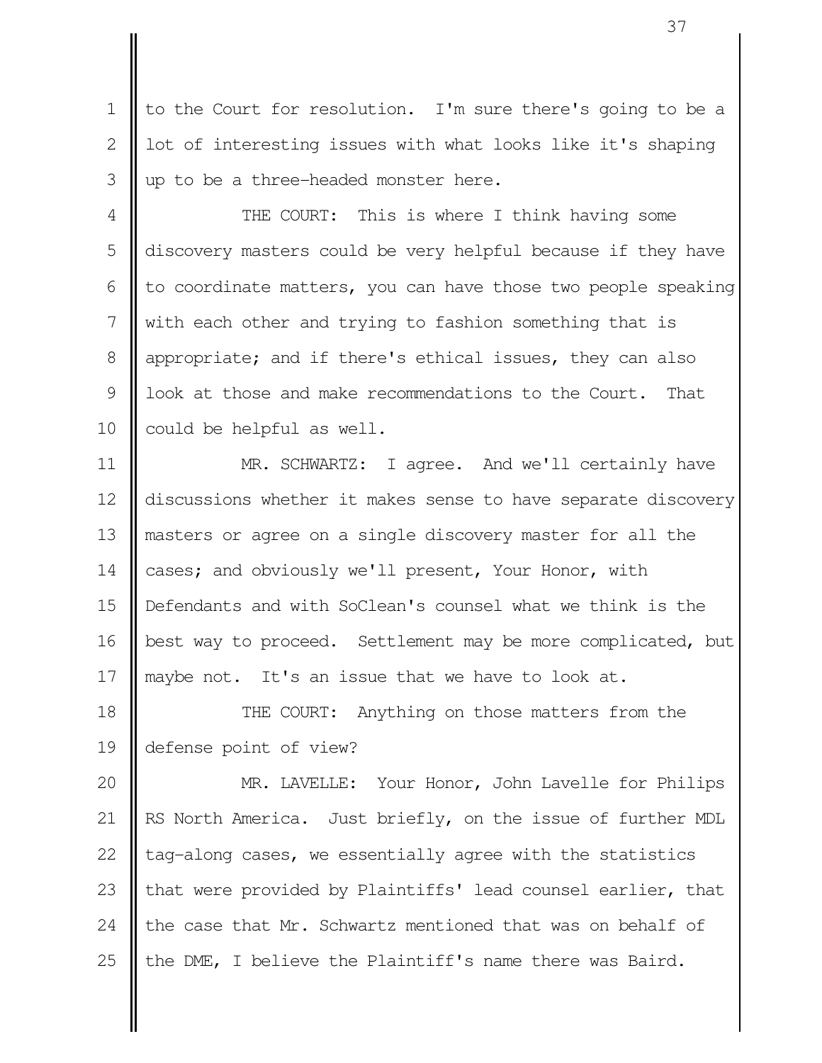to the Court for resolution. I'm sure there's going to be a lot of interesting issues with what looks like it's shaping up to be a three-headed monster here.

THE COURT: This is where I think having some discovery masters could be very helpful because if they have to coordinate matters, you can have those two people speaking with each other and trying to fashion something that is appropriate; and if there's ethical issues, they can also look at those and make recommendations to the Court. That could be helpful as well.

MR. SCHWARTZ: I agree. And we'll certainly have discussions whether it makes sense to have separate discovery masters or agree on a single discovery master for all the cases; and obviously we'll present, Your Honor, with Defendants and with SoClean's counsel what we think is the best way to proceed. Settlement may be more complicated, but maybe not. It's an issue that we have to look at.

THE COURT: Anything on those matters from the defense point of view?

MR. LAVELLE: Your Honor, John Lavelle for Philips RS North America. Just briefly, on the issue of further MDL tag-along cases, we essentially agree with the statistics that were provided by Plaintiffs' lead counsel earlier, that the case that Mr. Schwartz mentioned that was on behalf of the DME, I believe the Plaintiff's name there was Baird.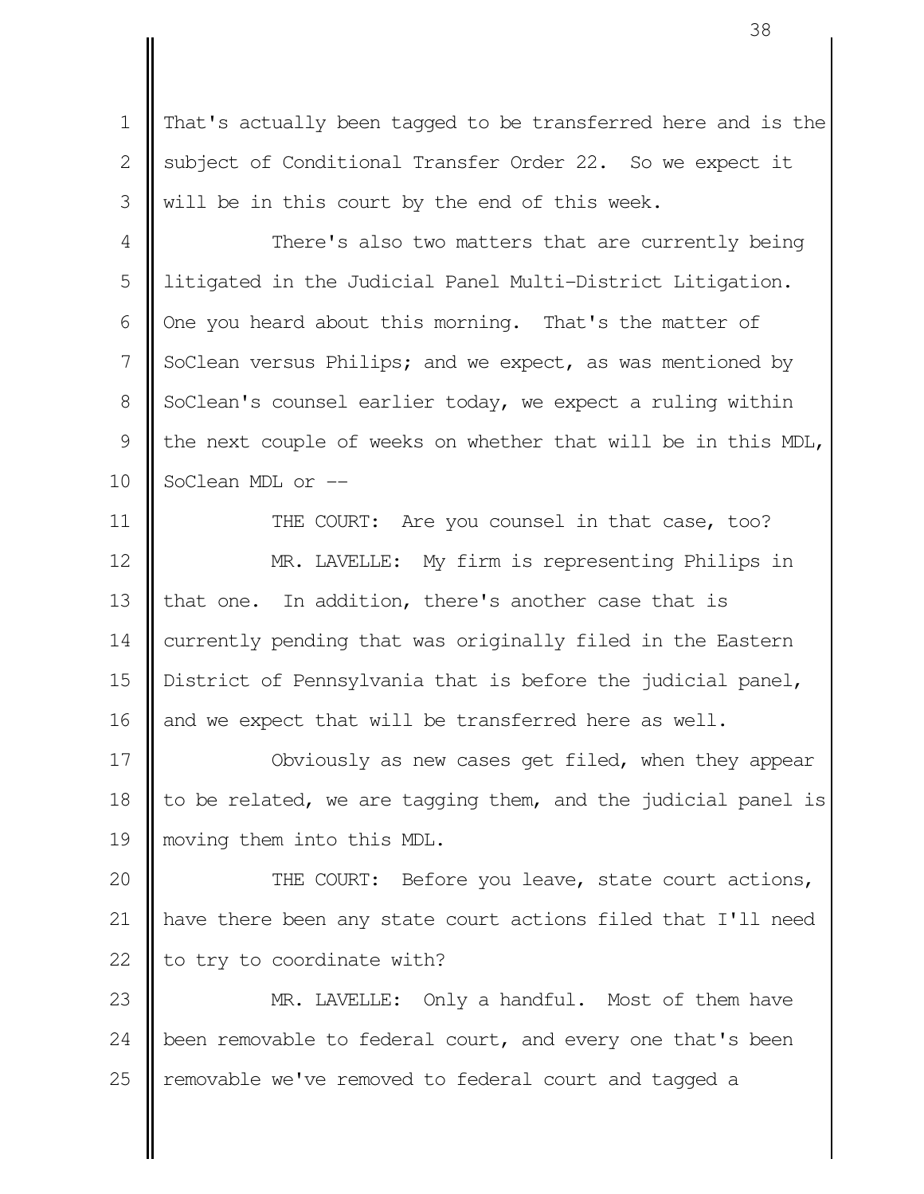That's actually been tagged to be transferred here and is the subject of Conditional Transfer Order 22. So we expect it will be in this court by the end of this week.

There's also two matters that are currently being litigated in the Judicial Panel Multi-District Litigation. One you heard about this morning. That's the matter of SoClean versus Philips; and we expect, as was mentioned by SoClean's counsel earlier today, we expect a ruling within the next couple of weeks on whether that will be in this MDL, SoClean MDL or --

THE COURT: Are you counsel in that case, too?

MR. LAVELLE: My firm is representing Philips in that one. In addition, there's another case that is currently pending that was originally filed in the Eastern District of Pennsylvania that is before the judicial panel, and we expect that will be transferred here as well.

Obviously as new cases get filed, when they appear to be related, we are tagging them, and the judicial panel is moving them into this MDL.

THE COURT: Before you leave, state court actions, have there been any state court actions filed that I'll need to try to coordinate with?

MR. LAVELLE: Only a handful. Most of them have been removable to federal court, and every one that's been removable we've removed to federal court and tagged a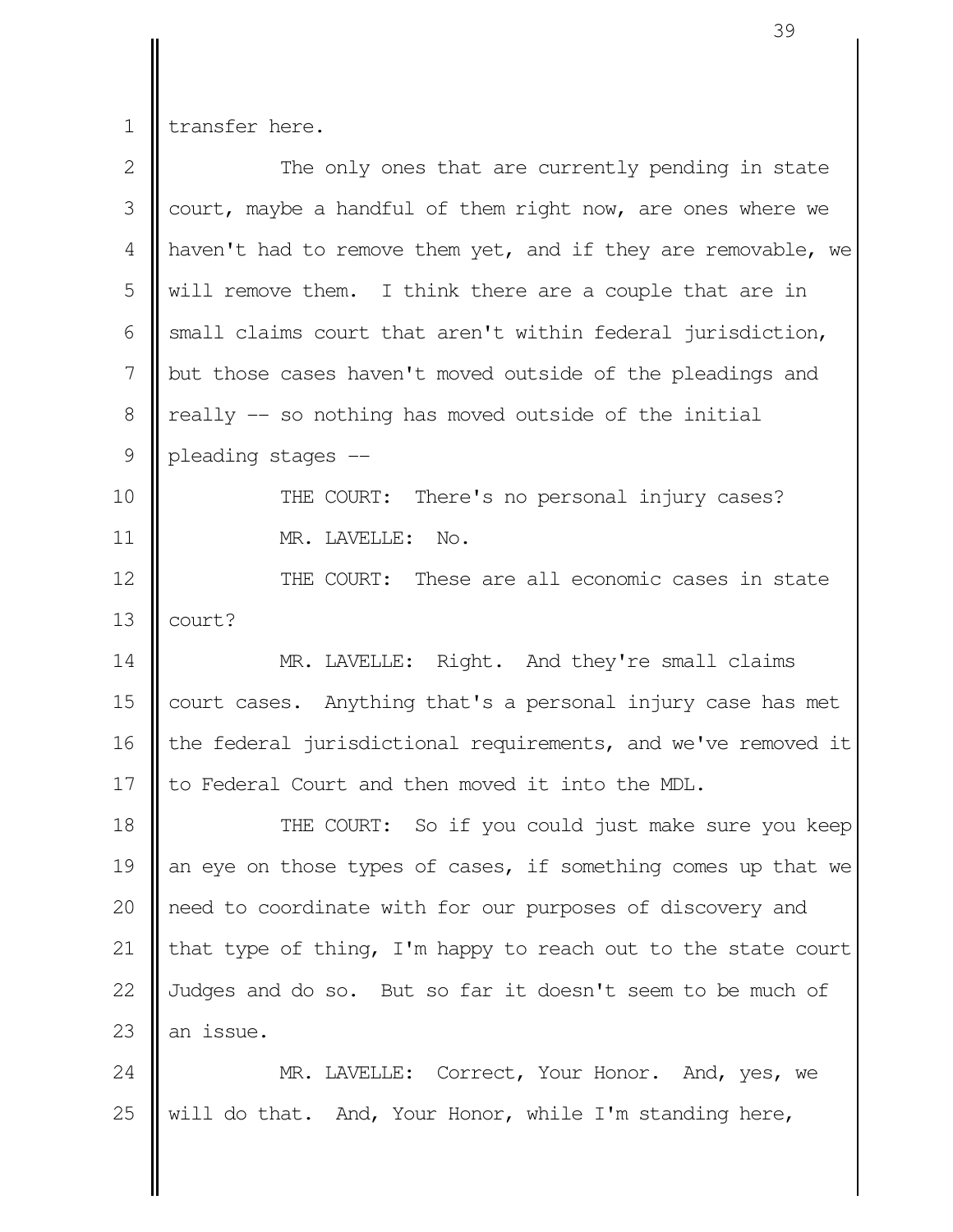transfer here.

The only ones that are currently pending in state court, maybe a handful of them right now, are ones where we haven't had to remove them yet, and if they are removable, we will remove them. I think there are a couple that are in small claims court that aren't within federal jurisdiction, but those cases haven't moved outside of the pleadings and really -- so nothing has moved outside of the initial pleading stages --

THE COURT: There's no personal injury cases?

MR. LAVELLE: No.

THE COURT: These are all economic cases in state court?

MR. LAVELLE: Right. And they're small claims court cases. Anything that's a personal injury case has met the federal jurisdictional requirements, and we've removed it to Federal Court and then moved it into the MDL.

THE COURT: So if you could just make sure you keep an eye on those types of cases, if something comes up that we need to coordinate with for our purposes of discovery and that type of thing, I'm happy to reach out to the state court Judges and do so. But so far it doesn't seem to be much of an issue.

MR. LAVELLE: Correct, Your Honor. And, yes, we will do that. And, Your Honor, while I'm standing here,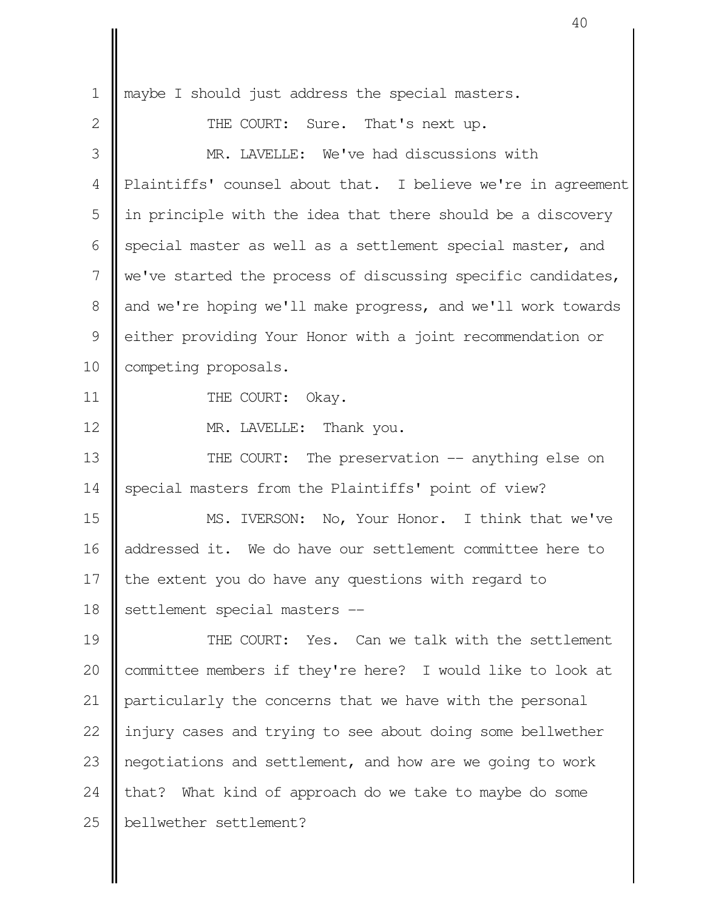maybe I should just address the special masters.

THE COURT: Sure. That's next up.

MR. LAVELLE: We've had discussions with Plaintiffs' counsel about that. I believe we're in agreement in principle with the idea that there should be a discovery special master as well as a settlement special master, and we've started the process of discussing specific candidates, and we're hoping we'll make progress, and we'll work towards either providing Your Honor with a joint recommendation or competing proposals.

THE COURT: Okay.

MR. LAVELLE: Thank you.

THE COURT: The preservation -- anything else on special masters from the Plaintiffs' point of view?

MS. IVERSON: No, Your Honor. I think that we've addressed it. We do have our settlement committee here to the extent you do have any questions with regard to settlement special masters --

THE COURT: Yes. Can we talk with the settlement committee members if they're here? I would like to look at particularly the concerns that we have with the personal injury cases and trying to see about doing some bellwether negotiations and settlement, and how are we going to work that? What kind of approach do we take to maybe do some bellwether settlement?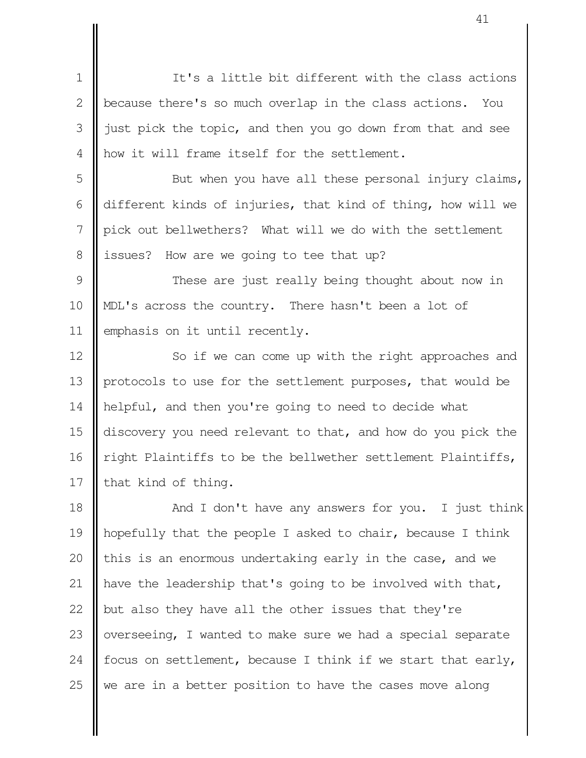It's a little bit different with the class actions because there's so much overlap in the class actions. You just pick the topic, and then you go down from that and see how it will frame itself for the settlement.

But when you have all these personal injury claims, different kinds of injuries, that kind of thing, how will we pick out bellwethers? What will we do with the settlement issues? How are we going to tee that up?

These are just really being thought about now in MDL's across the country. There hasn't been a lot of emphasis on it until recently.

So if we can come up with the right approaches and protocols to use for the settlement purposes, that would be helpful, and then you're going to need to decide what discovery you need relevant to that, and how do you pick the right Plaintiffs to be the bellwether settlement Plaintiffs, that kind of thing.

And I don't have any answers for you. I just think hopefully that the people I asked to chair, because I think this is an enormous undertaking early in the case, and we have the leadership that's going to be involved with that, but also they have all the other issues that they're overseeing, I wanted to make sure we had a special separate focus on settlement, because I think if we start that early, we are in a better position to have the cases move along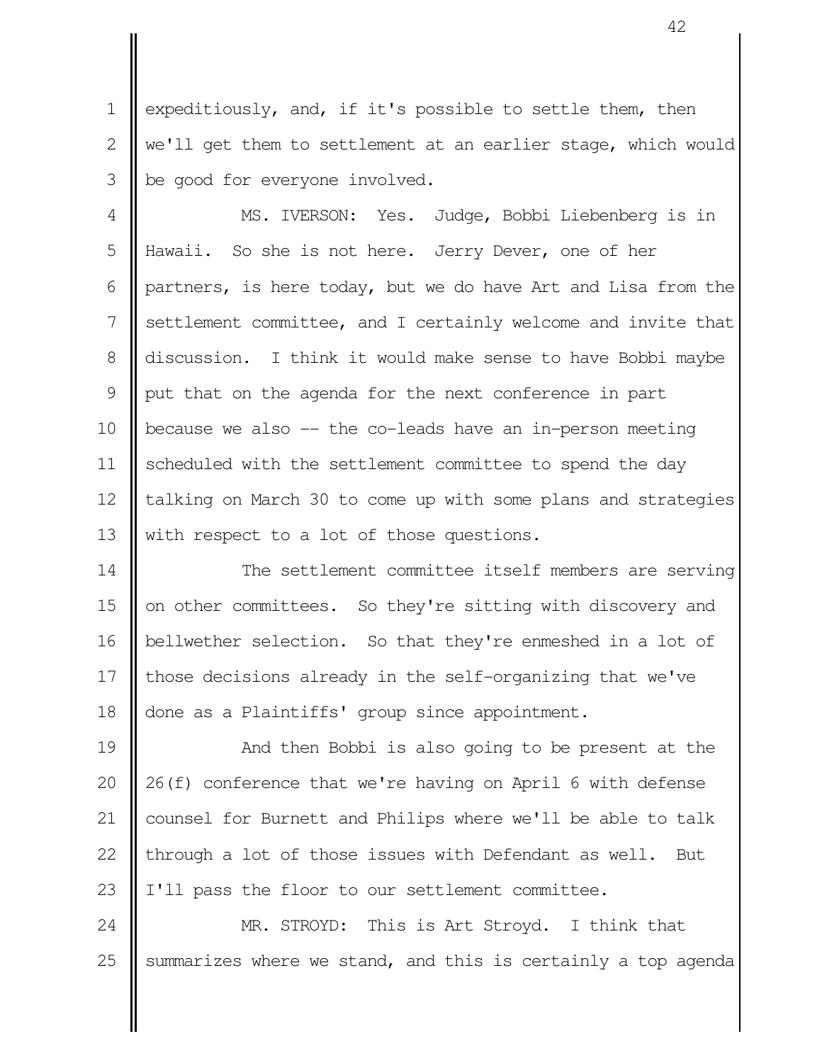expeditiously, and, if it's possible to settle them, then we'll get them to settlement at an earlier stage, which would be good for everyone involved.

MS. IVERSON: Yes. Judge, Bobbi Liebenberg is in Hawaii. So she is not here. Jerry Dever, one of her partners, is here today, but we do have Art and Lisa from the settlement committee, and I certainly welcome and invite that discussion. I think it would make sense to have Bobbi maybe put that on the agenda for the next conference in part because we also -- the co-leads have an in-person meeting scheduled with the settlement committee to spend the day talking on March 30 to come up with some plans and strategies with respect to a lot of those questions.

The settlement committee itself members are serving on other committees. So they're sitting with discovery and bellwether selection. So that they're enmeshed in a lot of those decisions already in the self-organizing that we've done as a Plaintiffs' group since appointment.

And then Bobbi is also going to be present at the 26(f) conference that we're having on April 6 with defense counsel for Burnett and Philips where we'll be able to talk through a lot of those issues with Defendant as well. But I'll pass the floor to our settlement committee.

MR. STROYD: This is Art Stroyd. I think that summarizes where we stand, and this is certainly a top agenda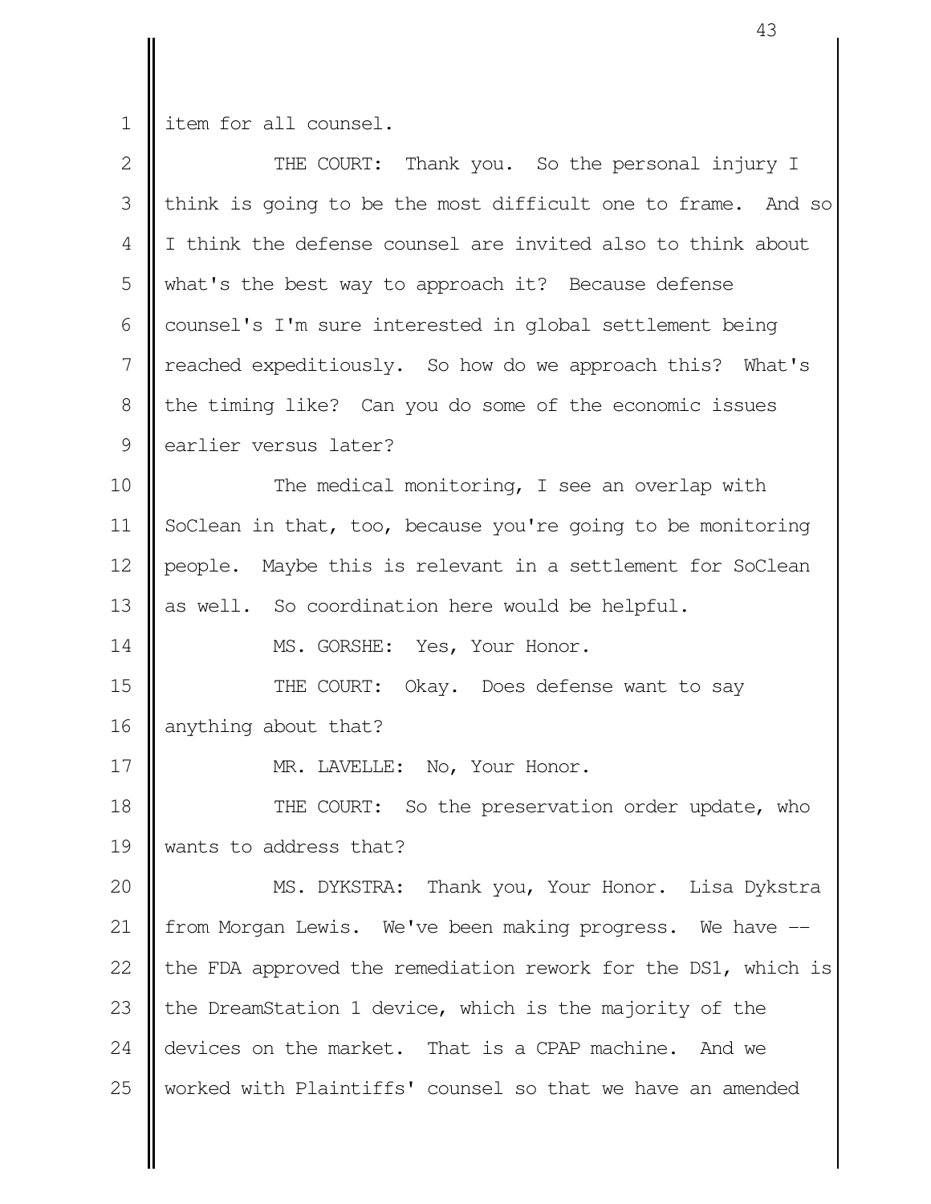item for all counsel.

THE COURT: Thank you. So the personal injury I think is going to be the most difficult one to frame. And so I think the defense counsel are invited also to think about what's the best way to approach it? Because defense counsel's I'm sure interested in global settlement being reached expeditiously. So how do we approach this? What's the timing like? Can you do some of the economic issues earlier versus later?

The medical monitoring, I see an overlap with SoClean in that, too, because you're going to be monitoring people. Maybe this is relevant in a settlement for SoClean as well. So coordination here would be helpful.

MS. GORSHE: Yes, Your Honor.

THE COURT: Okay. Does defense want to say anything about that?

MR. LAVELLE: No, Your Honor.

THE COURT: So the preservation order update, who wants to address that?

MS. DYKSTRA: Thank you, Your Honor. Lisa Dykstra from Morgan Lewis. We've been making progress. We have -- the FDA approved the remediation rework for the DS1, which is the DreamStation 1 device, which is the majority of the devices on the market. That is a CPAP machine. And we worked with Plaintiffs' counsel so that we have an amended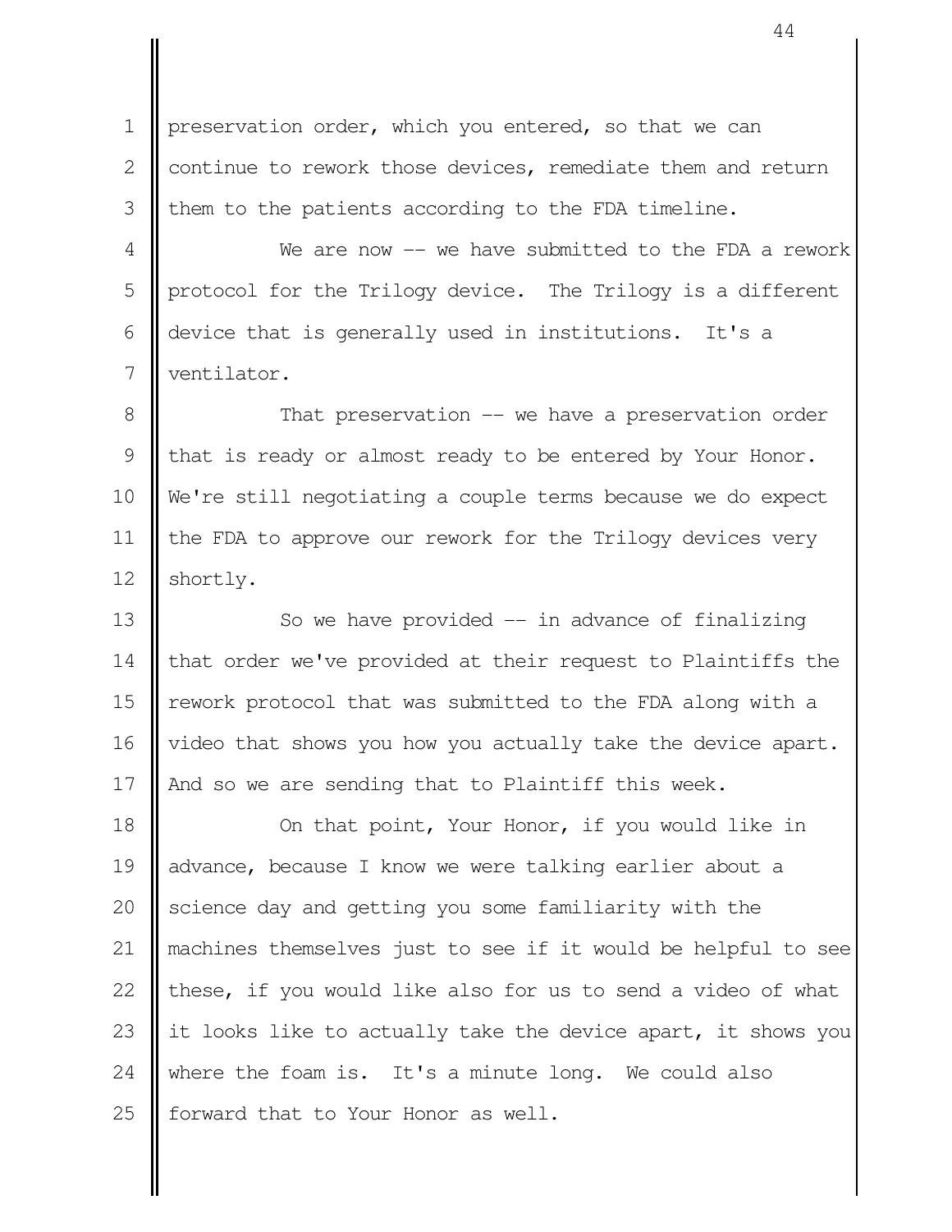preservation order, which you entered, so that we can continue to rework those devices, remediate them and return them to the patients according to the FDA timeline.

We are now -- we have submitted to the FDA a rework protocol for the Trilogy device. The Trilogy is a different device that is generally used in institutions. It's a ventilator.

That preservation -- we have a preservation order that is ready or almost ready to be entered by Your Honor. We're still negotiating a couple terms because we do expect the FDA to approve our rework for the Trilogy devices very shortly.

So we have provided -- in advance of finalizing that order we've provided at their request to Plaintiffs the rework protocol that was submitted to the FDA along with a video that shows you how you actually take the device apart. And so we are sending that to Plaintiff this week.

On that point, Your Honor, if you would like in advance, because I know we were talking earlier about a science day and getting you some familiarity with the machines themselves just to see if it would be helpful to see these, if you would like also for us to send a video of what it looks like to actually take the device apart, it shows you where the foam is. It's a minute long. We could also forward that to Your Honor as well.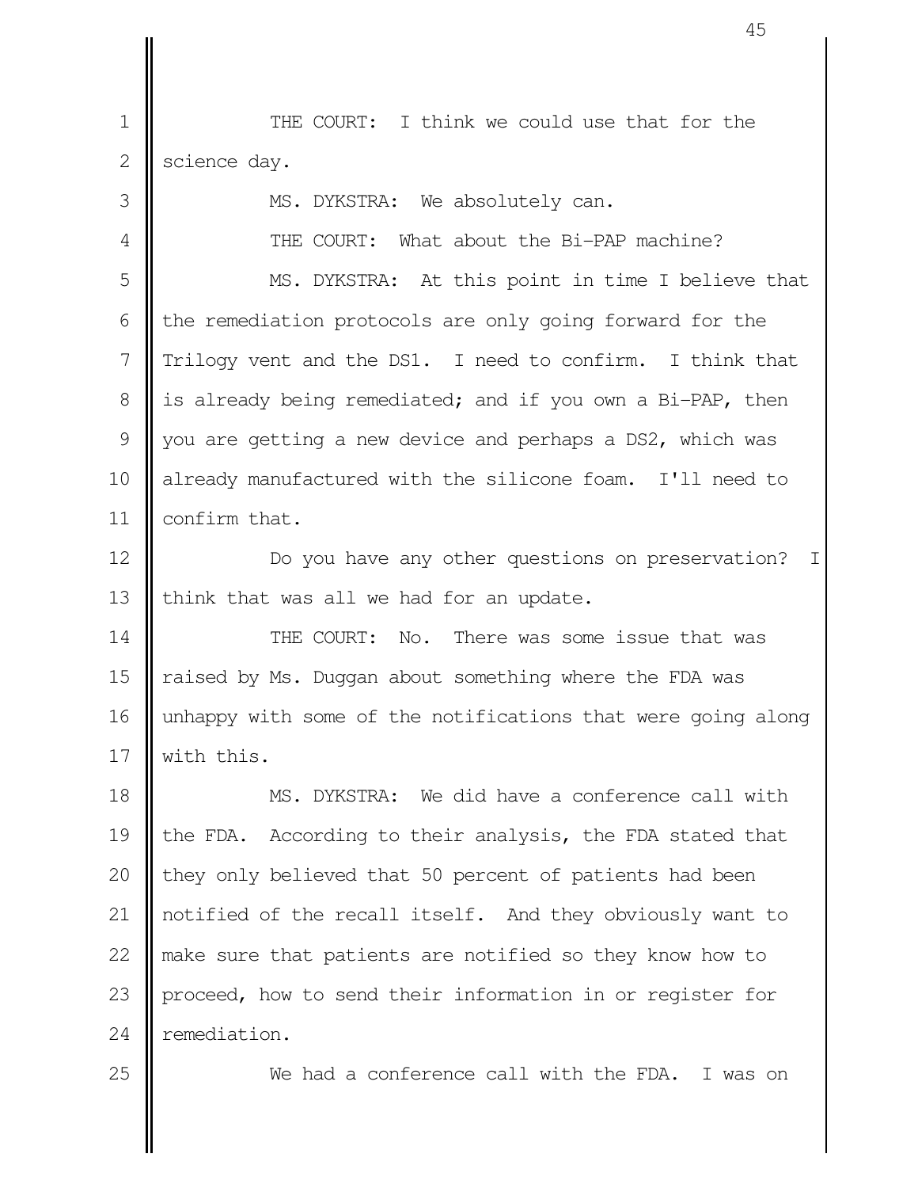THE COURT: I think we could use that for the science day.

MS. DYKSTRA: We absolutely can.

THE COURT: What about the Bi-PAP machine?

MS. DYKSTRA: At this point in time I believe that the remediation protocols are only going forward for the Trilogy vent and the DS1. I need to confirm. I think that is already being remediated; and if you own a Bi-PAP, then you are getting a new device and perhaps a DS2, which was already manufactured with the silicone foam. I'll need to confirm that.

Do you have any other questions on preservation? I think that was all we had for an update.

THE COURT: No. There was some issue that was raised by Ms. Duggan about something where the FDA was unhappy with some of the notifications that were going along with this.

MS. DYKSTRA: We did have a conference call with the FDA. According to their analysis, the FDA stated that they only believed that 50 percent of patients had been notified of the recall itself. And they obviously want to make sure that patients are notified so they know how to proceed, how to send their information in or register for remediation.

We had a conference call with the FDA. I was on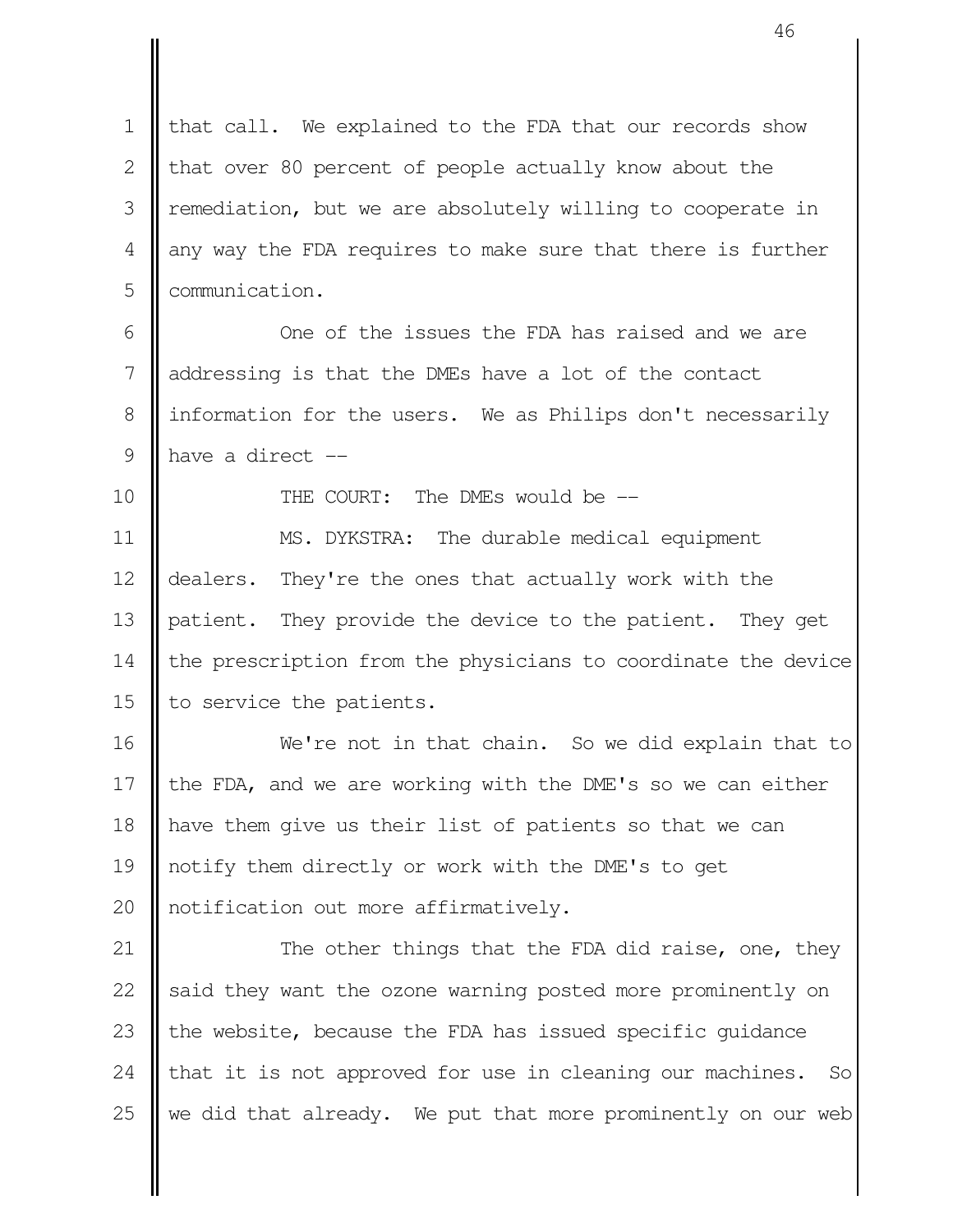that call. We explained to the FDA that our records show that over 80 percent of people actually know about the remediation, but we are absolutely willing to cooperate in any way the FDA requires to make sure that there is further communication.

One of the issues the FDA has raised and we are addressing is that the DMEs have a lot of the contact information for the users. We as Philips don't necessarily have a direct --

THE COURT: The DMEs would be --

MS. DYKSTRA: The durable medical equipment dealers. They're the ones that actually work with the patient. They provide the device to the patient. They get the prescription from the physicians to coordinate the device to service the patients.

We're not in that chain. So we did explain that to the FDA, and we are working with the DME's so we can either have them give us their list of patients so that we can notify them directly or work with the DME's to get notification out more affirmatively.

The other things that the FDA did raise, one, they said they want the ozone warning posted more prominently on the website, because the FDA has issued specific guidance that it is not approved for use in cleaning our machines. So we did that already. We put that more prominently on our web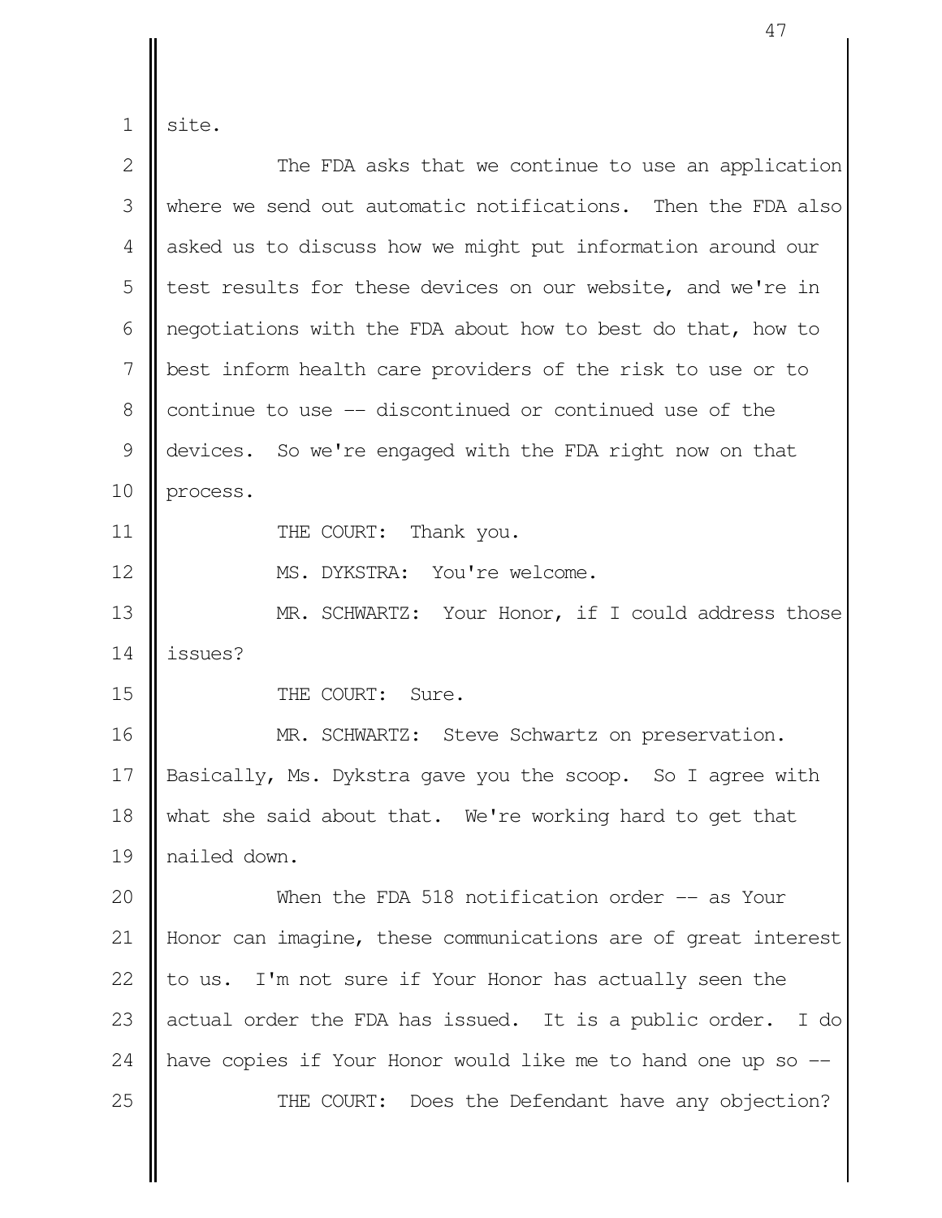site.

The FDA asks that we continue to use an application where we send out automatic notifications. Then the FDA also asked us to discuss how we might put information around our test results for these devices on our website, and we're in negotiations with the FDA about how to best do that, how to best inform health care providers of the risk to use or to continue to use -- discontinued or continued use of the devices. So we're engaged with the FDA right now on that process.

THE COURT: Thank you.

MS. DYKSTRA: You're welcome.

MR. SCHWARTZ: Your Honor, if I could address those issues?

THE COURT: Sure.

MR. SCHWARTZ: Steve Schwartz on preservation. Basically, Ms. Dykstra gave you the scoop. So I agree with what she said about that. We're working hard to get that nailed down.

When the FDA 518 notification order -- as Your Honor can imagine, these communications are of great interest to us. I'm not sure if Your Honor has actually seen the actual order the FDA has issued. It is a public order. I do have copies if Your Honor would like me to hand one up so --

THE COURT: Does the Defendant have any objection?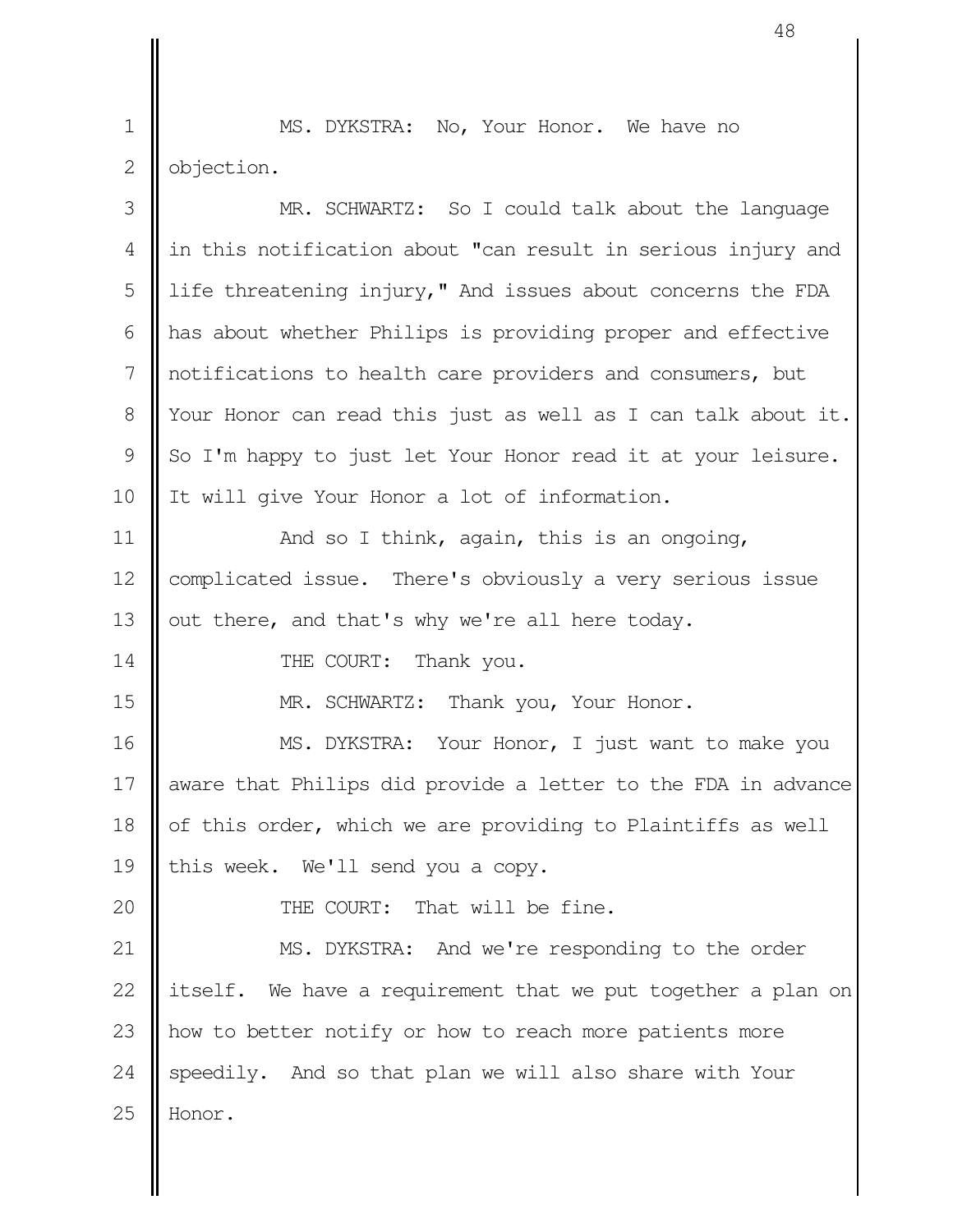MS. DYKSTRA: No, Your Honor. We have no objection.

MR. SCHWARTZ: So I could talk about the language in this notification about "can result in serious injury and life threatening injury," And issues about concerns the FDA has about whether Philips is providing proper and effective notifications to health care providers and consumers, but Your Honor can read this just as well as I can talk about it. So I'm happy to just let Your Honor read it at your leisure. It will give Your Honor a lot of information.

And so I think, again, this is an ongoing, complicated issue. There's obviously a very serious issue out there, and that's why we're all here today.

THE COURT: Thank you.

MR. SCHWARTZ: Thank you, Your Honor.

MS. DYKSTRA: Your Honor, I just want to make you aware that Philips did provide a letter to the FDA in advance of this order, which we are providing to Plaintiffs as well this week. We'll send you a copy.

THE COURT: That will be fine.

MS. DYKSTRA: And we're responding to the order itself. We have a requirement that we put together a plan on how to better notify or how to reach more patients more speedily. And so that plan we will also share with Your Honor.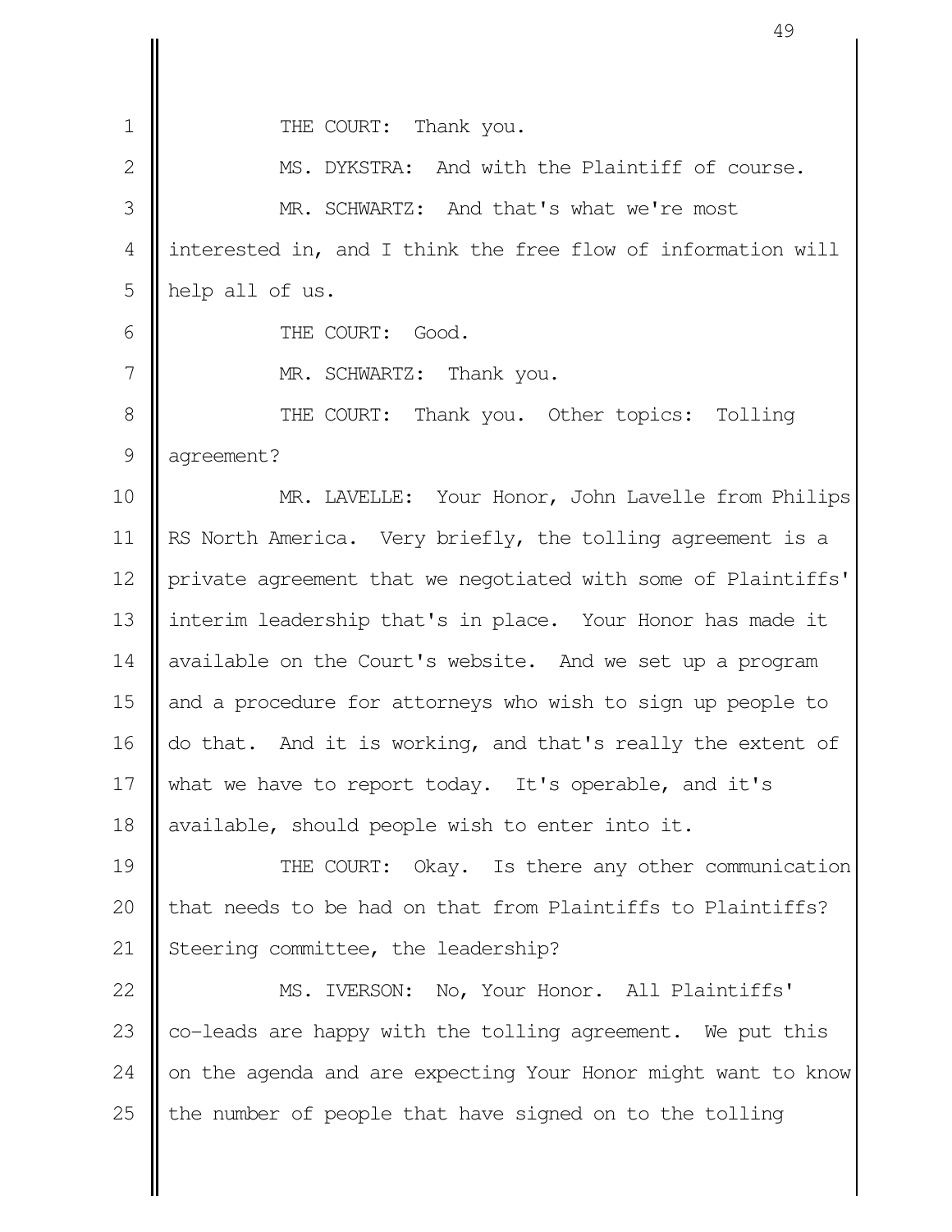THE COURT: Thank you.

MS. DYKSTRA: And with the Plaintiff of course.

MR. SCHWARTZ: And that's what we're most interested in, and I think the free flow of information will help all of us.

THE COURT: Good.

MR. SCHWARTZ: Thank you.

THE COURT: Thank you. Other topics: Tolling agreement?

MR. LAVELLE: Your Honor, John Lavelle from Philips RS North America. Very briefly, the tolling agreement is a private agreement that we negotiated with some of Plaintiffs' interim leadership that's in place. Your Honor has made it available on the Court's website. And we set up a program and a procedure for attorneys who wish to sign up people to do that. And it is working, and that's really the extent of what we have to report today. It's operable, and it's available, should people wish to enter into it.

THE COURT: Okay. Is there any other communication that needs to be had on that from Plaintiffs to Plaintiffs? Steering committee, the leadership?

MS. IVERSON: No, Your Honor. All Plaintiffs' co-leads are happy with the tolling agreement. We put this on the agenda and are expecting Your Honor might want to know the number of people that have signed on to the tolling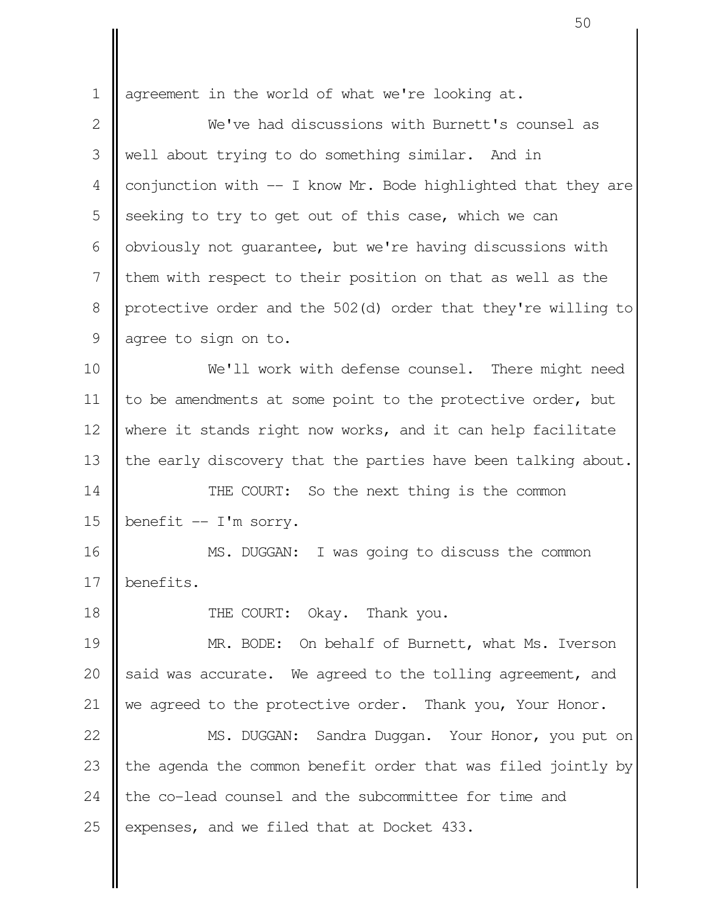agreement in the world of what we're looking at.

We've had discussions with Burnett's counsel as well about trying to do something similar. And in conjunction with -- I know Mr. Bode highlighted that they are seeking to try to get out of this case, which we can obviously not guarantee, but we're having discussions with them with respect to their position on that as well as the protective order and the 502(d) order that they're willing to agree to sign on to.

We'll work with defense counsel. There might need to be amendments at some point to the protective order, but where it stands right now works, and it can help facilitate the early discovery that the parties have been talking about.

THE COURT: So the next thing is the common benefit -- I'm sorry.

MS. DUGGAN: I was going to discuss the common benefits.

THE COURT: Okay. Thank you.

MR. BODE: On behalf of Burnett, what Ms. Iverson said was accurate. We agreed to the tolling agreement, and we agreed to the protective order. Thank you, Your Honor.

MS. DUGGAN: Sandra Duggan. Your Honor, you put on the agenda the common benefit order that was filed jointly by the co-lead counsel and the subcommittee for time and expenses, and we filed that at Docket 433.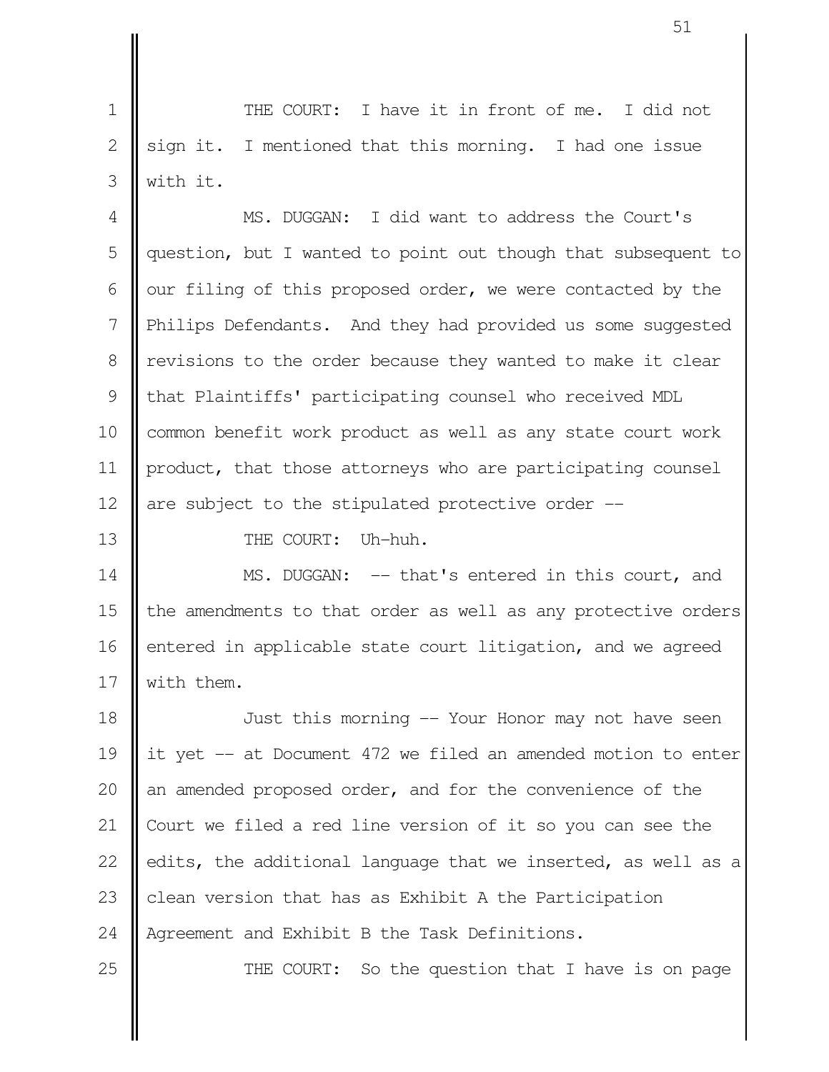THE COURT: I have it in front of me. I did not sign it. I mentioned that this morning. I had one issue with it.

MS. DUGGAN: I did want to address the Court's question, but I wanted to point out though that subsequent to our filing of this proposed order, we were contacted by the Philips Defendants. And they had provided us some suggested revisions to the order because they wanted to make it clear that Plaintiffs' participating counsel who received MDL common benefit work product as well as any state court work product, that those attorneys who are participating counsel are subject to the stipulated protective order --

THE COURT: Uh-huh.

MS. DUGGAN: -- that's entered in this court, and the amendments to that order as well as any protective orders entered in applicable state court litigation, and we agreed with them.

Just this morning -- Your Honor may not have seen it yet -- at Document 472 we filed an amended motion to enter an amended proposed order, and for the convenience of the Court we filed a red line version of it so you can see the edits, the additional language that we inserted, as well as a clean version that has as Exhibit A the Participation Agreement and Exhibit B the Task Definitions.

THE COURT: So the question that I have is on page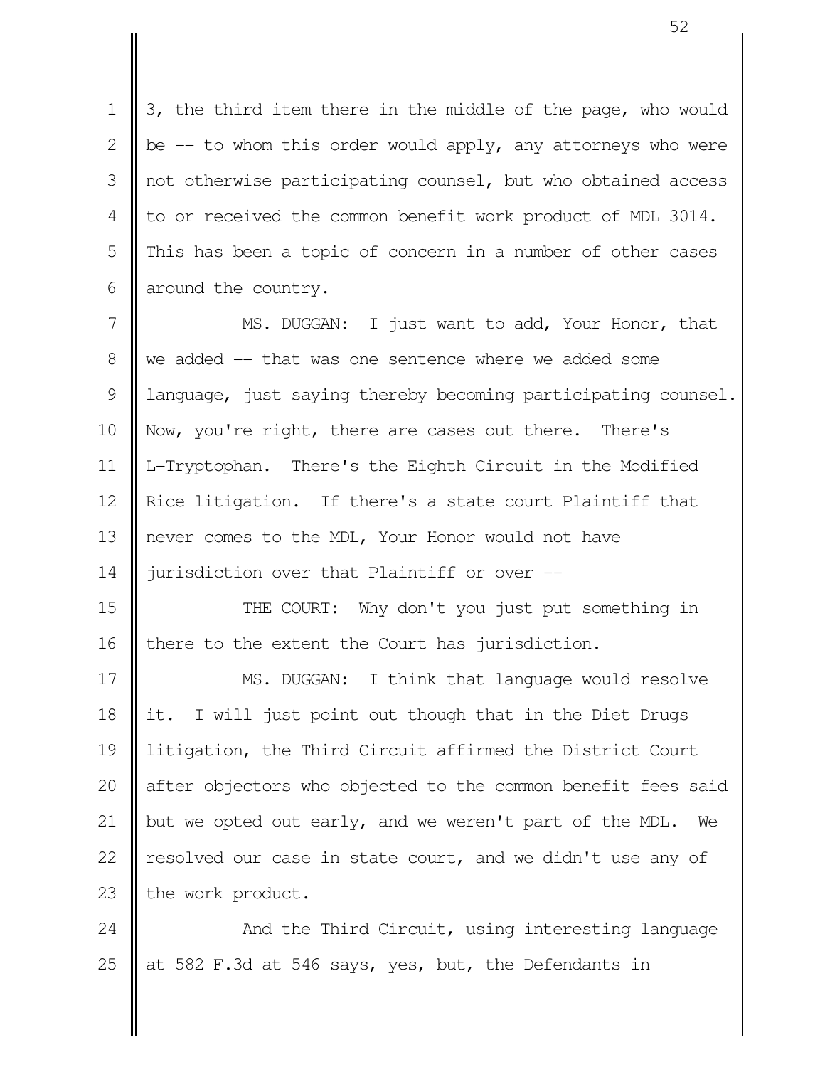3, the third item there in the middle of the page, who would be -- to whom this order would apply, any attorneys who were not otherwise participating counsel, but who obtained access to or received the common benefit work product of MDL 3014. This has been a topic of concern in a number of other cases around the country.

MS. DUGGAN: I just want to add, Your Honor, that we added -- that was one sentence where we added some language, just saying thereby becoming participating counsel. Now, you're right, there are cases out there. There's L-Tryptophan. There's the Eighth Circuit in the Modified Rice litigation. If there's a state court Plaintiff that never comes to the MDL, Your Honor would not have jurisdiction over that Plaintiff or over --

THE COURT: Why don't you just put something in there to the extent the Court has jurisdiction.

MS. DUGGAN: I think that language would resolve it. I will just point out though that in the Diet Drugs litigation, the Third Circuit affirmed the District Court after objectors who objected to the common benefit fees said but we opted out early, and we weren't part of the MDL. We resolved our case in state court, and we didn't use any of the work product.

And the Third Circuit, using interesting language at 582 F.3d at 546 says, yes, but, the Defendants in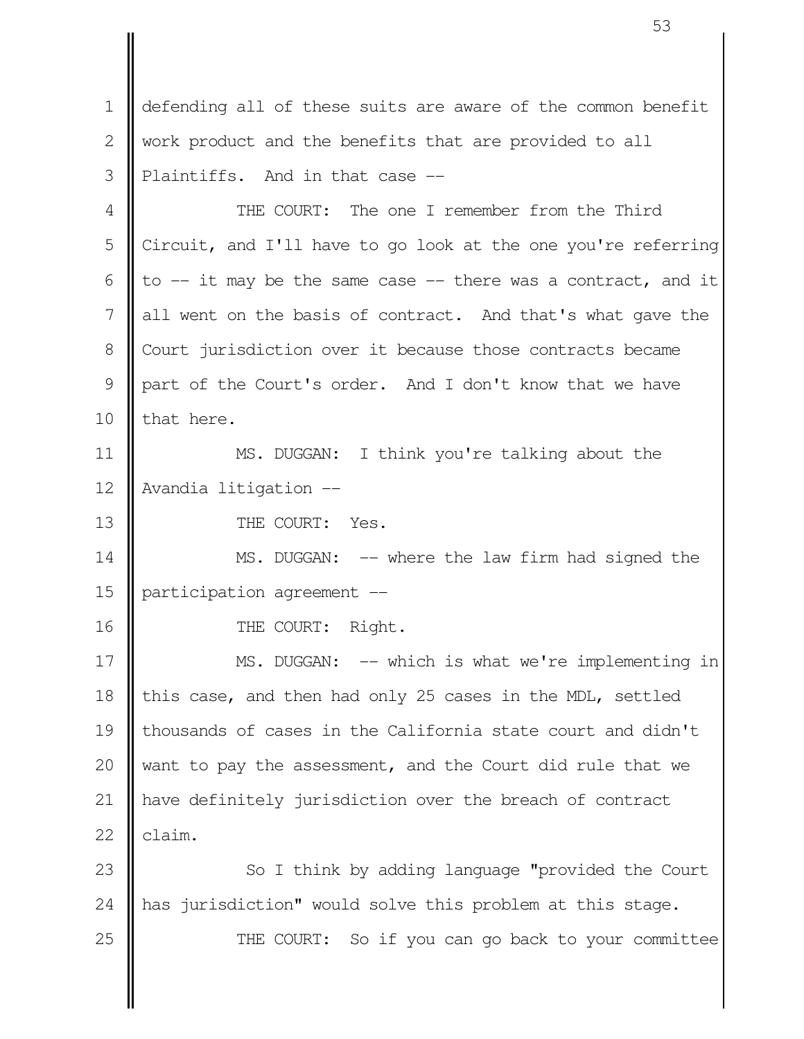defending all of these suits are aware of the common benefit work product and the benefits that are provided to all Plaintiffs. And in that case --

THE COURT: The one I remember from the Third Circuit, and I'll have to go look at the one you're referring to -- it may be the same case -- there was a contract, and it all went on the basis of contract. And that's what gave the Court jurisdiction over it because those contracts became part of the Court's order. And I don't know that we have that here.

MS. DUGGAN: I think you're talking about the Avandia litigation --

THE COURT: Yes.

MS. DUGGAN: -- where the law firm had signed the participation agreement --

THE COURT: Right.

MS. DUGGAN: -- which is what we're implementing in this case, and then had only 25 cases in the MDL, settled thousands of cases in the California state court and didn't want to pay the assessment, and the Court did rule that we have definitely jurisdiction over the breach of contract claim.

So I think by adding language "provided the Court has jurisdiction" would solve this problem at this stage.

THE COURT: So if you can go back to your committee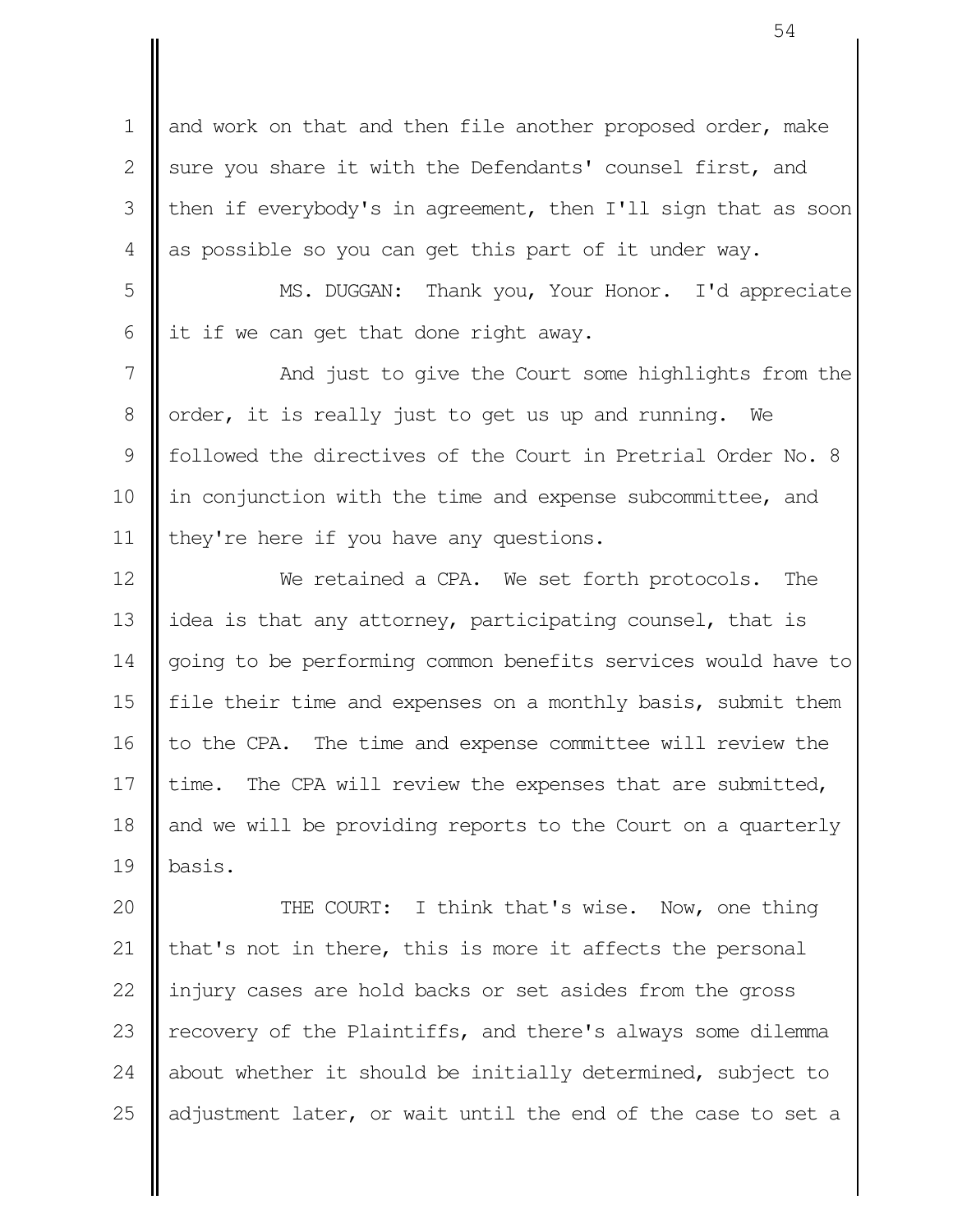and work on that and then file another proposed order, make sure you share it with the Defendants' counsel first, and then if everybody's in agreement, then I'll sign that as soon as possible so you can get this part of it under way.

MS. DUGGAN: Thank you, Your Honor. I'd appreciate it if we can get that done right away.

And just to give the Court some highlights from the order, it is really just to get us up and running. We followed the directives of the Court in Pretrial Order No. 8 in conjunction with the time and expense subcommittee, and they're here if you have any questions.

We retained a CPA. We set forth protocols. The idea is that any attorney, participating counsel, that is going to be performing common benefits services would have to file their time and expenses on a monthly basis, submit them to the CPA. The time and expense committee will review the time. The CPA will review the expenses that are submitted, and we will be providing reports to the Court on a quarterly basis.

THE COURT: I think that's wise. Now, one thing that's not in there, this is more it affects the personal injury cases are hold backs or set asides from the gross recovery of the Plaintiffs, and there's always some dilemma about whether it should be initially determined, subject to adjustment later, or wait until the end of the case to set a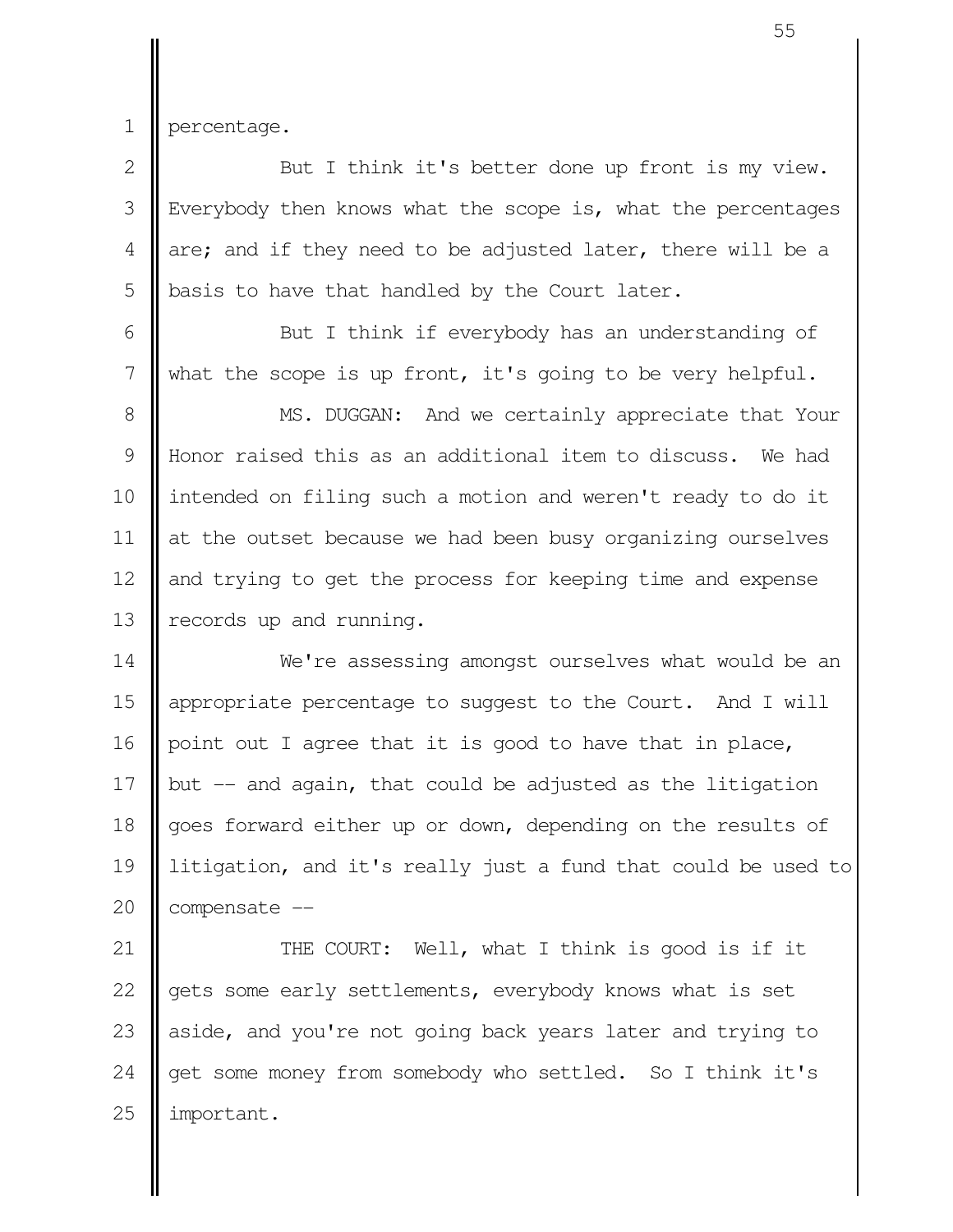percentage.

But I think it's better done up front is my view. Everybody then knows what the scope is, what the percentages are; and if they need to be adjusted later, there will be a basis to have that handled by the Court later.

But I think if everybody has an understanding of what the scope is up front, it's going to be very helpful.

MS. DUGGAN: And we certainly appreciate that Your Honor raised this as an additional item to discuss. We had intended on filing such a motion and weren't ready to do it at the outset because we had been busy organizing ourselves and trying to get the process for keeping time and expense records up and running.

We're assessing amongst ourselves what would be an appropriate percentage to suggest to the Court. And I will point out I agree that it is good to have that in place, but -- and again, that could be adjusted as the litigation goes forward either up or down, depending on the results of litigation, and it's really just a fund that could be used to compensate --

THE COURT: Well, what I think is good is if it gets some early settlements, everybody knows what is set aside, and you're not going back years later and trying to get some money from somebody who settled. So I think it's important.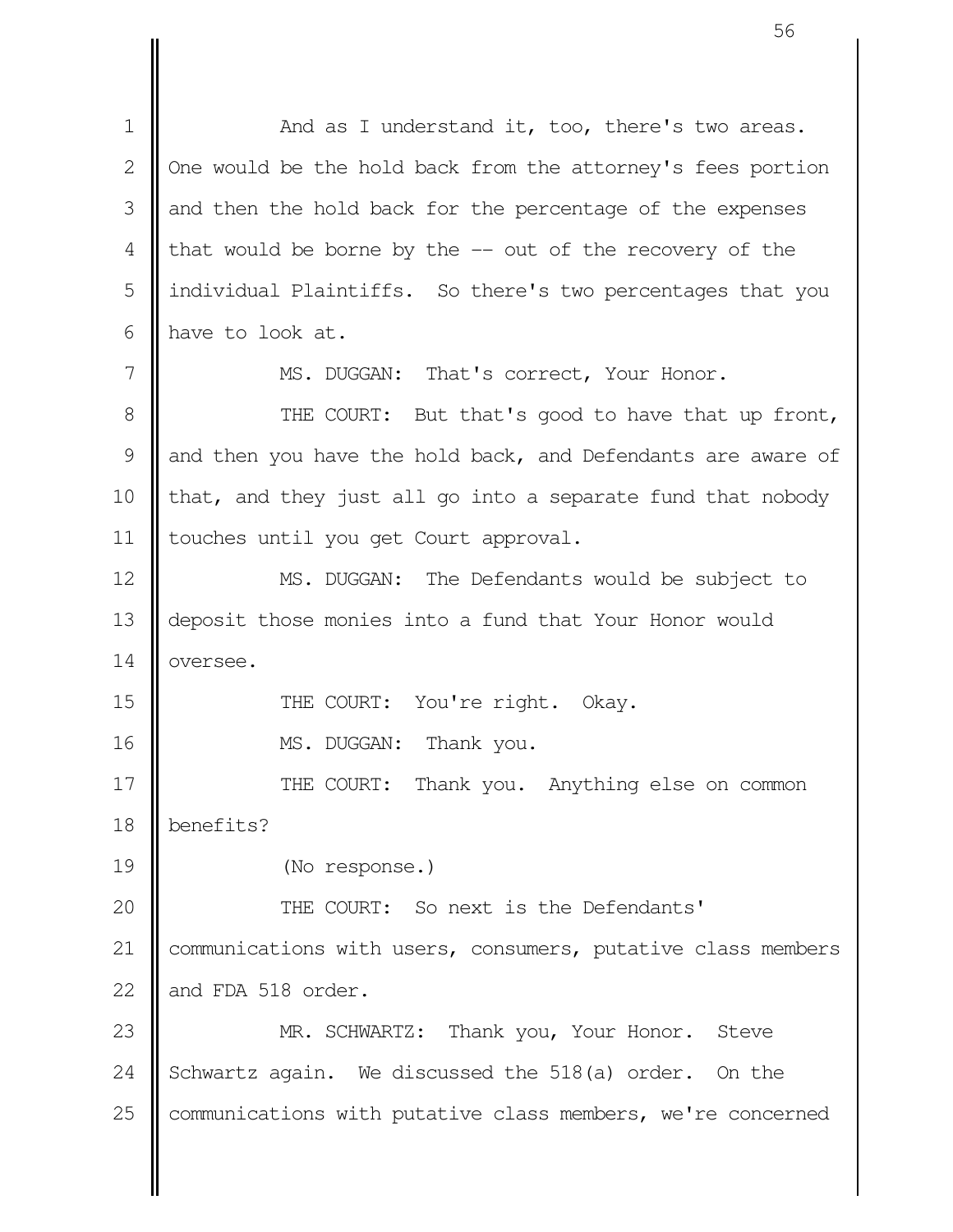And as I understand it, too, there's two areas. One would be the hold back from the attorney's fees portion and then the hold back for the percentage of the expenses that would be borne by the -- out of the recovery of the individual Plaintiffs. So there's two percentages that you have to look at.

MS. DUGGAN: That's correct, Your Honor.

THE COURT: But that's good to have that up front, and then you have the hold back, and Defendants are aware of that, and they just all go into a separate fund that nobody touches until you get Court approval.

MS. DUGGAN: The Defendants would be subject to deposit those monies into a fund that Your Honor would oversee.

THE COURT: You're right. Okay.

MS. DUGGAN: Thank you.

THE COURT: Thank you. Anything else on common benefits?

(No response.)

THE COURT: So next is the Defendants' communications with users, consumers, putative class members and FDA 518 order.

MR. SCHWARTZ: Thank you, Your Honor. Steve Schwartz again. We discussed the 518(a) order. On the communications with putative class members, we're concerned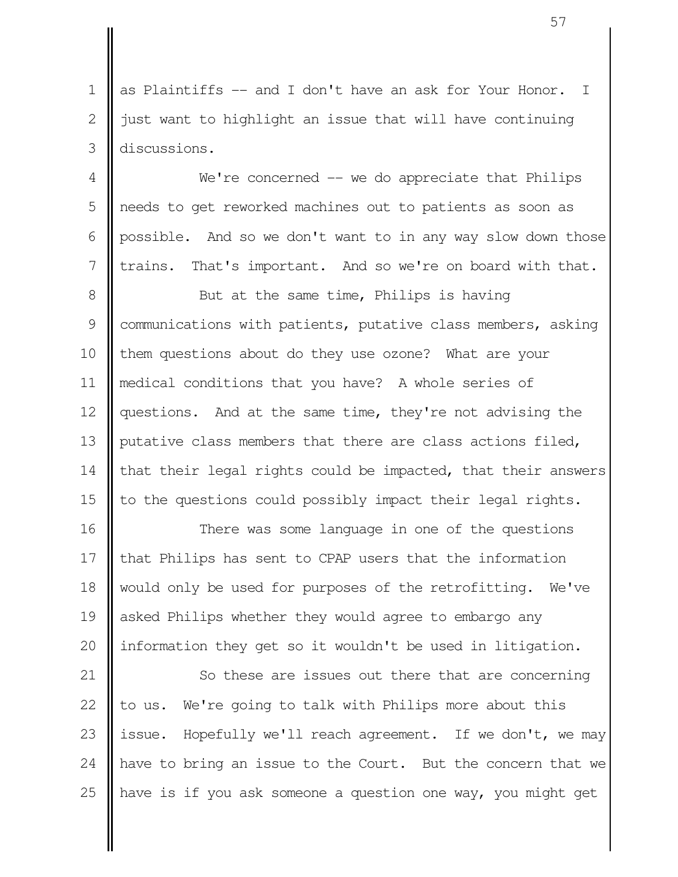as Plaintiffs -- and I don't have an ask for Your Honor. I just want to highlight an issue that will have continuing discussions.

We're concerned -- we do appreciate that Philips needs to get reworked machines out to patients as soon as possible. And so we don't want to in any way slow down those trains. That's important. And so we're on board with that.

But at the same time, Philips is having communications with patients, putative class members, asking them questions about do they use ozone? What are your medical conditions that you have? A whole series of questions. And at the same time, they're not advising the putative class members that there are class actions filed, that their legal rights could be impacted, that their answers to the questions could possibly impact their legal rights.

There was some language in one of the questions that Philips has sent to CPAP users that the information would only be used for purposes of the retrofitting. We've asked Philips whether they would agree to embargo any information they get so it wouldn't be used in litigation.

So these are issues out there that are concerning to us. We're going to talk with Philips more about this issue. Hopefully we'll reach agreement. If we don't, we may have to bring an issue to the Court. But the concern that we have is if you ask someone a question one way, you might get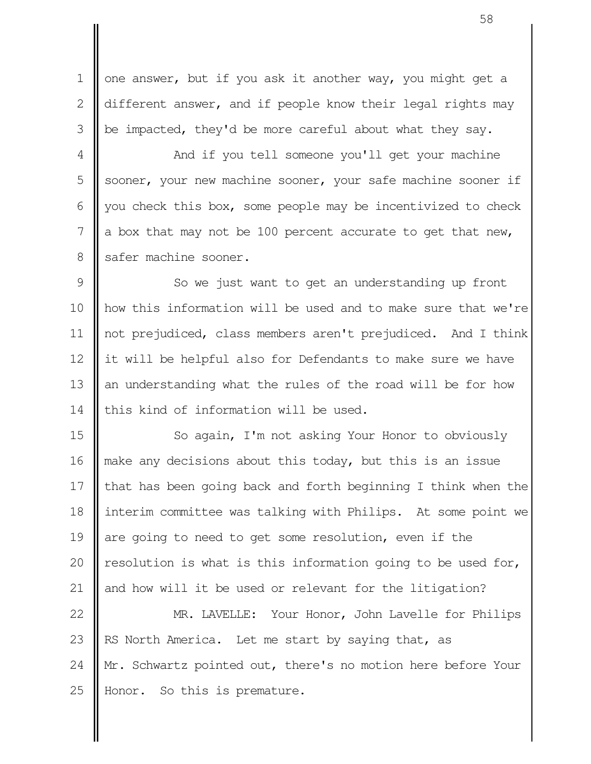one answer, but if you ask it another way, you might get a different answer, and if people know their legal rights may be impacted, they'd be more careful about what they say.

And if you tell someone you'll get your machine sooner, your new machine sooner, your safe machine sooner if you check this box, some people may be incentivized to check a box that may not be 100 percent accurate to get that new, safer machine sooner.

So we just want to get an understanding up front how this information will be used and to make sure that we're not prejudiced, class members aren't prejudiced. And I think it will be helpful also for Defendants to make sure we have an understanding what the rules of the road will be for how this kind of information will be used.

So again, I'm not asking Your Honor to obviously make any decisions about this today, but this is an issue that has been going back and forth beginning I think when the interim committee was talking with Philips. At some point we are going to need to get some resolution, even if the resolution is what is this information going to be used for, and how will it be used or relevant for the litigation?

MR. LAVELLE: Your Honor, John Lavelle for Philips RS North America. Let me start by saying that, as Mr. Schwartz pointed out, there's no motion here before Your Honor. So this is premature.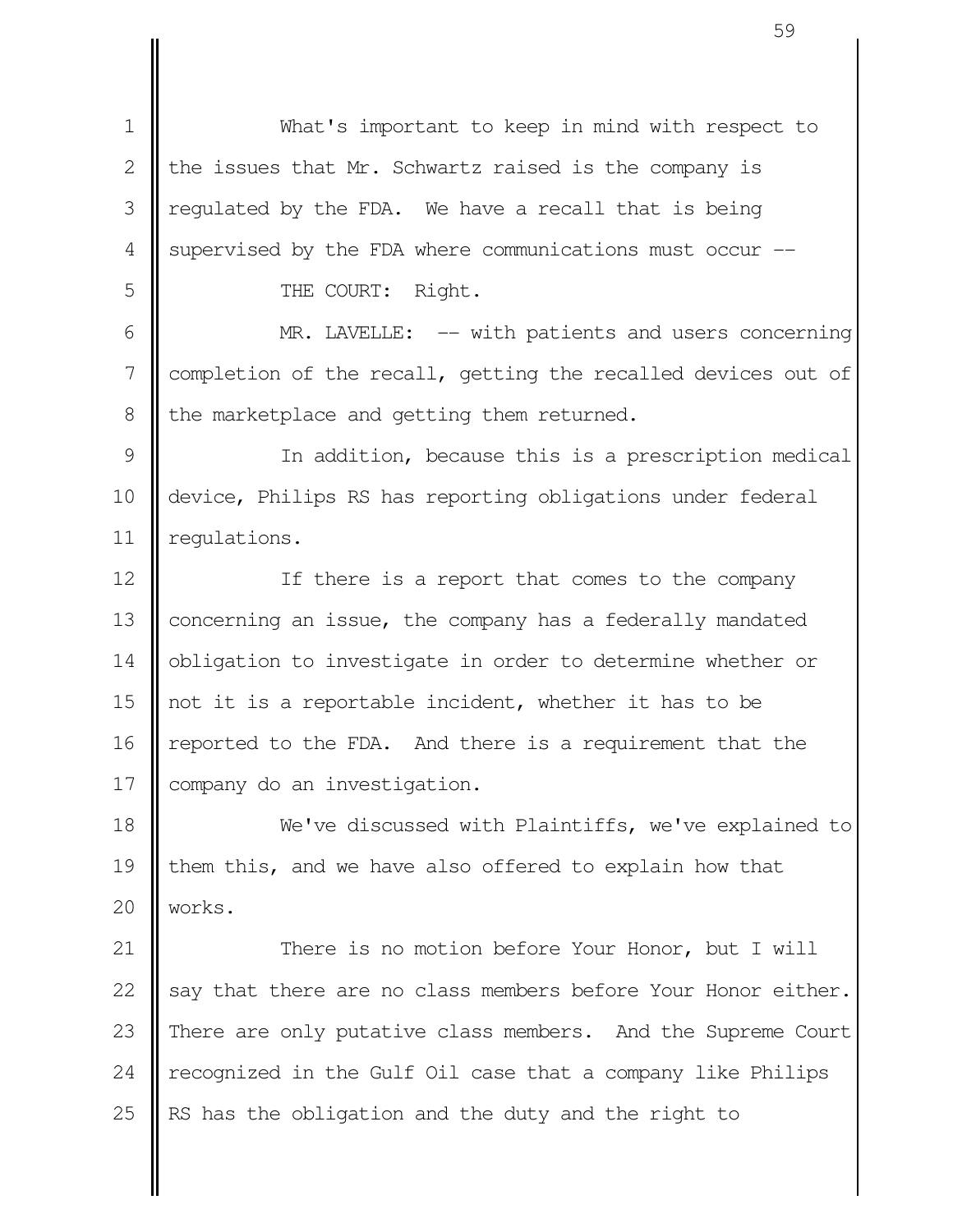What's important to keep in mind with respect to the issues that Mr. Schwartz raised is the company is regulated by the FDA. We have a recall that is being supervised by the FDA where communications must occur --

THE COURT: Right.

MR. LAVELLE: -- with patients and users concerning completion of the recall, getting the recalled devices out of the marketplace and getting them returned.

In addition, because this is a prescription medical device, Philips RS has reporting obligations under federal regulations.

If there is a report that comes to the company concerning an issue, the company has a federally mandated obligation to investigate in order to determine whether or not it is a reportable incident, whether it has to be reported to the FDA. And there is a requirement that the company do an investigation.

We've discussed with Plaintiffs, we've explained to them this, and we have also offered to explain how that works.

There is no motion before Your Honor, but I will say that there are no class members before Your Honor either. There are only putative class members. And the Supreme Court recognized in the Gulf Oil case that a company like Philips RS has the obligation and the duty and the right to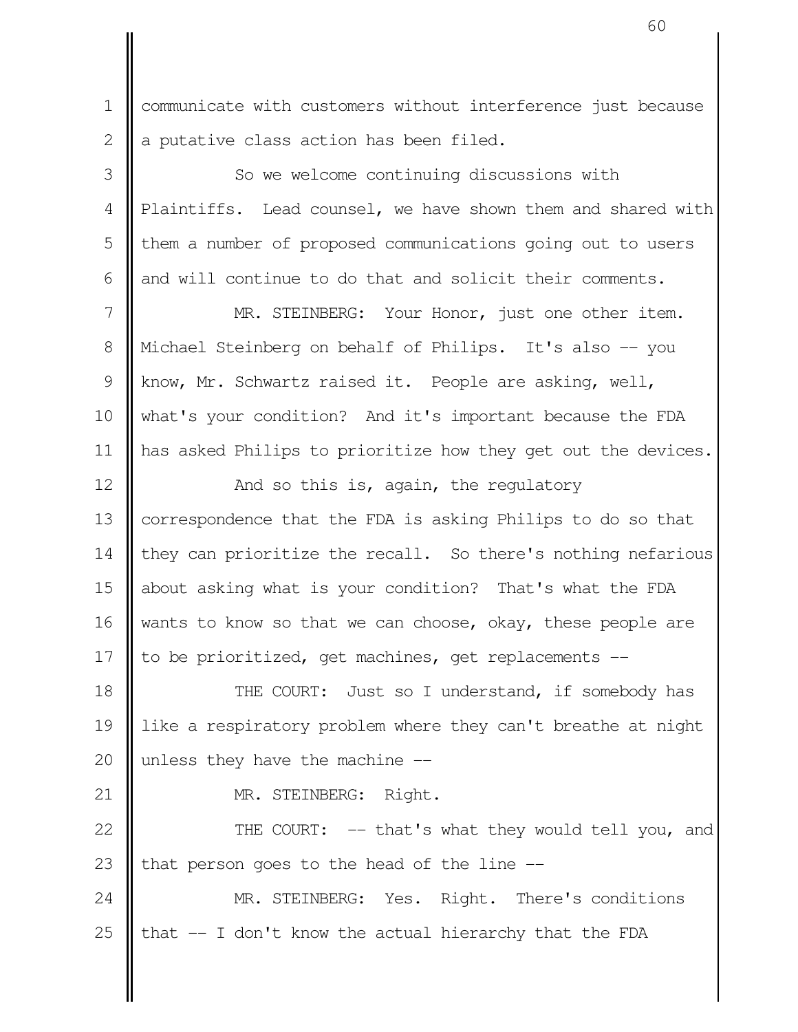communicate with customers without interference just because a putative class action has been filed.

So we welcome continuing discussions with Plaintiffs. Lead counsel, we have shown them and shared with them a number of proposed communications going out to users and will continue to do that and solicit their comments.

MR. STEINBERG: Your Honor, just one other item. Michael Steinberg on behalf of Philips. It's also -- you know, Mr. Schwartz raised it. People are asking, well, what's your condition? And it's important because the FDA has asked Philips to prioritize how they get out the devices.

And so this is, again, the regulatory correspondence that the FDA is asking Philips to do so that they can prioritize the recall. So there's nothing nefarious about asking what is your condition? That's what the FDA wants to know so that we can choose, okay, these people are to be prioritized, get machines, get replacements --

THE COURT: Just so I understand, if somebody has like a respiratory problem where they can't breathe at night unless they have the machine --

MR. STEINBERG: Right.

THE COURT: -- that's what they would tell you, and that person goes to the head of the line --

MR. STEINBERG: Yes. Right. There's conditions that -- I don't know the actual hierarchy that the FDA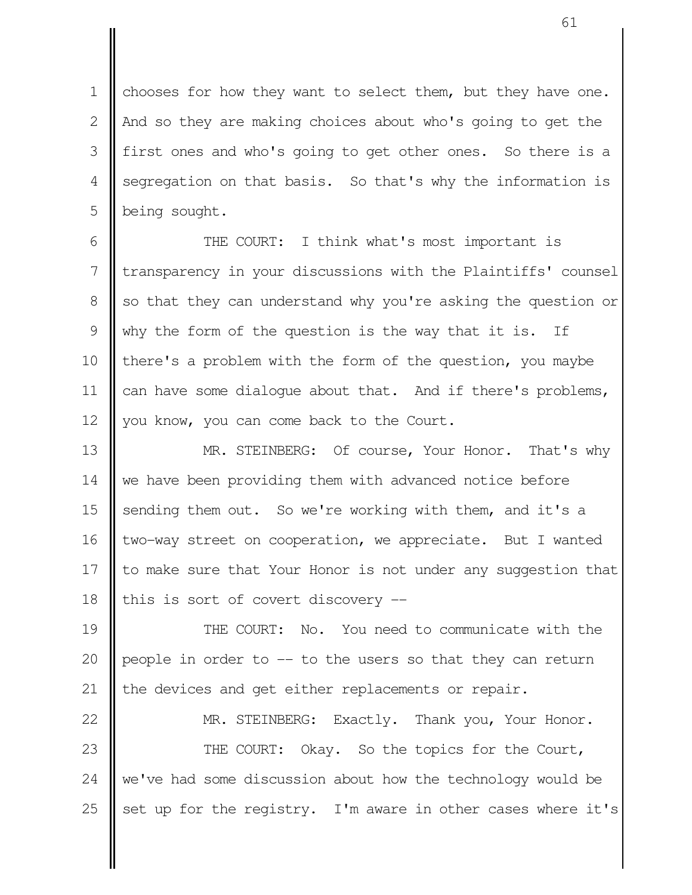chooses for how they want to select them, but they have one. And so they are making choices about who's going to get the first ones and who's going to get other ones. So there is a segregation on that basis. So that's why the information is being sought.

THE COURT: I think what's most important is transparency in your discussions with the Plaintiffs' counsel so that they can understand why you're asking the question or why the form of the question is the way that it is. If there's a problem with the form of the question, you maybe can have some dialogue about that. And if there's problems, you know, you can come back to the Court.

MR. STEINBERG: Of course, Your Honor. That's why we have been providing them with advanced notice before sending them out. So we're working with them, and it's a two-way street on cooperation, we appreciate. But I wanted to make sure that Your Honor is not under any suggestion that this is sort of covert discovery --

THE COURT: No. You need to communicate with the people in order to -- to the users so that they can return the devices and get either replacements or repair.

MR. STEINBERG: Exactly. Thank you, Your Honor.

THE COURT: Okay. So the topics for the Court, we've had some discussion about how the technology would be set up for the registry. I'm aware in other cases where it's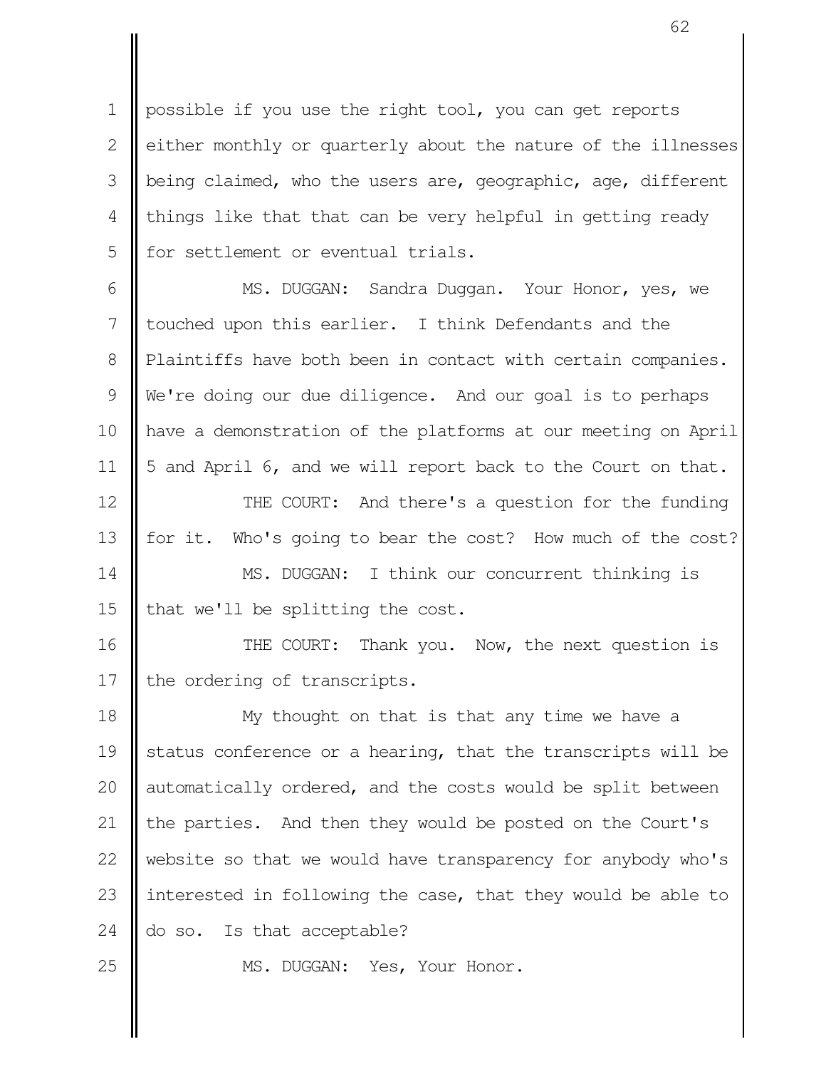possible if you use the right tool, you can get reports either monthly or quarterly about the nature of the illnesses being claimed, who the users are, geographic, age, different things like that that can be very helpful in getting ready for settlement or eventual trials.

MS. DUGGAN: Sandra Duggan. Your Honor, yes, we touched upon this earlier. I think Defendants and the Plaintiffs have both been in contact with certain companies. We're doing our due diligence. And our goal is to perhaps have a demonstration of the platforms at our meeting on April 5 and April 6, and we will report back to the Court on that.

THE COURT: And there's a question for the funding for it. Who's going to bear the cost? How much of the cost?

MS. DUGGAN: I think our concurrent thinking is that we'll be splitting the cost.

THE COURT: Thank you. Now, the next question is the ordering of transcripts.

My thought on that is that any time we have a status conference or a hearing, that the transcripts will be automatically ordered, and the costs would be split between the parties. And then they would be posted on the Court's website so that we would have transparency for anybody who's interested in following the case, that they would be able to do so. Is that acceptable?

MS. DUGGAN: Yes, Your Honor.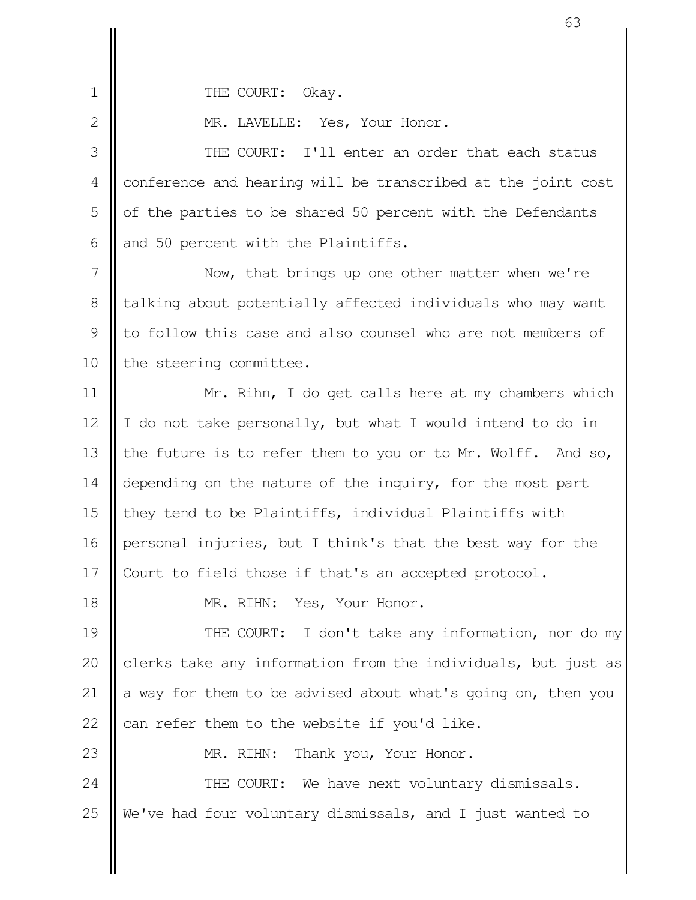THE COURT: Okay.

MR. LAVELLE: Yes, Your Honor.

THE COURT: I'll enter an order that each status conference and hearing will be transcribed at the joint cost of the parties to be shared 50 percent with the Defendants and 50 percent with the Plaintiffs.

Now, that brings up one other matter when we're talking about potentially affected individuals who may want to follow this case and also counsel who are not members of the steering committee.

Mr. Rihn, I do get calls here at my chambers which I do not take personally, but what I would intend to do in the future is to refer them to you or to Mr. Wolff. And so, depending on the nature of the inquiry, for the most part they tend to be Plaintiffs, individual Plaintiffs with personal injuries, but I think's that the best way for the Court to field those if that's an accepted protocol.

MR. RIHN: Yes, Your Honor.

THE COURT: I don't take any information, nor do my clerks take any information from the individuals, but just as a way for them to be advised about what's going on, then you can refer them to the website if you'd like.

MR. RIHN: Thank you, Your Honor.

THE COURT: We have next voluntary dismissals. We've had four voluntary dismissals, and I just wanted to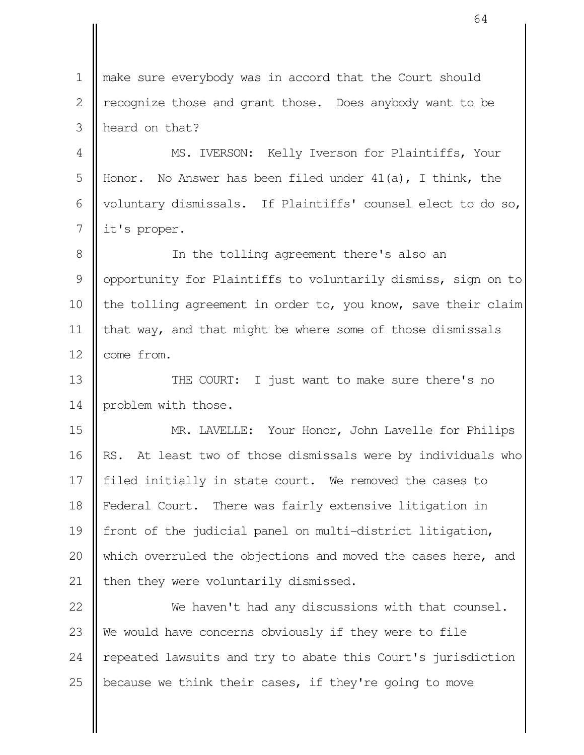make sure everybody was in accord that the Court should recognize those and grant those. Does anybody want to be heard on that?

MS. IVERSON: Kelly Iverson for Plaintiffs, Your Honor. No Answer has been filed under 41(a), I think, the voluntary dismissals. If Plaintiffs' counsel elect to do so, it's proper.

In the tolling agreement there's also an opportunity for Plaintiffs to voluntarily dismiss, sign on to the tolling agreement in order to, you know, save their claim that way, and that might be where some of those dismissals come from.

THE COURT: I just want to make sure there's no problem with those.

MR. LAVELLE: Your Honor, John Lavelle for Philips RS. At least two of those dismissals were by individuals who filed initially in state court. We removed the cases to Federal Court. There was fairly extensive litigation in front of the judicial panel on multi-district litigation, which overruled the objections and moved the cases here, and then they were voluntarily dismissed.

We haven't had any discussions with that counsel. We would have concerns obviously if they were to file repeated lawsuits and try to abate this Court's jurisdiction because we think their cases, if they're going to move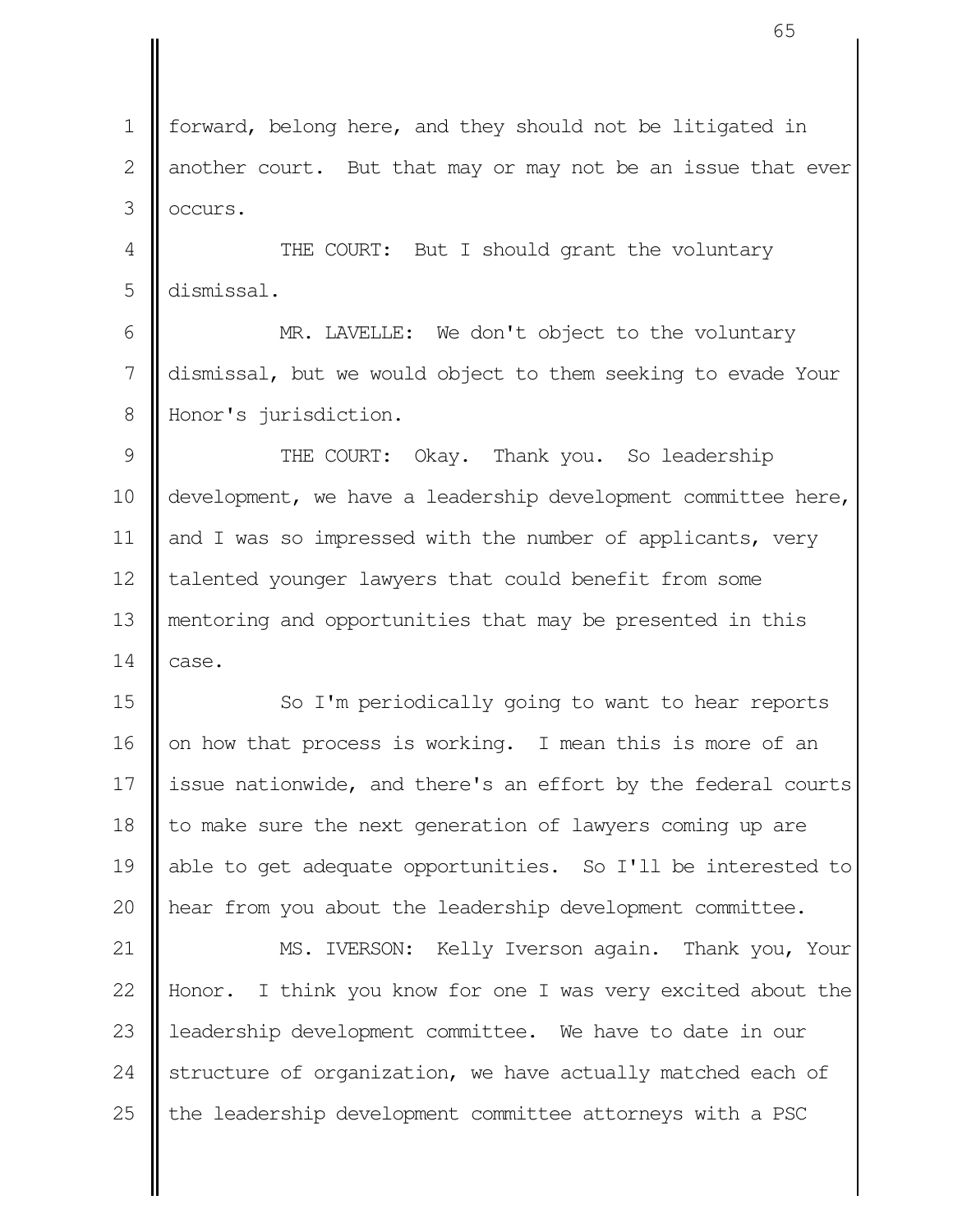forward, belong here, and they should not be litigated in another court. But that may or may not be an issue that ever occurs.

THE COURT: But I should grant the voluntary dismissal.

MR. LAVELLE: We don't object to the voluntary dismissal, but we would object to them seeking to evade Your Honor's jurisdiction.

THE COURT: Okay. Thank you. So leadership development, we have a leadership development committee here, and I was so impressed with the number of applicants, very talented younger lawyers that could benefit from some mentoring and opportunities that may be presented in this case.

So I'm periodically going to want to hear reports on how that process is working. I mean this is more of an issue nationwide, and there's an effort by the federal courts to make sure the next generation of lawyers coming up are able to get adequate opportunities. So I'll be interested to hear from you about the leadership development committee.

MS. IVERSON: Kelly Iverson again. Thank you, Your Honor. I think you know for one I was very excited about the leadership development committee. We have to date in our structure of organization, we have actually matched each of the leadership development committee attorneys with a PSC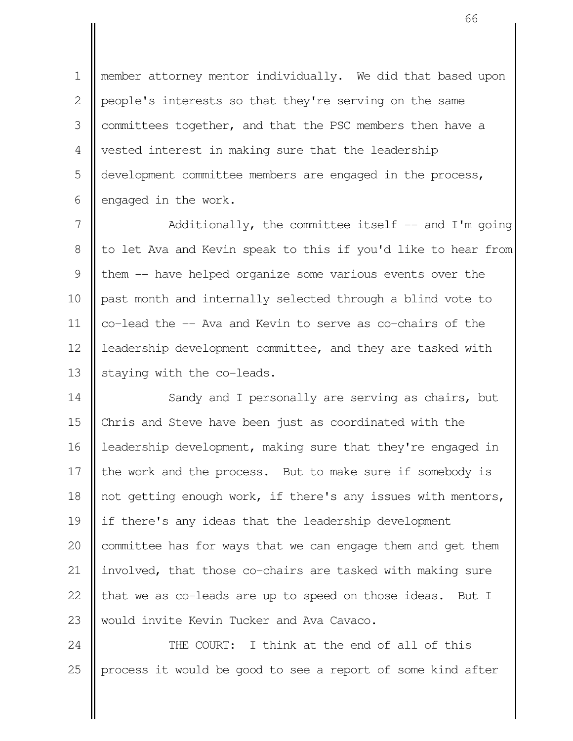member attorney mentor individually. We did that based upon people's interests so that they're serving on the same committees together, and that the PSC members then have a vested interest in making sure that the leadership development committee members are engaged in the process, engaged in the work.

Additionally, the committee itself -- and I'm going to let Ava and Kevin speak to this if you'd like to hear from them -- have helped organize some various events over the past month and internally selected through a blind vote to co-lead the -- Ava and Kevin to serve as co-chairs of the leadership development committee, and they are tasked with staying with the co-leads.

Sandy and I personally are serving as chairs, but Chris and Steve have been just as coordinated with the leadership development, making sure that they're engaged in the work and the process. But to make sure if somebody is not getting enough work, if there's any issues with mentors, if there's any ideas that the leadership development committee has for ways that we can engage them and get them involved, that those co-chairs are tasked with making sure that we as co-leads are up to speed on those ideas. But I would invite Kevin Tucker and Ava Cavaco.

THE COURT: I think at the end of all of this process it would be good to see a report of some kind after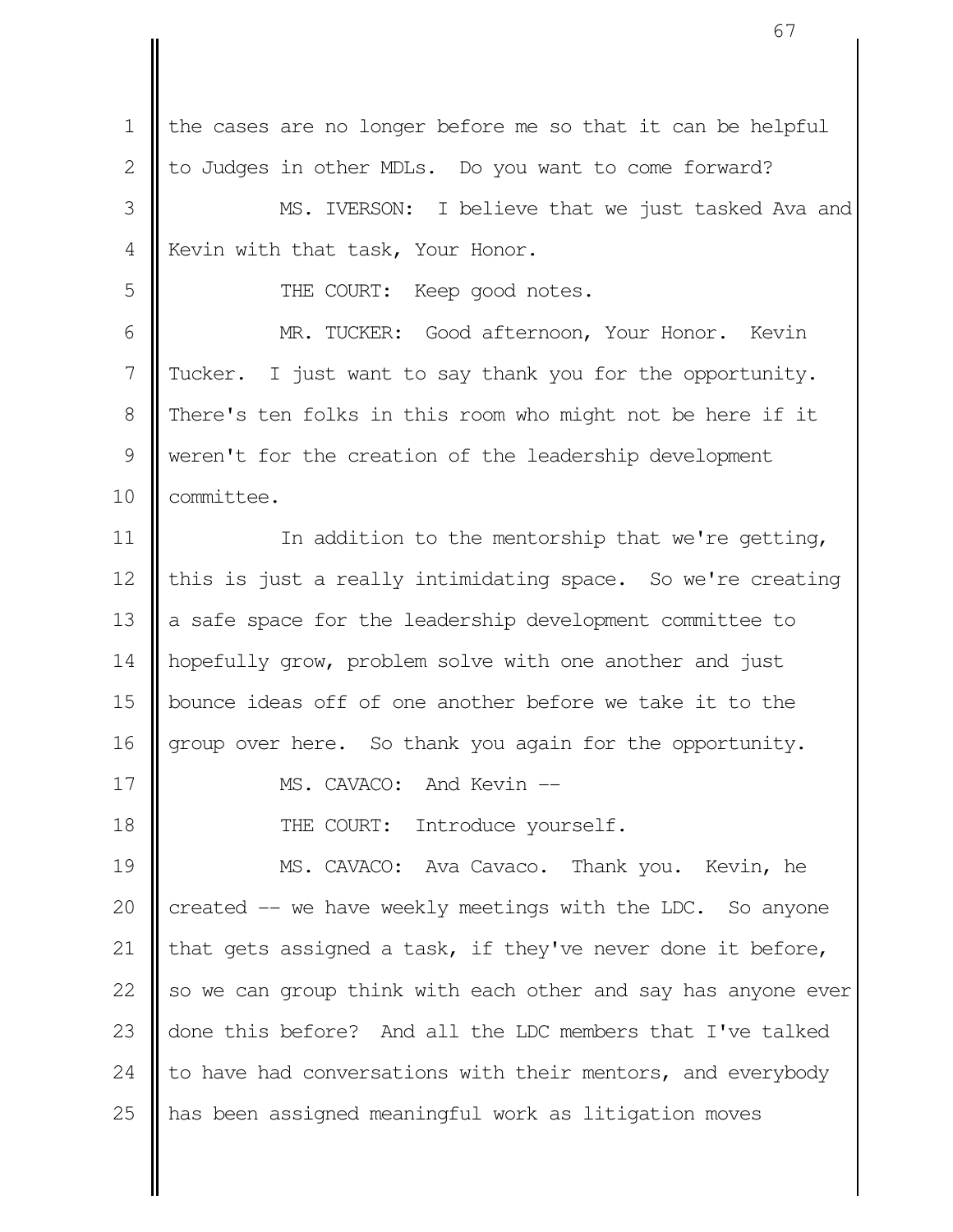1 the cases are no longer before me so that it can be helpful
2 to Judges in other MDLs. Do you want to come forward?
3 MS. IVERSON: I believe that we just tasked Ava and
4 Kevin with that task, Your Honor.
5 THE COURT: Keep good notes.
6 MR. TUCKER: Good afternoon, Your Honor. Kevin
7 Tucker. I just want to say thank you for the opportunity.
8 There's ten folks in this room who might not be here if it
9 weren't for the creation of the leadership development
10 committee.
11 In addition to the mentorship that we're getting,
12 this is just a really intimidating space. So we're creating
13 a safe space for the leadership development committee to
14 hopefully grow, problem solve with one another and just
15 bounce ideas off of one another before we take it to the
16 group over here. So thank you again for the opportunity.
17 MS. CAVACO: And Kevin --
18 THE COURT: Introduce yourself.
19 MS. CAVACO: Ava Cavaco. Thank you. Kevin, he
20 created -- we have weekly meetings with the LDC. So anyone
21 that gets assigned a task, if they've never done it before,
22 so we can group think with each other and say has anyone ever
23 done this before? And all the LDC members that I've talked
24 to have had conversations with their mentors, and everybody
25 has been assigned meaningful work as litigation moves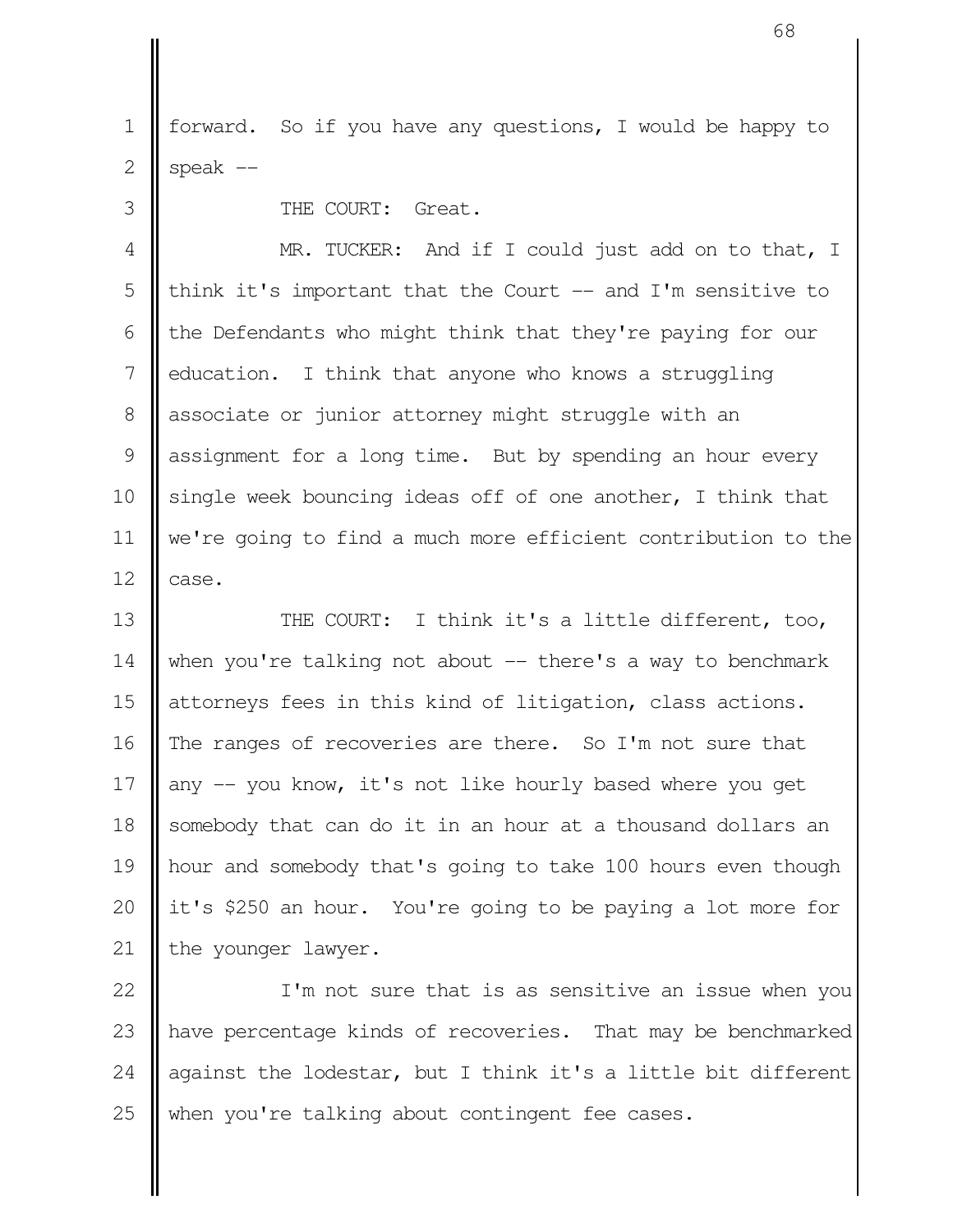forward. So if you have any questions, I would be happy to speak --

THE COURT: Great.

MR. TUCKER: And if I could just add on to that, I think it's important that the Court -- and I'm sensitive to the Defendants who might think that they're paying for our education. I think that anyone who knows a struggling associate or junior attorney might struggle with an assignment for a long time. But by spending an hour every single week bouncing ideas off of one another, I think that we're going to find a much more efficient contribution to the case.

THE COURT: I think it's a little different, too, when you're talking not about -- there's a way to benchmark attorneys fees in this kind of litigation, class actions. The ranges of recoveries are there. So I'm not sure that any -- you know, it's not like hourly based where you get somebody that can do it in an hour at a thousand dollars an hour and somebody that's going to take 100 hours even though it's $250 an hour. You're going to be paying a lot more for the younger lawyer.

I'm not sure that is as sensitive an issue when you have percentage kinds of recoveries. That may be benchmarked against the lodestar, but I think it's a little bit different when you're talking about contingent fee cases.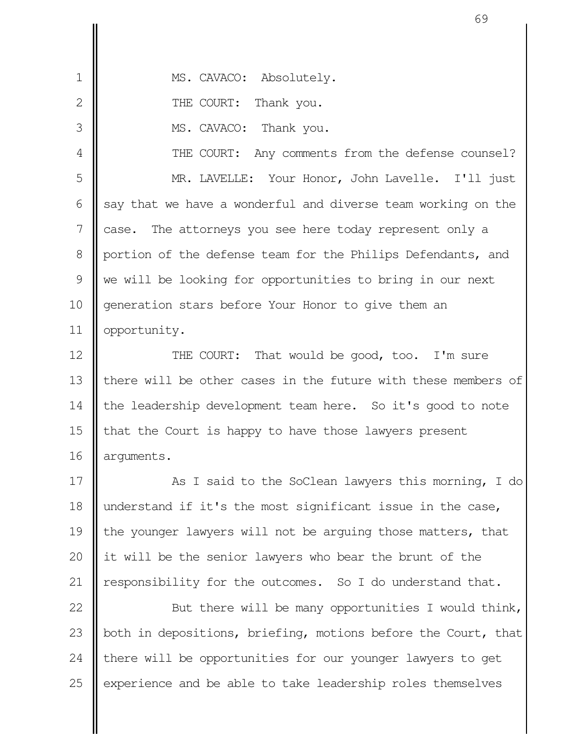MS. CAVACO: Absolutely.

THE COURT: Thank you.

MS. CAVACO: Thank you.

THE COURT: Any comments from the defense counsel?

MR. LAVELLE: Your Honor, John Lavelle. I'll just say that we have a wonderful and diverse team working on the case. The attorneys you see here today represent only a portion of the defense team for the Philips Defendants, and we will be looking for opportunities to bring in our next generation stars before Your Honor to give them an opportunity.

THE COURT: That would be good, too. I'm sure there will be other cases in the future with these members of the leadership development team here. So it's good to note that the Court is happy to have those lawyers present arguments.

As I said to the SoClean lawyers this morning, I do understand if it's the most significant issue in the case, the younger lawyers will not be arguing those matters, that it will be the senior lawyers who bear the brunt of the responsibility for the outcomes. So I do understand that.

But there will be many opportunities I would think, both in depositions, briefing, motions before the Court, that there will be opportunities for our younger lawyers to get experience and be able to take leadership roles themselves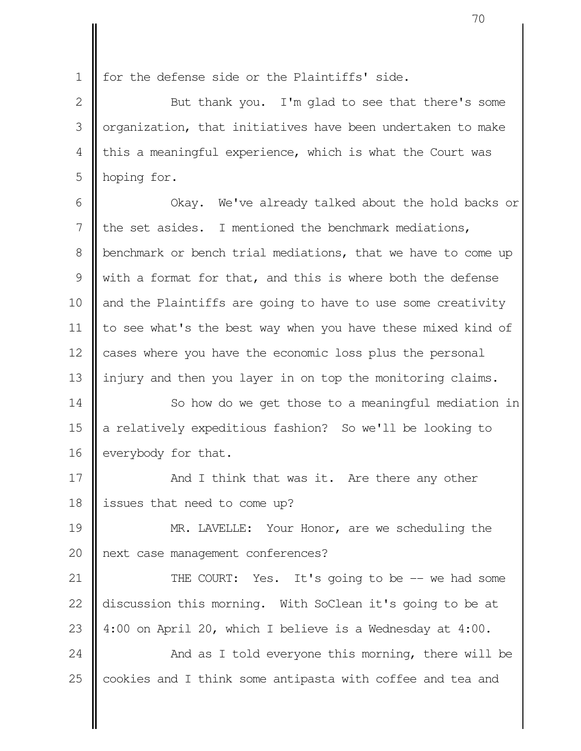for the defense side or the Plaintiffs' side.

But thank you. I'm glad to see that there's some organization, that initiatives have been undertaken to make this a meaningful experience, which is what the Court was hoping for.

Okay. We've already talked about the hold backs or the set asides. I mentioned the benchmark mediations, benchmark or bench trial mediations, that we have to come up with a format for that, and this is where both the defense and the Plaintiffs are going to have to use some creativity to see what's the best way when you have these mixed kind of cases where you have the economic loss plus the personal injury and then you layer in on top the monitoring claims.

So how do we get those to a meaningful mediation in a relatively expeditious fashion? So we'll be looking to everybody for that.

And I think that was it. Are there any other issues that need to come up?

MR. LAVELLE: Your Honor, are we scheduling the next case management conferences?

THE COURT: Yes. It's going to be -- we had some discussion this morning. With SoClean it's going to be at 4:00 on April 20, which I believe is a Wednesday at 4:00.

And as I told everyone this morning, there will be cookies and I think some antipasta with coffee and tea and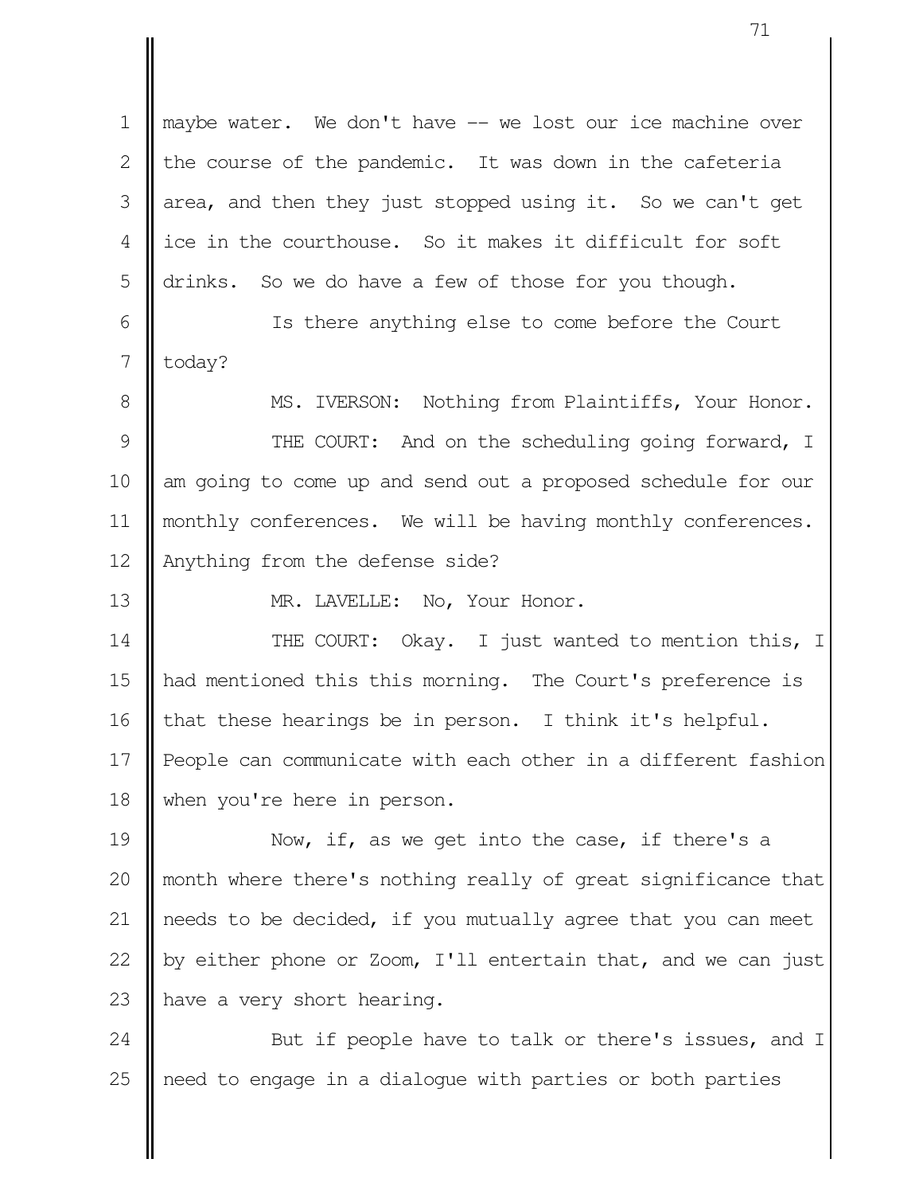maybe water. We don't have -- we lost our ice machine over the course of the pandemic. It was down in the cafeteria area, and then they just stopped using it. So we can't get ice in the courthouse. So it makes it difficult for soft drinks. So we do have a few of those for you though.

Is there anything else to come before the Court today?

MS. IVERSON: Nothing from Plaintiffs, Your Honor.

THE COURT: And on the scheduling going forward, I am going to come up and send out a proposed schedule for our monthly conferences. We will be having monthly conferences. Anything from the defense side?

MR. LAVELLE: No, Your Honor.

THE COURT: Okay. I just wanted to mention this, I had mentioned this this morning. The Court's preference is that these hearings be in person. I think it's helpful. People can communicate with each other in a different fashion when you're here in person.

Now, if, as we get into the case, if there's a month where there's nothing really of great significance that needs to be decided, if you mutually agree that you can meet by either phone or Zoom, I'll entertain that, and we can just have a very short hearing.

But if people have to talk or there's issues, and I need to engage in a dialogue with parties or both parties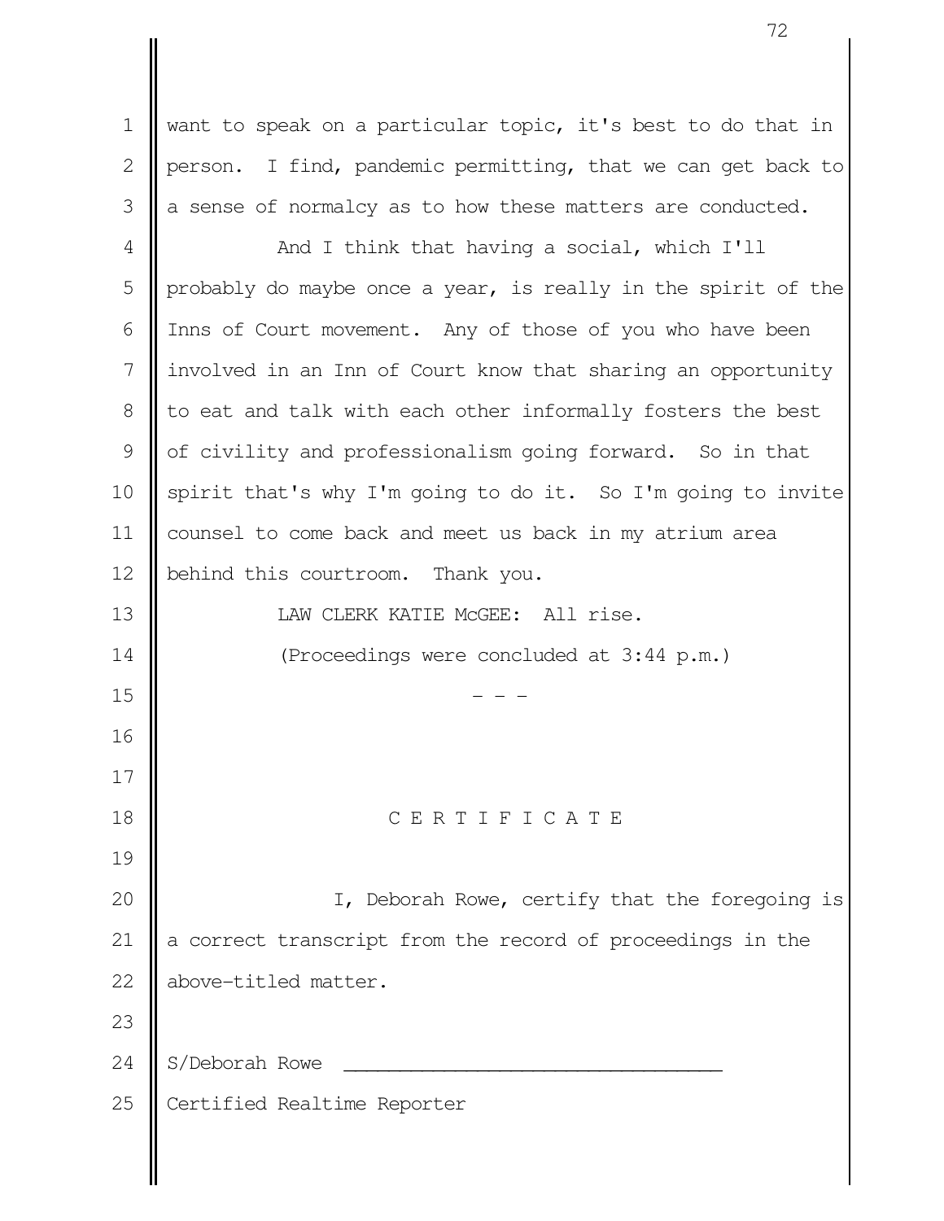want to speak on a particular topic, it's best to do that in person. I find, pandemic permitting, that we can get back to a sense of normalcy as to how these matters are conducted.

And I think that having a social, which I'll probably do maybe once a year, is really in the spirit of the Inns of Court movement. Any of those of you who have been involved in an Inn of Court know that sharing an opportunity to eat and talk with each other informally fosters the best of civility and professionalism going forward. So in that spirit that's why I'm going to do it. So I'm going to invite counsel to come back and meet us back in my atrium area behind this courtroom. Thank you.

LAW CLERK KATIE McGEE: All rise.

(Proceedings were concluded at 3:44 p.m.)

\- - -

C E R T I F I C A T E

I, Deborah Rowe, certify that the foregoing is a correct transcript from the record of proceedings in the above-titled matter.

S/Deborah Rowe \_\_\_\_\_\_\_\_\_\_\_\_\_\_\_\_\_\_\_\_\_\_\_\_\_\_\_\_\_\_\_\_\_\_

Certified Realtime Reporter